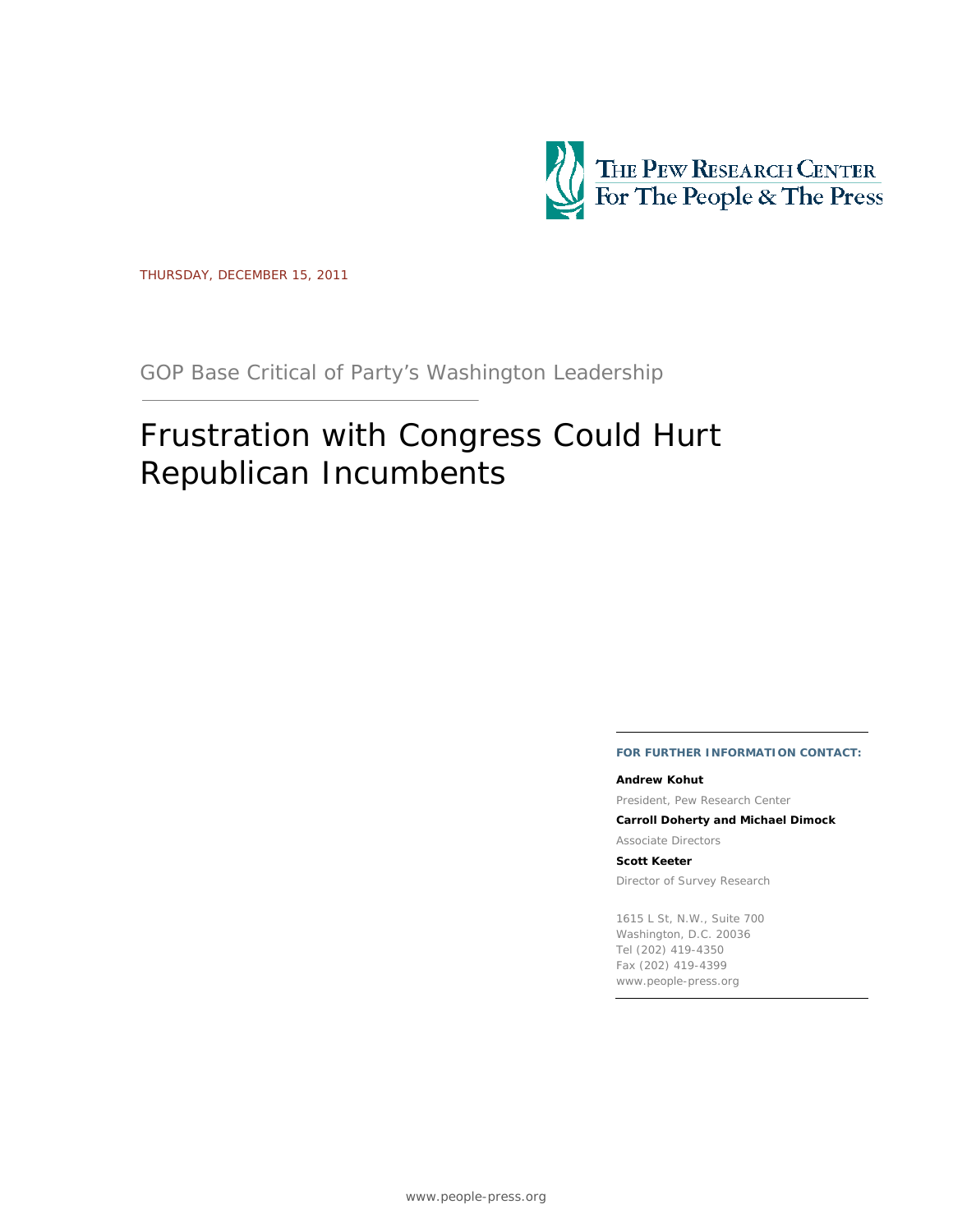THE PEW RESEARCH CENTER
For The People & The Press

THURSDAY, DECEMBER 15, 2011

## GOP Base Critical of Party's Washington Leadership

# Frustration with Congress Could Hurt Republican Incumbents

**FOR FURTHER INFORMATION CONTACT:**

**Andrew Kohut**
President, Pew Research Center

**Carroll Doherty and Michael Dimock**
Associate Directors

**Scott Keeter**
Director of Survey Research

1615 L St, N.W., Suite 700
Washington, D.C. 20036
Tel (202) 419-4350
Fax (202) 419-4399
www.people-press.org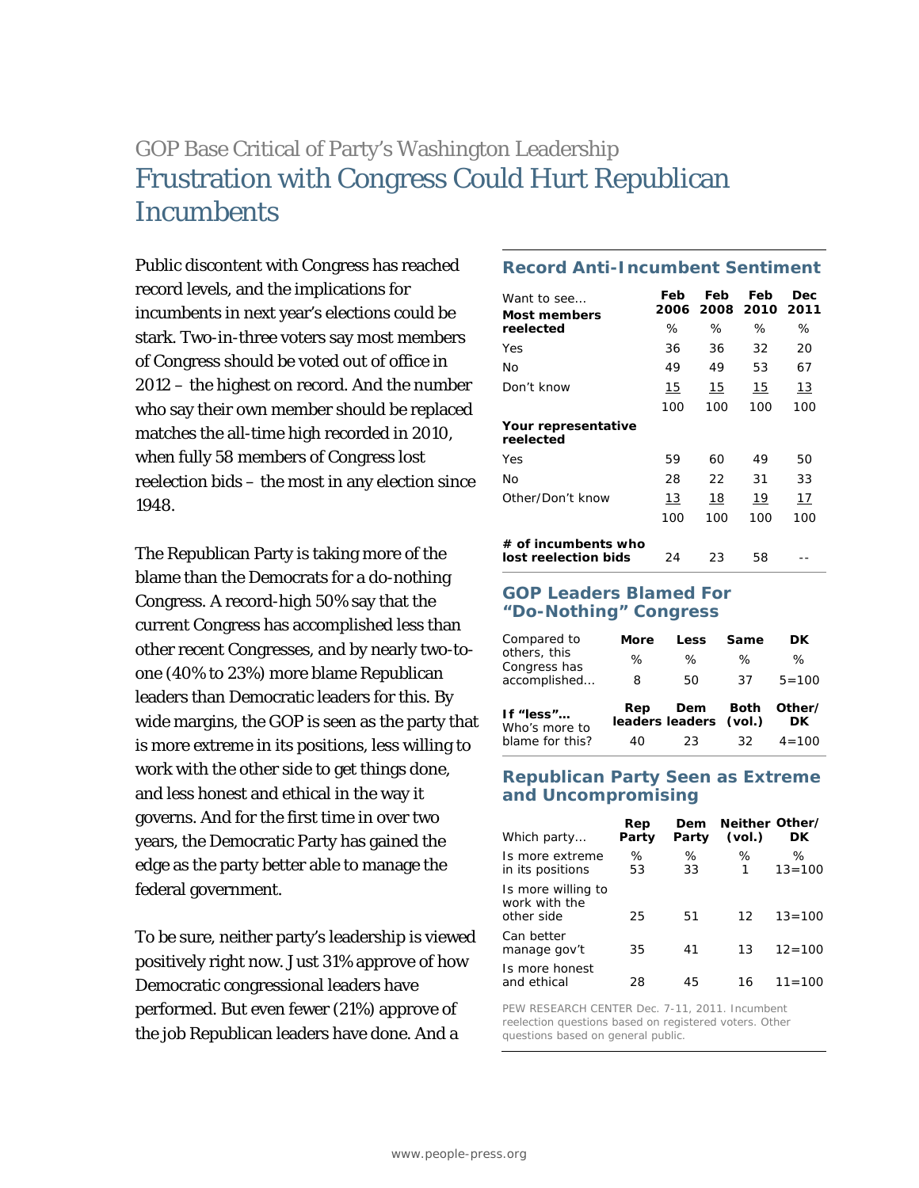## GOP Base Critical of Party's Washington Leadership

# Frustration with Congress Could Hurt Republican Incumbents

Public discontent with Congress has reached record levels, and the implications for incumbents in next year's elections could be stark. Two-in-three voters say most members of Congress should be voted out of office in 2012 – the highest on record. And the number who say their own member should be replaced matches the all-time high recorded in 2010, when fully 58 members of Congress lost reelection bids – the most in any election since 1948.

The Republican Party is taking more of the blame than the Democrats for a do-nothing Congress. A record-high 50% say that the current Congress has accomplished less than other recent Congresses, and by nearly two-to-one (40% to 23%) more blame Republican leaders than Democratic leaders for this. By wide margins, the GOP is seen as the party that is more extreme in its positions, less willing to work with the other side to get things done, and less honest and ethical in the way it governs. And for the first time in over two years, the Democratic Party has gained the edge as the party better able to manage the federal government.

To be sure, neither party's leadership is viewed positively right now. Just 31% approve of how Democratic congressional leaders have performed. But even fewer (21%) approve of the job Republican leaders have done. And a

### Record Anti-Incumbent Sentiment

| Want to see... | Feb 2006 | Feb 2008 | Feb 2010 | Dec 2011 |
|---|---|---|---|---|
| **Most members reelected** | % | % | % | % |
| Yes | 36 | 36 | 32 | 20 |
| No | 49 | 49 | 53 | 67 |
| Don't know | 15 | 15 | 15 | 13 |
| | 100 | 100 | 100 | 100 |
| **Your representative reelected** | | | | |
| Yes | 59 | 60 | 49 | 50 |
| No | 28 | 22 | 31 | 33 |
| Other/Don't know | 13 | 18 | 19 | 17 |
| | 100 | 100 | 100 | 100 |
| **# of incumbents who lost reelection bids** | 24 | 23 | 58 | -- |

### GOP Leaders Blamed For "Do-Nothing" Congress

| Compared to others, this Congress has accomplished... | More | Less | Same | DK |
|---|---|---|---|---|
| | % | % | % | % |
| | 8 | 50 | 37 | 5=100 |

| **If "less"...** Who's more to blame for this? | Rep leaders | Dem leaders | Both (vol.) | Other/ DK |
|---|---|---|---|---|
| | 40 | 23 | 32 | 4=100 |

### Republican Party Seen as Extreme and Uncompromising

| Which party... | Rep Party | Dem Party | Neither (vol.) | Other/ DK |
|---|---|---|---|---|
| | % | % | % | % |
| Is more extreme in its positions | 53 | 33 | 1 | 13=100 |
| Is more willing to work with the other side | 25 | 51 | 12 | 13=100 |
| Can better manage gov't | 35 | 41 | 13 | 12=100 |
| Is more honest and ethical | 28 | 45 | 16 | 11=100 |

PEW RESEARCH CENTER Dec. 7-11, 2011. Incumbent reelection questions based on registered voters. Other questions based on general public.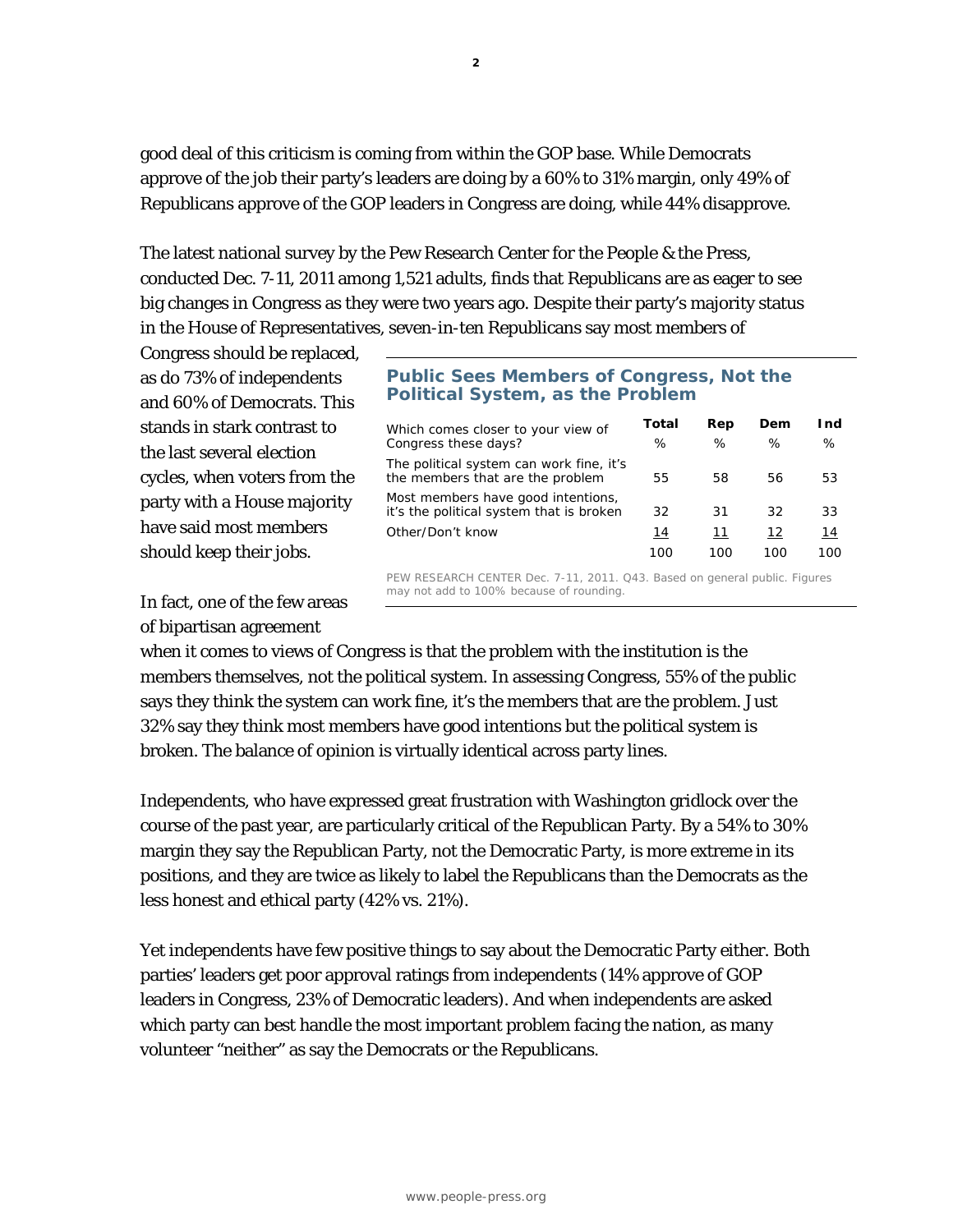good deal of this criticism is coming from within the GOP base. While Democrats approve of the job their party's leaders are doing by a 60% to 31% margin, only 49% of Republicans approve of the GOP leaders in Congress are doing, while 44% disapprove.

The latest national survey by the Pew Research Center for the People & the Press, conducted Dec. 7-11, 2011 among 1,521 adults, finds that Republicans are as eager to see big changes in Congress as they were two years ago. Despite their party's majority status in the House of Representatives, seven-in-ten Republicans say most members of Congress should be replaced, as do 73% of independents and 60% of Democrats. This stands in stark contrast to the last several election cycles, when voters from the party with a House majority have said most members should keep their jobs.

**Public Sees Members of Congress, Not the Political System, as the Problem**

| Which comes closer to your view of Congress these days? | Total | Rep | Dem | Ind |
|---|---|---|---|---|
| | % | % | % | % |
| The political system can work fine, it's the members that are the problem | 55 | 58 | 56 | 53 |
| Most members have good intentions, it's the political system that is broken | 32 | 31 | 32 | 33 |
| Other/Don't know | 14 | 11 | 12 | 14 |
| | 100 | 100 | 100 | 100 |

PEW RESEARCH CENTER Dec. 7-11, 2011. Q43. Based on general public. Figures may not add to 100% because of rounding.

In fact, one of the few areas of bipartisan agreement when it comes to views of Congress is that the problem with the institution is the members themselves, not the political system. In assessing Congress, 55% of the public says they think the system can work fine, it's the members that are the problem. Just 32% say they think most members have good intentions but the political system is broken. The balance of opinion is virtually identical across party lines.

Independents, who have expressed great frustration with Washington gridlock over the course of the past year, are particularly critical of the Republican Party. By a 54% to 30% margin they say the Republican Party, not the Democratic Party, is more extreme in its positions, and they are twice as likely to label the Republicans than the Democrats as the less honest and ethical party (42% vs. 21%).

Yet independents have few positive things to say about the Democratic Party either. Both parties' leaders get poor approval ratings from independents (14% approve of GOP leaders in Congress, 23% of Democratic leaders). And when independents are asked which party can best handle the most important problem facing the nation, as many volunteer "neither" as say the Democrats or the Republicans.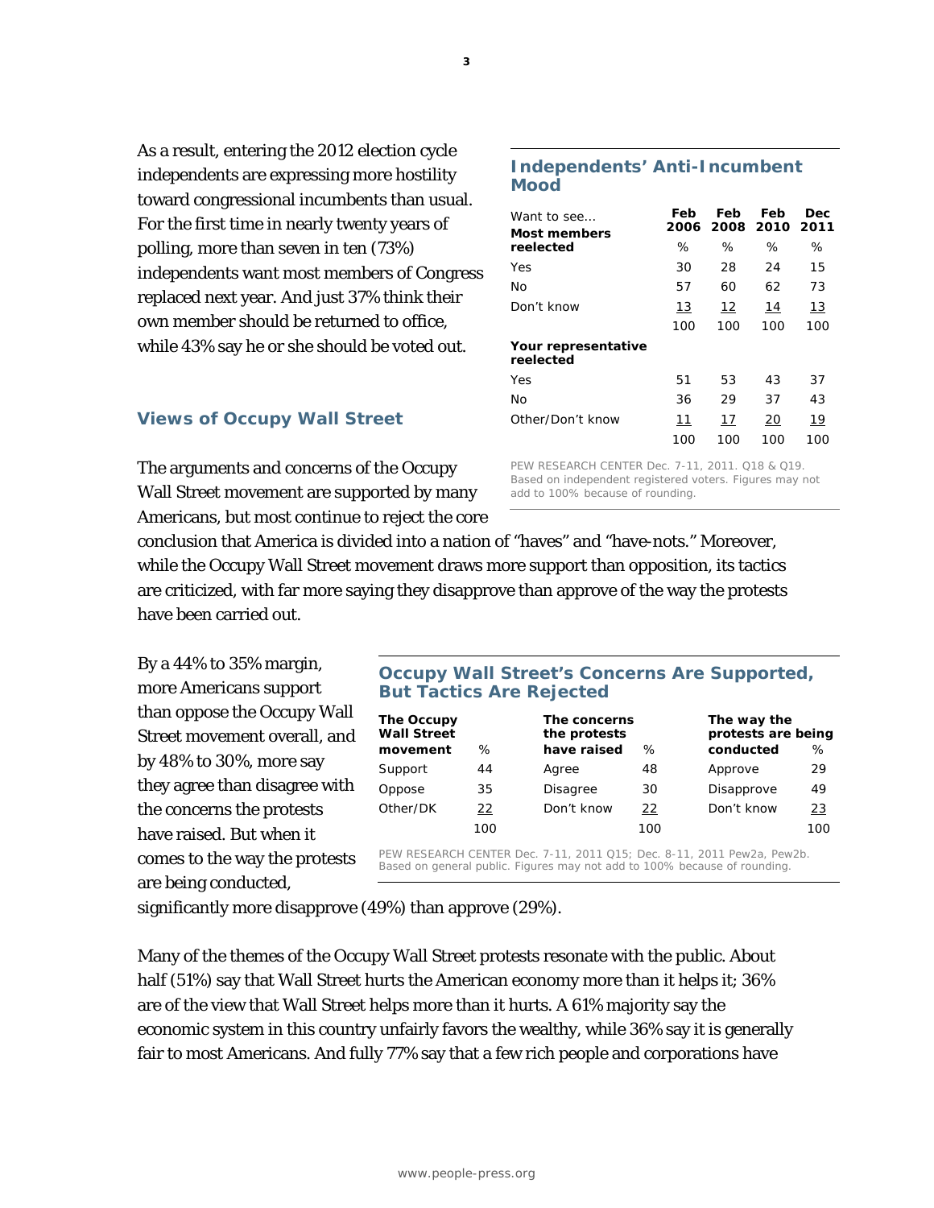As a result, entering the 2012 election cycle independents are expressing more hostility toward congressional incumbents than usual. For the first time in nearly twenty years of polling, more than seven in ten (73%) independents want most members of Congress replaced next year. And just 37% think their own member should be returned to office, while 43% say he or she should be voted out.

### Independents' Anti-Incumbent Mood

| Want to see... | Feb 2006 | Feb 2008 | Feb 2010 | Dec 2011 |
|---|---|---|---|---|
| **Most members reelected** | % | % | % | % |
| Yes | 30 | 28 | 24 | 15 |
| No | 57 | 60 | 62 | 73 |
| Don't know | 13 | 12 | 14 | 13 |
| | 100 | 100 | 100 | 100 |
| **Your representative reelected** | | | | |
| Yes | 51 | 53 | 43 | 37 |
| No | 36 | 29 | 37 | 43 |
| Other/Don't know | 11 | 17 | 20 | 19 |
| | 100 | 100 | 100 | 100 |

PEW RESEARCH CENTER Dec. 7-11, 2011. Q18 & Q19. Based on independent registered voters. Figures may not add to 100% because of rounding.

## Views of Occupy Wall Street

The arguments and concerns of the Occupy Wall Street movement are supported by many Americans, but most continue to reject the core conclusion that America is divided into a nation of "haves" and "have-nots." Moreover, while the Occupy Wall Street movement draws more support than opposition, its tactics are criticized, with far more saying they disapprove than approve of the way the protests have been carried out.

By a 44% to 35% margin, more Americans support than oppose the Occupy Wall Street movement overall, and by 48% to 30%, more say they agree than disagree with the concerns the protests have raised. But when it comes to the way the protests are being conducted, significantly more disapprove (49%) than approve (29%).

### Occupy Wall Street's Concerns Are Supported, But Tactics Are Rejected

| The Occupy Wall Street movement | % | The concerns the protests have raised | % | The way the protests are being conducted | % |
|---|---|---|---|---|---|
| Support | 44 | Agree | 48 | Approve | 29 |
| Oppose | 35 | Disagree | 30 | Disapprove | 49 |
| Other/DK | 22 | Don't know | 22 | Don't know | 23 |
| | 100 | | 100 | | 100 |

PEW RESEARCH CENTER Dec. 7-11, 2011 Q15; Dec. 8-11, 2011 Pew2a, Pew2b. Based on general public. Figures may not add to 100% because of rounding.

Many of the themes of the Occupy Wall Street protests resonate with the public. About half (51%) say that Wall Street hurts the American economy more than it helps it; 36% are of the view that Wall Street helps more than it hurts. A 61% majority say the economic system in this country unfairly favors the wealthy, while 36% say it is generally fair to most Americans. And fully 77% say that a few rich people and corporations have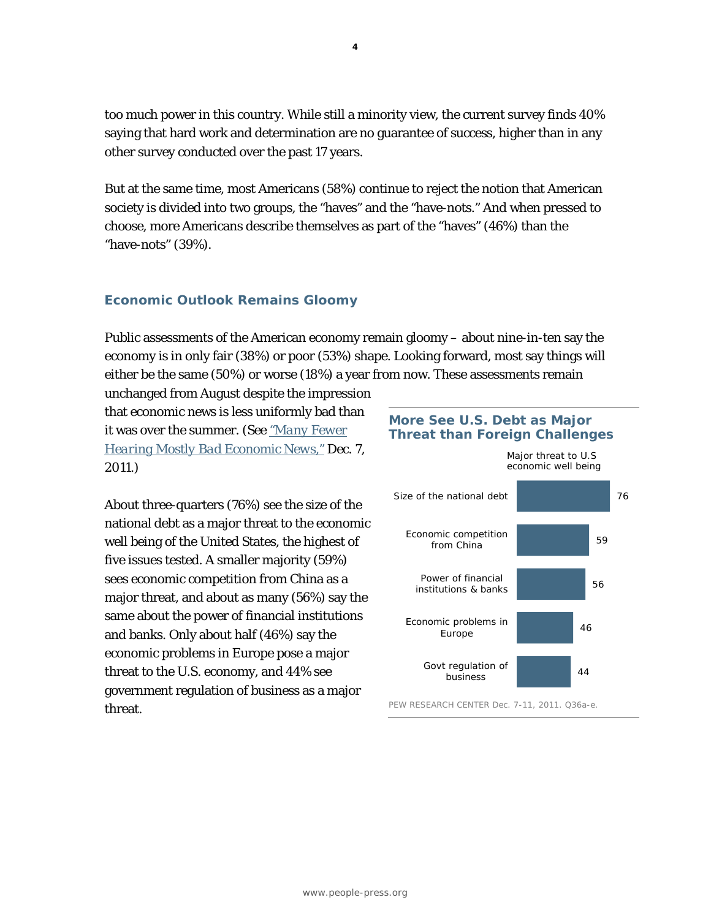too much power in this country. While still a minority view, the current survey finds 40% saying that hard work and determination are no guarantee of success, higher than in any other survey conducted over the past 17 years.

But at the same time, most Americans (58%) continue to reject the notion that American society is divided into two groups, the "haves" and the "have-nots." And when pressed to choose, more Americans describe themselves as part of the "haves" (46%) than the "have-nots" (39%).

## Economic Outlook Remains Gloomy

Public assessments of the American economy remain gloomy – about nine-in-ten say the economy is in only fair (38%) or poor (53%) shape. Looking forward, most say things will either be the same (50%) or worse (18%) a year from now. These assessments remain unchanged from August despite the impression that economic news is less uniformly bad than it was over the summer. (See *"Many Fewer Hearing Mostly Bad Economic News,"* Dec. 7, 2011.)

About three-quarters (76%) see the size of the national debt as a major threat to the economic well being of the United States, the highest of five issues tested. A smaller majority (59%) sees economic competition from China as a major threat, and about as many (56%) say the same about the power of financial institutions and banks. Only about half (46%) say the economic problems in Europe pose a major threat to the U.S. economy, and 44% see government regulation of business as a major threat.

**More See U.S. Debt as Major Threat than Foreign Challenges**

| | Major threat to U.S economic well being |
|---|---|
| Size of the national debt | 76 |
| Economic competition from China | 59 |
| Power of financial institutions & banks | 56 |
| Economic problems in Europe | 46 |
| Govt regulation of business | 44 |

PEW RESEARCH CENTER Dec. 7-11, 2011. Q36a-e.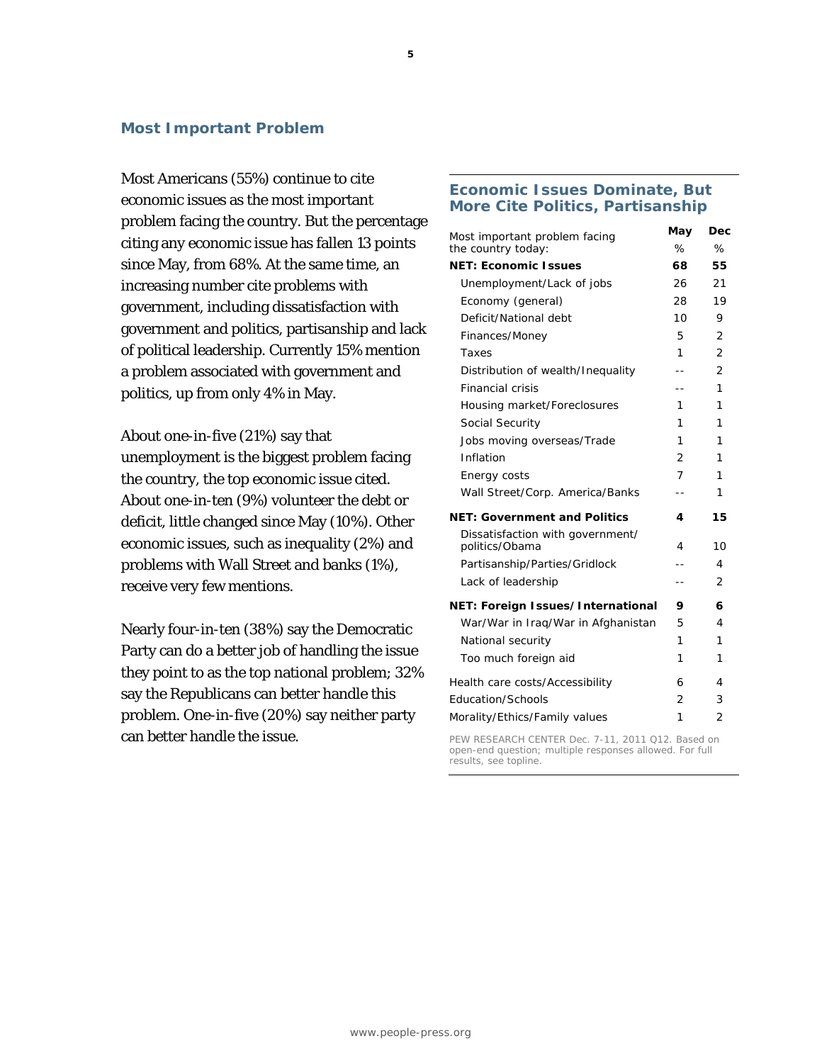## Most Important Problem

Most Americans (55%) continue to cite economic issues as the most important problem facing the country. But the percentage citing any economic issue has fallen 13 points since May, from 68%. At the same time, an increasing number cite problems with government, including dissatisfaction with government and politics, partisanship and lack of political leadership. Currently 15% mention a problem associated with government and politics, up from only 4% in May.

About one-in-five (21%) say that unemployment is the biggest problem facing the country, the top economic issue cited. About one-in-ten (9%) volunteer the debt or deficit, little changed since May (10%). Other economic issues, such as inequality (2%) and problems with Wall Street and banks (1%), receive very few mentions.

Nearly four-in-ten (38%) say the Democratic Party can do a better job of handling the issue they point to as the top national problem; 32% say the Republicans can better handle this problem. One-in-five (20%) say neither party can better handle the issue.

### Economic Issues Dominate, But More Cite Politics, Partisanship

| Most important problem facing the country today: | May % | Dec % |
|---|---|---|
| **NET: Economic Issues** | **68** | **55** |
| Unemployment/Lack of jobs | 26 | 21 |
| Economy (general) | 28 | 19 |
| Deficit/National debt | 10 | 9 |
| Finances/Money | 5 | 2 |
| Taxes | 1 | 2 |
| Distribution of wealth/Inequality | -- | 2 |
| Financial crisis | -- | 1 |
| Housing market/Foreclosures | 1 | 1 |
| Social Security | 1 | 1 |
| Jobs moving overseas/Trade | 1 | 1 |
| Inflation | 2 | 1 |
| Energy costs | 7 | 1 |
| Wall Street/Corp. America/Banks | -- | 1 |
| **NET: Government and Politics** | **4** | **15** |
| Dissatisfaction with government/ politics/Obama | 4 | 10 |
| Partisanship/Parties/Gridlock | -- | 4 |
| Lack of leadership | -- | 2 |
| **NET: Foreign Issues/International** | **9** | **6** |
| War/War in Iraq/War in Afghanistan | 5 | 4 |
| National security | 1 | 1 |
| Too much foreign aid | 1 | 1 |
| Health care costs/Accessibility | 6 | 4 |
| Education/Schools | 2 | 3 |
| Morality/Ethics/Family values | 1 | 2 |

PEW RESEARCH CENTER Dec. 7-11, 2011 Q12. Based on open-end question; multiple responses allowed. For full results, see topline.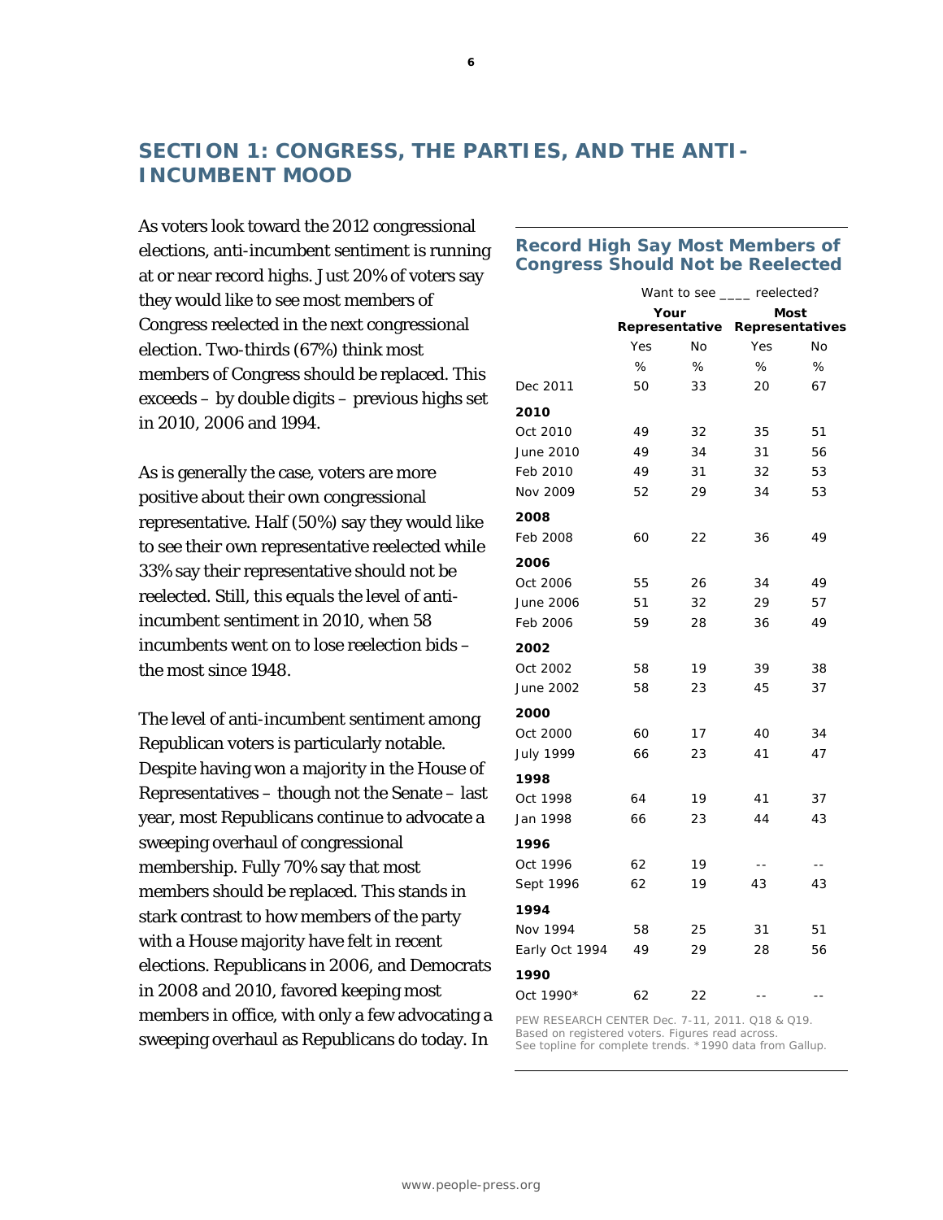## SECTION 1: CONGRESS, THE PARTIES, AND THE ANTI-INCUMBENT MOOD

As voters look toward the 2012 congressional elections, anti-incumbent sentiment is running at or near record highs. Just 20% of voters say they would like to see most members of Congress reelected in the next congressional election. Two-thirds (67%) think most members of Congress should be replaced. This exceeds – by double digits – previous highs set in 2010, 2006 and 1994.

As is generally the case, voters are more positive about their own congressional representative. Half (50%) say they would like to see their own representative reelected while 33% say their representative should not be reelected. Still, this equals the level of anti-incumbent sentiment in 2010, when 58 incumbents went on to lose reelection bids – the most since 1948.

The level of anti-incumbent sentiment among Republican voters is particularly notable. Despite having won a majority in the House of Representatives – though not the Senate – last year, most Republicans continue to advocate a sweeping overhaul of congressional membership. Fully 70% say that most members should be replaced. This stands in stark contrast to how members of the party with a House majority have felt in recent elections. Republicans in 2006, and Democrats in 2008 and 2010, favored keeping most members in office, with only a few advocating a sweeping overhaul as Republicans do today. In

### Record High Say Most Members of Congress Should Not be Reelected

| | Want to see ____ reelected? | | | |
|---|---|---|---|---|
| | **Your Representative** | | **Most Representatives** | |
| | Yes | No | Yes | No |
| | % | % | % | % |
| Dec 2011 | 50 | 33 | 20 | 67 |
| **2010** | | | | |
| Oct 2010 | 49 | 32 | 35 | 51 |
| June 2010 | 49 | 34 | 31 | 56 |
| Feb 2010 | 49 | 31 | 32 | 53 |
| Nov 2009 | 52 | 29 | 34 | 53 |
| **2008** | | | | |
| Feb 2008 | 60 | 22 | 36 | 49 |
| **2006** | | | | |
| Oct 2006 | 55 | 26 | 34 | 49 |
| June 2006 | 51 | 32 | 29 | 57 |
| Feb 2006 | 59 | 28 | 36 | 49 |
| **2002** | | | | |
| Oct 2002 | 58 | 19 | 39 | 38 |
| June 2002 | 58 | 23 | 45 | 37 |
| **2000** | | | | |
| Oct 2000 | 60 | 17 | 40 | 34 |
| July 1999 | 66 | 23 | 41 | 47 |
| **1998** | | | | |
| Oct 1998 | 64 | 19 | 41 | 37 |
| Jan 1998 | 66 | 23 | 44 | 43 |
| **1996** | | | | |
| Oct 1996 | 62 | 19 | -- | -- |
| Sept 1996 | 62 | 19 | 43 | 43 |
| **1994** | | | | |
| Nov 1994 | 58 | 25 | 31 | 51 |
| Early Oct 1994 | 49 | 29 | 28 | 56 |
| **1990** | | | | |
| Oct 1990* | 62 | 22 | -- | -- |

PEW RESEARCH CENTER Dec. 7-11, 2011. Q18 & Q19. Based on registered voters. Figures read across. See topline for complete trends. *1990 data from Gallup.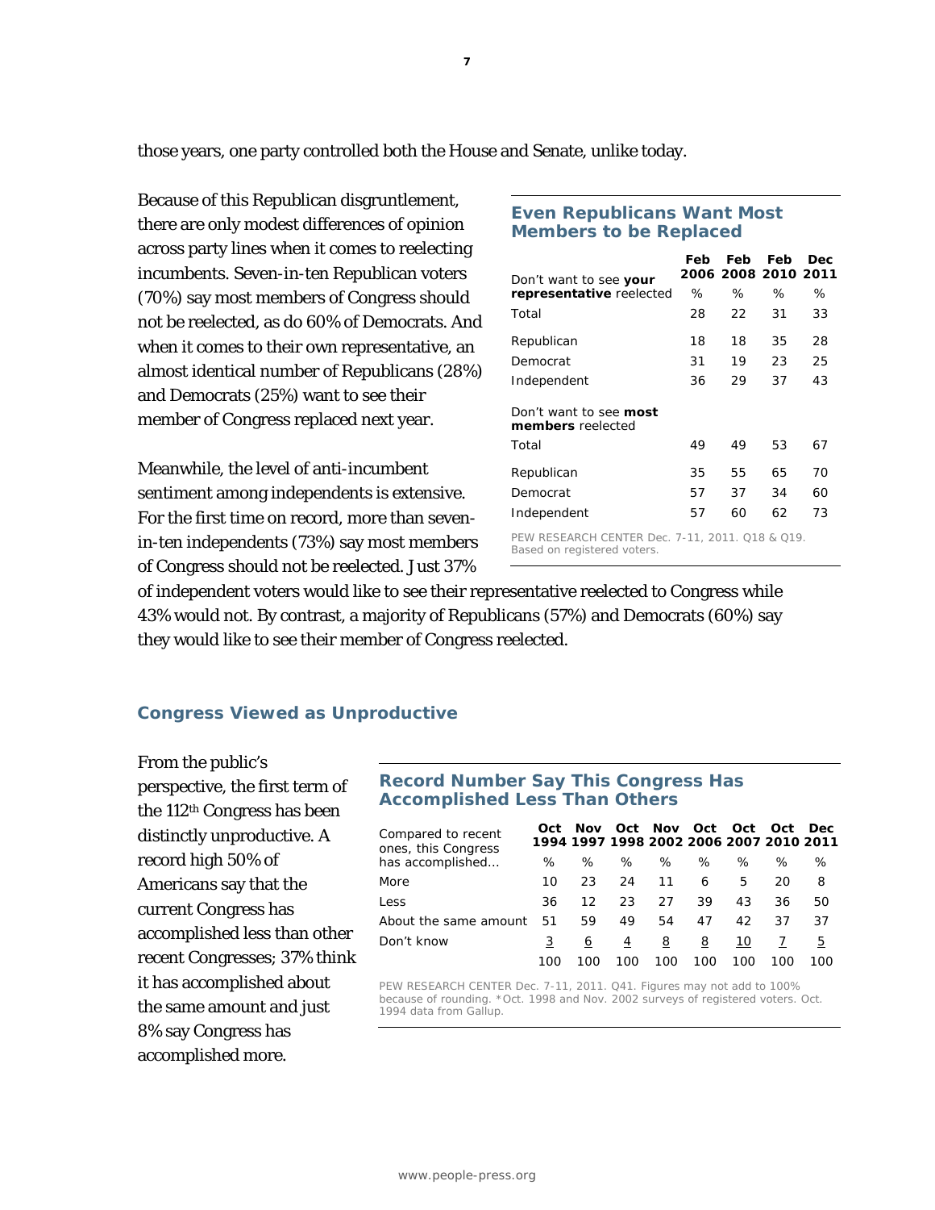those years, one party controlled both the House and Senate, unlike today.

Because of this Republican disgruntlement, there are only modest differences of opinion across party lines when it comes to reelecting incumbents. Seven-in-ten Republican voters (70%) say most members of Congress should not be reelected, as do 60% of Democrats. And when it comes to their own representative, an almost identical number of Republicans (28%) and Democrats (25%) want to see their member of Congress replaced next year.

**Even Republicans Want Most Members to be Replaced**

| Don't want to see **your representative** reelected | Feb 2006 | Feb 2008 | Feb 2010 | Dec 2011 |
|---|---|---|---|---|
| | % | % | % | % |
| Total | 28 | 22 | 31 | 33 |
| Republican | 18 | 18 | 35 | 28 |
| Democrat | 31 | 19 | 23 | 25 |
| Independent | 36 | 29 | 37 | 43 |
| Don't want to see **most members** reelected | | | | |
| Total | 49 | 49 | 53 | 67 |
| Republican | 35 | 55 | 65 | 70 |
| Democrat | 57 | 37 | 34 | 60 |
| Independent | 57 | 60 | 62 | 73 |

PEW RESEARCH CENTER Dec. 7-11, 2011. Q18 & Q19. Based on registered voters.

Meanwhile, the level of anti-incumbent sentiment among independents is extensive. For the first time on record, more than seven-in-ten independents (73%) say most members of Congress should not be reelected. Just 37% of independent voters would like to see their representative reelected to Congress while 43% would not. By contrast, a majority of Republicans (57%) and Democrats (60%) say they would like to see their member of Congress reelected.

## Congress Viewed as Unproductive

From the public's perspective, the first term of the 112th Congress has been distinctly unproductive. A record high 50% of Americans say that the current Congress has accomplished less than other recent Congresses; 37% think it has accomplished about the same amount and just 8% say Congress has accomplished more.

**Record Number Say This Congress Has Accomplished Less Than Others**

| Compared to recent ones, this Congress has accomplished… | Oct 1994 | Nov 1997 | Oct 1998 | Nov 2002 | Oct 2006 | Oct 2007 | Oct 2010 | Dec 2011 |
|---|---|---|---|---|---|---|---|---|
| | % | % | % | % | % | % | % | % |
| More | 10 | 23 | 24 | 11 | 6 | 5 | 20 | 8 |
| Less | 36 | 12 | 23 | 27 | 39 | 43 | 36 | 50 |
| About the same amount | 51 | 59 | 49 | 54 | 47 | 42 | 37 | 37 |
| Don't know | 3 | 6 | 4 | 8 | 8 | 10 | 7 | 5 |
| | 100 | 100 | 100 | 100 | 100 | 100 | 100 | 100 |

PEW RESEARCH CENTER Dec. 7-11, 2011. Q41. Figures may not add to 100% because of rounding. *Oct. 1998 and Nov. 2002 surveys of registered voters. Oct. 1994 data from Gallup.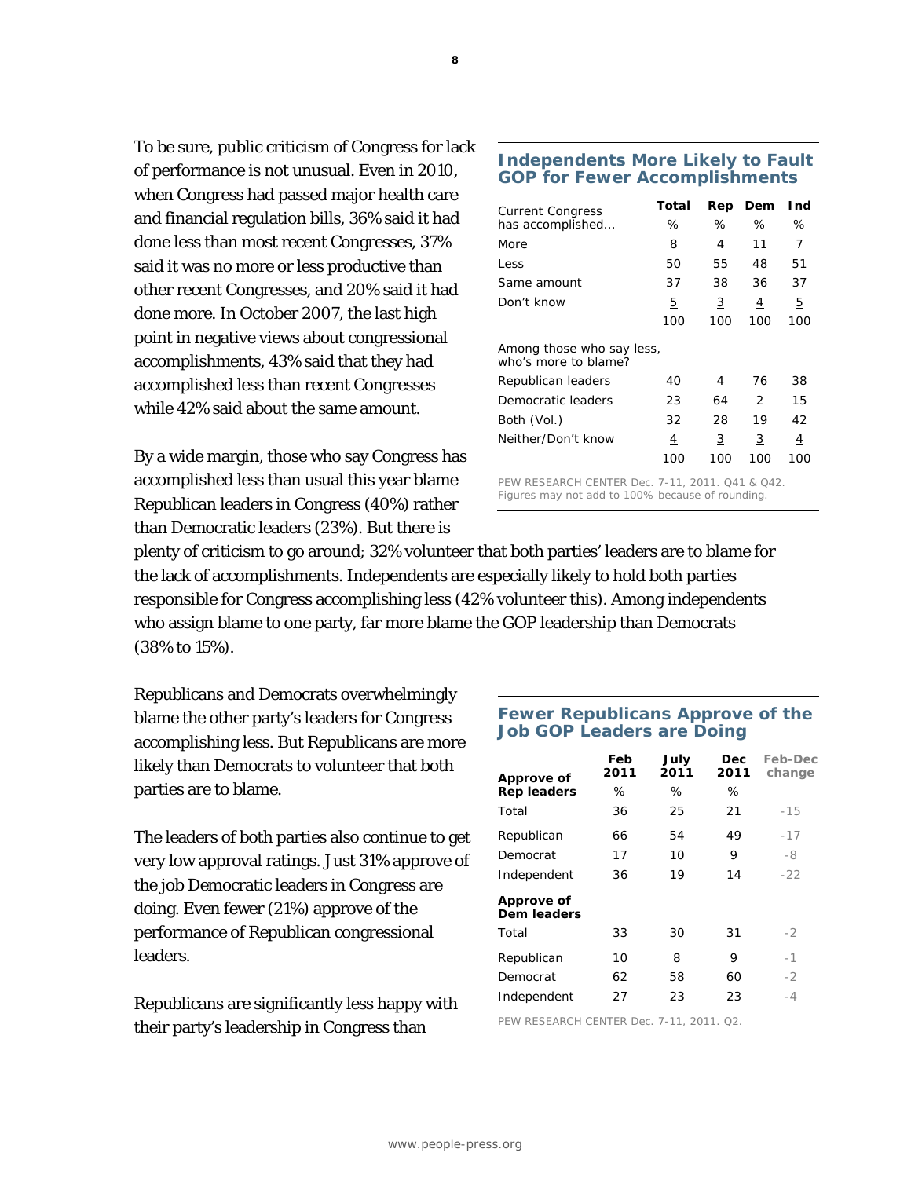To be sure, public criticism of Congress for lack of performance is not unusual. Even in 2010, when Congress had passed major health care and financial regulation bills, 36% said it had done less than most recent Congresses, 37% said it was no more or less productive than other recent Congresses, and 20% said it had done more. In October 2007, the last high point in negative views about congressional accomplishments, 43% said that they had accomplished less than recent Congresses while 42% said about the same amount.

**Independents More Likely to Fault GOP for Fewer Accomplishments**

| Current Congress has accomplished… | Total | Rep | Dem | Ind |
|---|---|---|---|---|
| | % | % | % | % |
| More | 8 | 4 | 11 | 7 |
| Less | 50 | 55 | 48 | 51 |
| Same amount | 37 | 38 | 36 | 37 |
| Don't know | 5 | 3 | 4 | 5 |
| | 100 | 100 | 100 | 100 |
| Among those who say less, who's more to blame? | | | | |
| Republican leaders | 40 | 4 | 76 | 38 |
| Democratic leaders | 23 | 64 | 2 | 15 |
| Both (Vol.) | 32 | 28 | 19 | 42 |
| Neither/Don't know | 4 | 3 | 3 | 4 |
| | 100 | 100 | 100 | 100 |

PEW RESEARCH CENTER Dec. 7-11, 2011. Q41 & Q42. Figures may not add to 100% because of rounding.

By a wide margin, those who say Congress has accomplished less than usual this year blame Republican leaders in Congress (40%) rather than Democratic leaders (23%). But there is plenty of criticism to go around; 32% volunteer that both parties' leaders are to blame for the lack of accomplishments. Independents are especially likely to hold both parties responsible for Congress accomplishing less (42% volunteer this). Among independents who assign blame to one party, far more blame the GOP leadership than Democrats (38% to 15%).

Republicans and Democrats overwhelmingly blame the other party's leaders for Congress accomplishing less. But Republicans are more likely than Democrats to volunteer that both parties are to blame.

**Fewer Republicans Approve of the Job GOP Leaders are Doing**

| Approve of Rep leaders | Feb 2011 | July 2011 | Dec 2011 | Feb-Dec change |
|---|---|---|---|---|
| | % | % | % | |
| Total | 36 | 25 | 21 | -15 |
| Republican | 66 | 54 | 49 | -17 |
| Democrat | 17 | 10 | 9 | -8 |
| Independent | 36 | 19 | 14 | -22 |
| **Approve of Dem leaders** | | | | |
| Total | 33 | 30 | 31 | -2 |
| Republican | 10 | 8 | 9 | -1 |
| Democrat | 62 | 58 | 60 | -2 |
| Independent | 27 | 23 | 23 | -4 |

PEW RESEARCH CENTER Dec. 7-11, 2011. Q2.

The leaders of both parties also continue to get very low approval ratings. Just 31% approve of the job Democratic leaders in Congress are doing. Even fewer (21%) approve of the performance of Republican congressional leaders.

Republicans are significantly less happy with their party's leadership in Congress than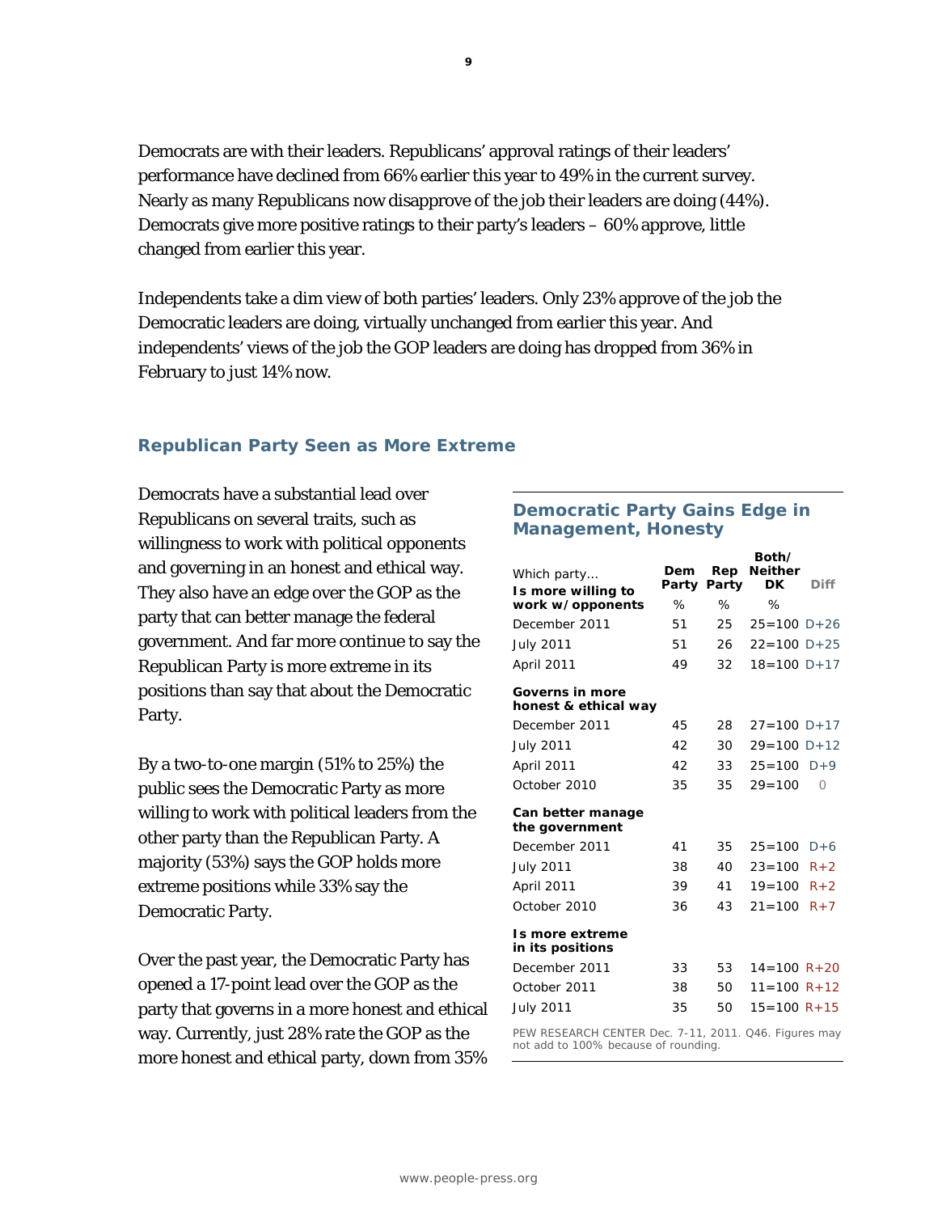Democrats are with their leaders. Republicans' approval ratings of their leaders' performance have declined from 66% earlier this year to 49% in the current survey. Nearly as many Republicans now disapprove of the job their leaders are doing (44%). Democrats give more positive ratings to their party's leaders – 60% approve, little changed from earlier this year.

Independents take a dim view of both parties' leaders. Only 23% approve of the job the Democratic leaders are doing, virtually unchanged from earlier this year. And independents' views of the job the GOP leaders are doing has dropped from 36% in February to just 14% now.

### Republican Party Seen as More Extreme

Democrats have a substantial lead over Republicans on several traits, such as willingness to work with political opponents and governing in an honest and ethical way. They also have an edge over the GOP as the party that can better manage the federal government. And far more continue to say the Republican Party is more extreme in its positions than say that about the Democratic Party.

By a two-to-one margin (51% to 25%) the public sees the Democratic Party as more willing to work with political leaders from the other party than the Republican Party. A majority (53%) says the GOP holds more extreme positions while 33% say the Democratic Party.

Over the past year, the Democratic Party has opened a 17-point lead over the GOP as the party that governs in a more honest and ethical way. Currently, just 28% rate the GOP as the more honest and ethical party, down from 35%

**Democratic Party Gains Edge in Management, Honesty**

| Which party… | Dem Party | Rep Party | Both/ Neither DK | | Diff |
|---|---|---|---|---|---|
| **Is more willing to work w/ opponents** | % | % | % | | |
| December 2011 | 51 | 25 | 25 | =100 | D+26 |
| July 2011 | 51 | 26 | 22 | =100 | D+25 |
| April 2011 | 49 | 32 | 18 | =100 | D+17 |
| **Governs in more honest & ethical way** | | | | | |
| December 2011 | 45 | 28 | 27 | =100 | D+17 |
| July 2011 | 42 | 30 | 29 | =100 | D+12 |
| April 2011 | 42 | 33 | 25 | =100 | D+9 |
| October 2010 | 35 | 35 | 29 | =100 | 0 |
| **Can better manage the government** | | | | | |
| December 2011 | 41 | 35 | 25 | =100 | D+6 |
| July 2011 | 38 | 40 | 23 | =100 | R+2 |
| April 2011 | 39 | 41 | 19 | =100 | R+2 |
| October 2010 | 36 | 43 | 21 | =100 | R+7 |
| **Is more extreme in its positions** | | | | | |
| December 2011 | 33 | 53 | 14 | =100 | R+20 |
| October 2011 | 38 | 50 | 11 | =100 | R+12 |
| July 2011 | 35 | 50 | 15 | =100 | R+15 |

PEW RESEARCH CENTER Dec. 7-11, 2011. Q46. Figures may not add to 100% because of rounding.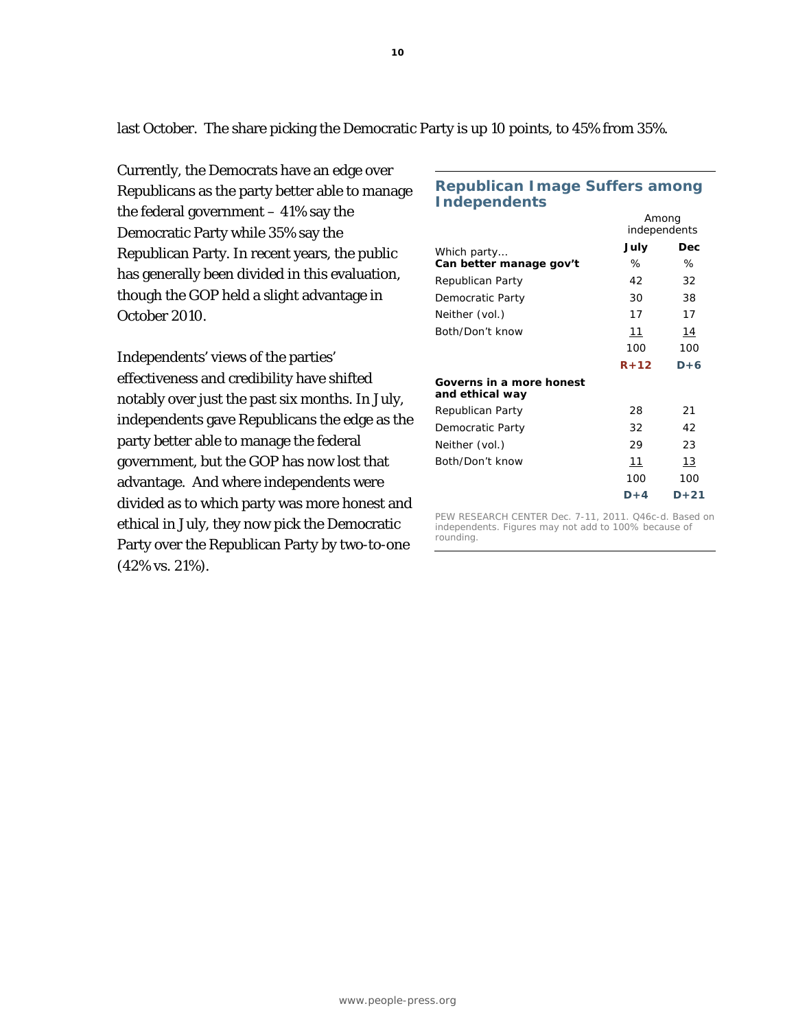last October. The share picking the Democratic Party is up 10 points, to 45% from 35%.

Currently, the Democrats have an edge over Republicans as the party better able to manage the federal government – 41% say the Democratic Party while 35% say the Republican Party. In recent years, the public has generally been divided in this evaluation, though the GOP held a slight advantage in October 2010.

Independents' views of the parties' effectiveness and credibility have shifted notably over just the past six months. In July, independents gave Republicans the edge as the party better able to manage the federal government, but the GOP has now lost that advantage. And where independents were divided as to which party was more honest and ethical in July, they now pick the Democratic Party over the Republican Party by two-to-one (42% vs. 21%).

### Republican Image Suffers among Independents

| | Among independents | |
|---|---|---|
| Which party… | **July** | **Dec** |
| **Can better manage gov't** | % | % |
| Republican Party | 42 | 32 |
| Democratic Party | 30 | 38 |
| Neither (vol.) | 17 | 17 |
| Both/Don't know | 11 | 14 |
| | 100 | 100 |
| | **R+12** | **D+6** |
| **Governs in a more honest and ethical way** | | |
| Republican Party | 28 | 21 |
| Democratic Party | 32 | 42 |
| Neither (vol.) | 29 | 23 |
| Both/Don't know | 11 | 13 |
| | 100 | 100 |
| | **D+4** | **D+21** |

PEW RESEARCH CENTER Dec. 7-11, 2011. Q46c-d. Based on independents. Figures may not add to 100% because of rounding.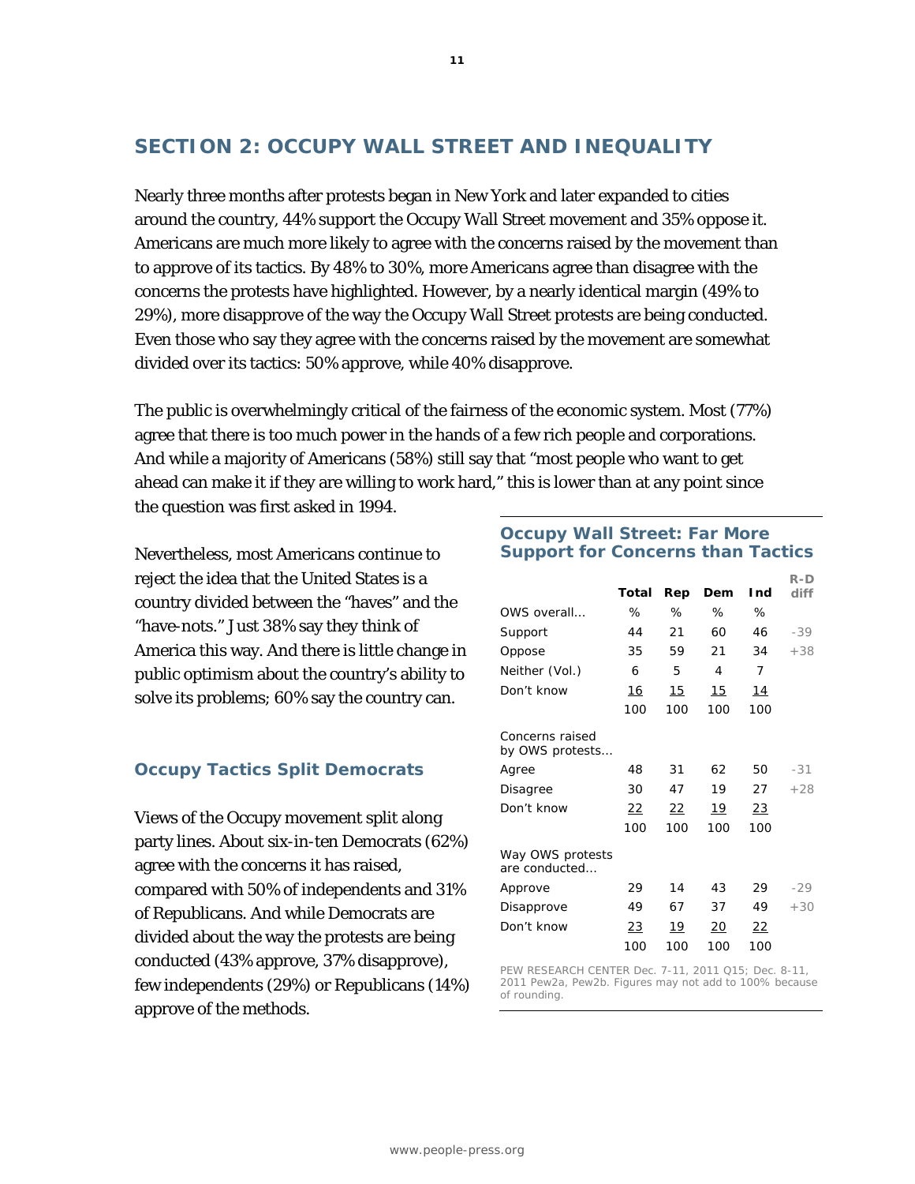## SECTION 2: OCCUPY WALL STREET AND INEQUALITY

Nearly three months after protests began in New York and later expanded to cities around the country, 44% support the Occupy Wall Street movement and 35% oppose it. Americans are much more likely to agree with the concerns raised by the movement than to approve of its tactics. By 48% to 30%, more Americans agree than disagree with the concerns the protests have highlighted. However, by a nearly identical margin (49% to 29%), more disapprove of the way the Occupy Wall Street protests are being conducted. Even those who say they agree with the concerns raised by the movement are somewhat divided over its tactics: 50% approve, while 40% disapprove.

The public is overwhelmingly critical of the fairness of the economic system. Most (77%) agree that there is too much power in the hands of a few rich people and corporations. And while a majority of Americans (58%) still say that "most people who want to get ahead can make it if they are willing to work hard," this is lower than at any point since the question was first asked in 1994.

Nevertheless, most Americans continue to reject the idea that the United States is a country divided between the "haves" and the "have-nots." Just 38% say they think of America this way. And there is little change in public optimism about the country's ability to solve its problems; 60% say the country can.

### Occupy Wall Street: Far More Support for Concerns than Tactics

| | Total | Rep | Dem | Ind | R-D diff |
|---|---|---|---|---|---|
| OWS overall… | % | % | % | % | |
| Support | 44 | 21 | 60 | 46 | -39 |
| Oppose | 35 | 59 | 21 | 34 | +38 |
| Neither (Vol.) | 6 | 5 | 4 | 7 | |
| Don't know | 16 | 15 | 15 | 14 | |
| | 100 | 100 | 100 | 100 | |
| Concerns raised by OWS protests… | | | | | |
| Agree | 48 | 31 | 62 | 50 | -31 |
| Disagree | 30 | 47 | 19 | 27 | +28 |
| Don't know | 22 | 22 | 19 | 23 | |
| | 100 | 100 | 100 | 100 | |
| Way OWS protests are conducted… | | | | | |
| Approve | 29 | 14 | 43 | 29 | -29 |
| Disapprove | 49 | 67 | 37 | 49 | +30 |
| Don't know | 23 | 19 | 20 | 22 | |
| | 100 | 100 | 100 | 100 | |

PEW RESEARCH CENTER Dec. 7-11, 2011 Q15; Dec. 8-11, 2011 Pew2a, Pew2b. Figures may not add to 100% because of rounding.

### Occupy Tactics Split Democrats

Views of the Occupy movement split along party lines. About six-in-ten Democrats (62%) agree with the concerns it has raised, compared with 50% of independents and 31% of Republicans. And while Democrats are divided about the way the protests are being conducted (43% approve, 37% disapprove), few independents (29%) or Republicans (14%) approve of the methods.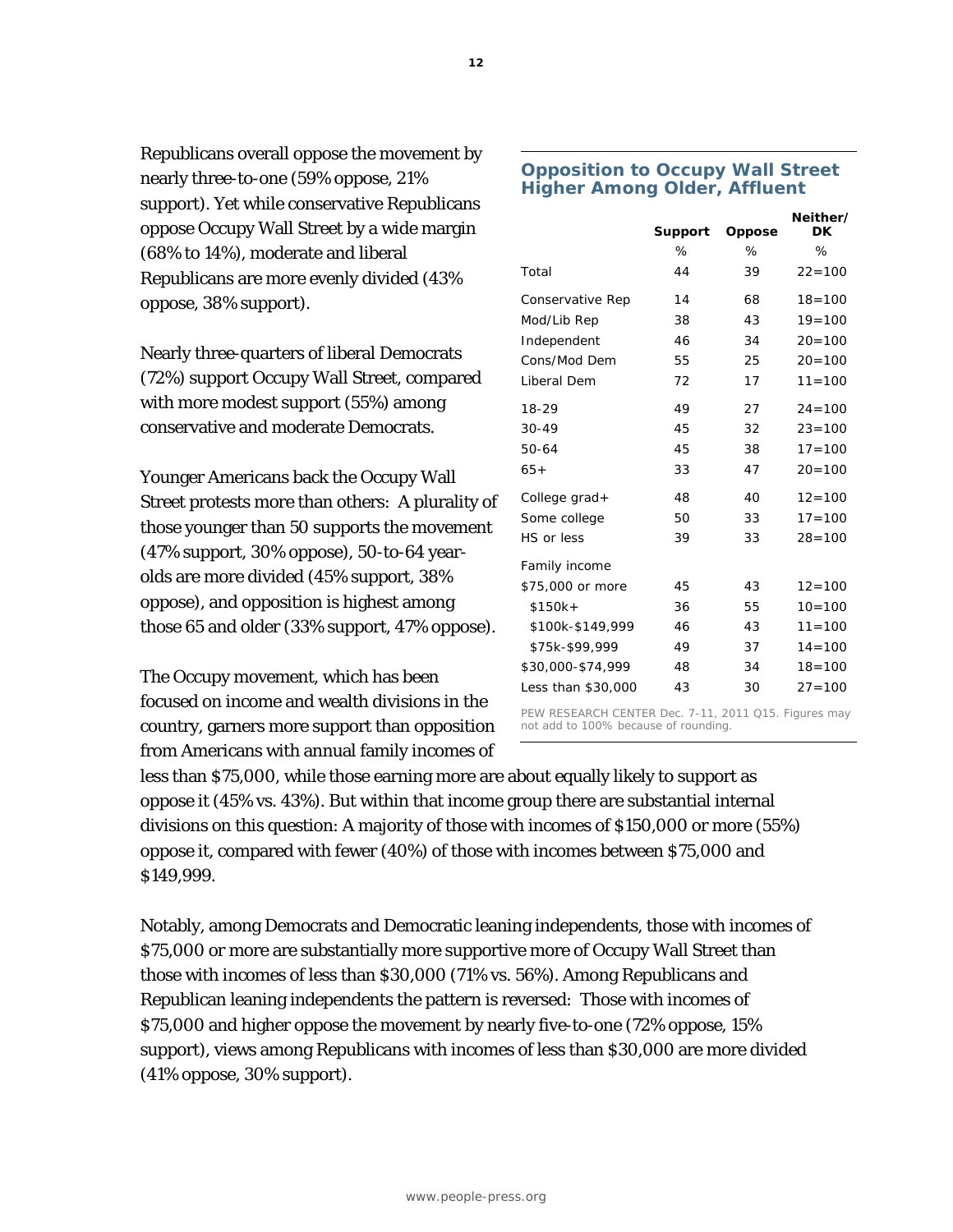Republicans overall oppose the movement by nearly three-to-one (59% oppose, 21% support). Yet while conservative Republicans oppose Occupy Wall Street by a wide margin (68% to 14%), moderate and liberal Republicans are more evenly divided (43% oppose, 38% support).

Nearly three-quarters of liberal Democrats (72%) support Occupy Wall Street, compared with more modest support (55%) among conservative and moderate Democrats.

Younger Americans back the Occupy Wall Street protests more than others: A plurality of those younger than 50 supports the movement (47% support, 30% oppose), 50-to-64 year-olds are more divided (45% support, 38% oppose), and opposition is highest among those 65 and older (33% support, 47% oppose).

The Occupy movement, which has been focused on income and wealth divisions in the country, garners more support than opposition from Americans with annual family incomes of less than $75,000, while those earning more are about equally likely to support as oppose it (45% vs. 43%). But within that income group there are substantial internal divisions on this question: A majority of those with incomes of $150,000 or more (55%) oppose it, compared with fewer (40%) of those with incomes between $75,000 and $149,999.

### Opposition to Occupy Wall Street Higher Among Older, Affluent

| | Support | Oppose | Neither/ DK |
|---|---|---|---|
| | % | % | % |
| Total | 44 | 39 | 22=100 |
| Conservative Rep | 14 | 68 | 18=100 |
| Mod/Lib Rep | 38 | 43 | 19=100 |
| Independent | 46 | 34 | 20=100 |
| Cons/Mod Dem | 55 | 25 | 20=100 |
| Liberal Dem | 72 | 17 | 11=100 |
| 18-29 | 49 | 27 | 24=100 |
| 30-49 | 45 | 32 | 23=100 |
| 50-64 | 45 | 38 | 17=100 |
| 65+ | 33 | 47 | 20=100 |
| College grad+ | 48 | 40 | 12=100 |
| Some college | 50 | 33 | 17=100 |
| HS or less | 39 | 33 | 28=100 |
| Family income | | | |
| $75,000 or more | 45 | 43 | 12=100 |
| $150k+ | 36 | 55 | 10=100 |
| $100k-$149,999 | 46 | 43 | 11=100 |
| $75k-$99,999 | 49 | 37 | 14=100 |
| $30,000-$74,999 | 48 | 34 | 18=100 |
| Less than $30,000 | 43 | 30 | 27=100 |

PEW RESEARCH CENTER Dec. 7-11, 2011 Q15. Figures may not add to 100% because of rounding.

Notably, among Democrats and Democratic leaning independents, those with incomes of $75,000 or more are substantially more supportive more of Occupy Wall Street than those with incomes of less than $30,000 (71% vs. 56%). Among Republicans and Republican leaning independents the pattern is reversed: Those with incomes of $75,000 and higher oppose the movement by nearly five-to-one (72% oppose, 15% support), views among Republicans with incomes of less than $30,000 are more divided (41% oppose, 30% support).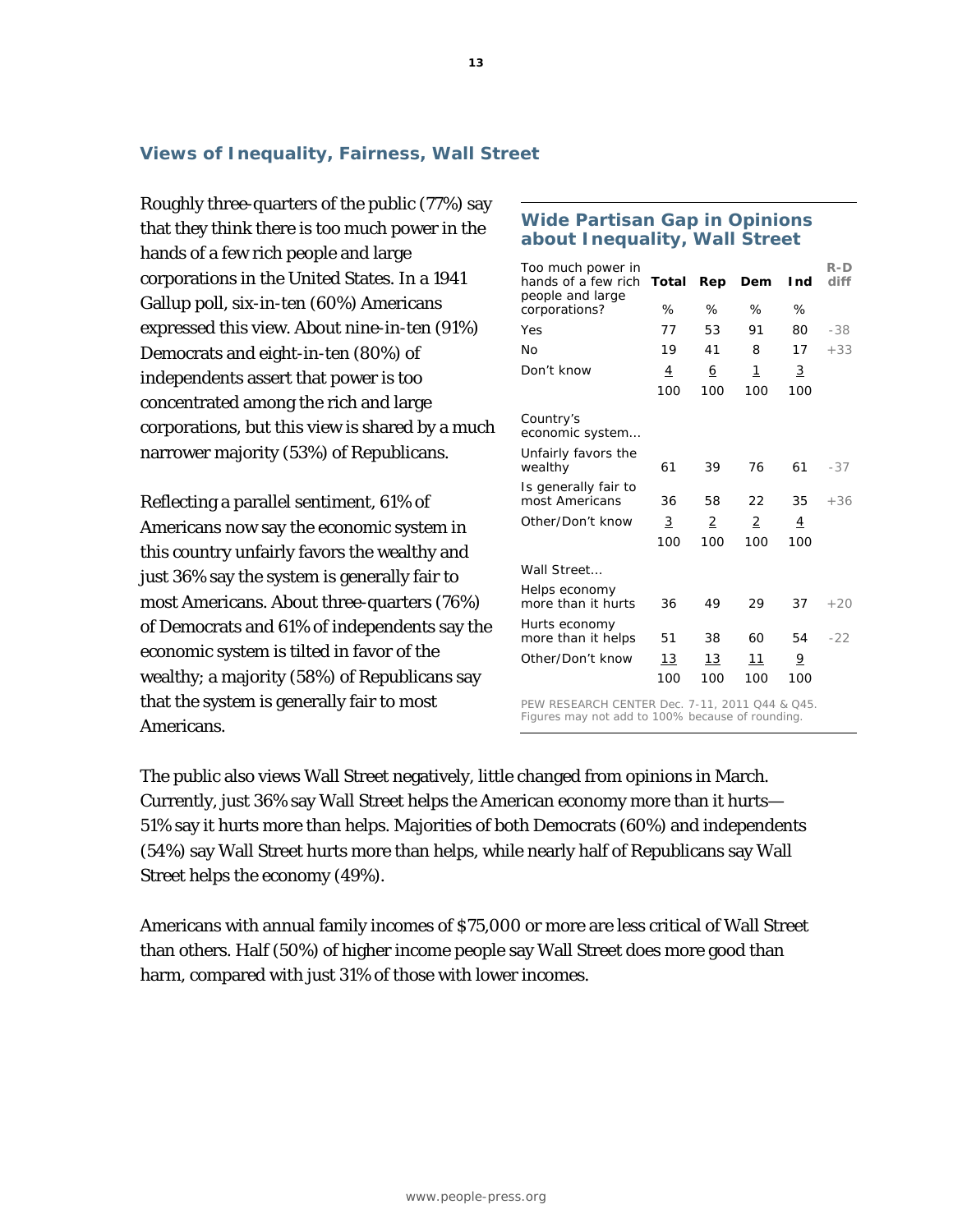## Views of Inequality, Fairness, Wall Street

Roughly three-quarters of the public (77%) say that they think there is too much power in the hands of a few rich people and large corporations in the United States. In a 1941 Gallup poll, six-in-ten (60%) Americans expressed this view. About nine-in-ten (91%) Democrats and eight-in-ten (80%) of independents assert that power is too concentrated among the rich and large corporations, but this view is shared by a much narrower majority (53%) of Republicans.

Reflecting a parallel sentiment, 61% of Americans now say the economic system in this country unfairly favors the wealthy and just 36% say the system is generally fair to most Americans. About three-quarters (76%) of Democrats and 61% of independents say the economic system is tilted in favor of the wealthy; a majority (58%) of Republicans say that the system is generally fair to most Americans.

### Wide Partisan Gap in Opinions about Inequality, Wall Street

| Too much power in hands of a few rich people and large corporations? | Total | Rep | Dem | Ind | R-D diff |
|---|---|---|---|---|---|
| | % | % | % | % | |
| Yes | 77 | 53 | 91 | 80 | -38 |
| No | 19 | 41 | 8 | 17 | +33 |
| Don't know | 4 | 6 | 1 | 3 | |
| | 100 | 100 | 100 | 100 | |
| **Country's economic system…** | | | | | |
| Unfairly favors the wealthy | 61 | 39 | 76 | 61 | -37 |
| Is generally fair to most Americans | 36 | 58 | 22 | 35 | +36 |
| Other/Don't know | 3 | 2 | 2 | 4 | |
| | 100 | 100 | 100 | 100 | |
| **Wall Street…** | | | | | |
| Helps economy more than it hurts | 36 | 49 | 29 | 37 | +20 |
| Hurts economy more than it helps | 51 | 38 | 60 | 54 | -22 |
| Other/Don't know | 13 | 13 | 11 | 9 | |
| | 100 | 100 | 100 | 100 | |

PEW RESEARCH CENTER Dec. 7-11, 2011 Q44 & Q45. Figures may not add to 100% because of rounding.

The public also views Wall Street negatively, little changed from opinions in March. Currently, just 36% say Wall Street helps the American economy more than it hurts—51% say it hurts more than helps. Majorities of both Democrats (60%) and independents (54%) say Wall Street hurts more than helps, while nearly half of Republicans say Wall Street helps the economy (49%).

Americans with annual family incomes of $75,000 or more are less critical of Wall Street than others. Half (50%) of higher income people say Wall Street does more good than harm, compared with just 31% of those with lower incomes.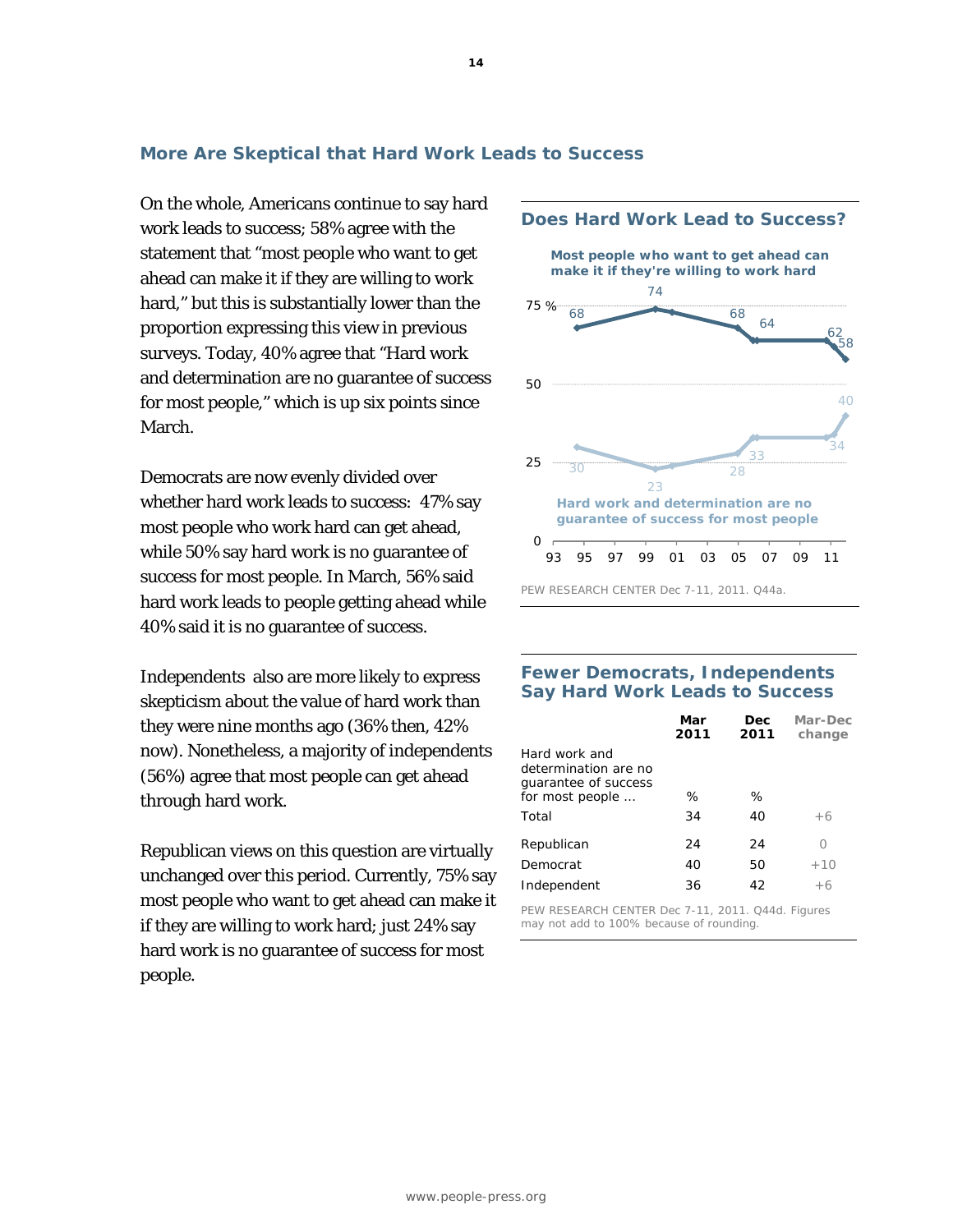## More Are Skeptical that Hard Work Leads to Success

On the whole, Americans continue to say hard work leads to success; 58% agree with the statement that "most people who want to get ahead can make it if they are willing to work hard," but this is substantially lower than the proportion expressing this view in previous surveys. Today, 40% agree that "Hard work and determination are no guarantee of success for most people," which is up six points since March.

Democrats are now evenly divided over whether hard work leads to success: 47% say most people who work hard can get ahead, while 50% say hard work is no guarantee of success for most people. In March, 56% said hard work leads to people getting ahead while 40% said it is no guarantee of success.

Independents also are more likely to express skepticism about the value of hard work than they were nine months ago (36% then, 42% now). Nonetheless, a majority of independents (56%) agree that most people can get ahead through hard work.

Republican views on this question are virtually unchanged over this period. Currently, 75% say most people who want to get ahead can make it if they are willing to work hard; just 24% say hard work is no guarantee of success for most people.

### Does Hard Work Lead to Success?

**Most people who want to get ahead can make it if they're willing to work hard**: 68, 74, 68, 64, 62, 58

**Hard work and determination are no guarantee of success for most people**: 30, 23, 28, 33, 34, 40

93 95 97 99 01 03 05 07 09 11

PEW RESEARCH CENTER Dec 7-11, 2011. Q44a.

### Fewer Democrats, Independents Say Hard Work Leads to Success

| Hard work and determination are no guarantee of success for most people ... | Mar 2011 | Dec 2011 | Mar-Dec change |
|---|---|---|---|
| | % | % | |
| Total | 34 | 40 | +6 |
| Republican | 24 | 24 | 0 |
| Democrat | 40 | 50 | +10 |
| Independent | 36 | 42 | +6 |

PEW RESEARCH CENTER Dec 7-11, 2011. Q44d. Figures may not add to 100% because of rounding.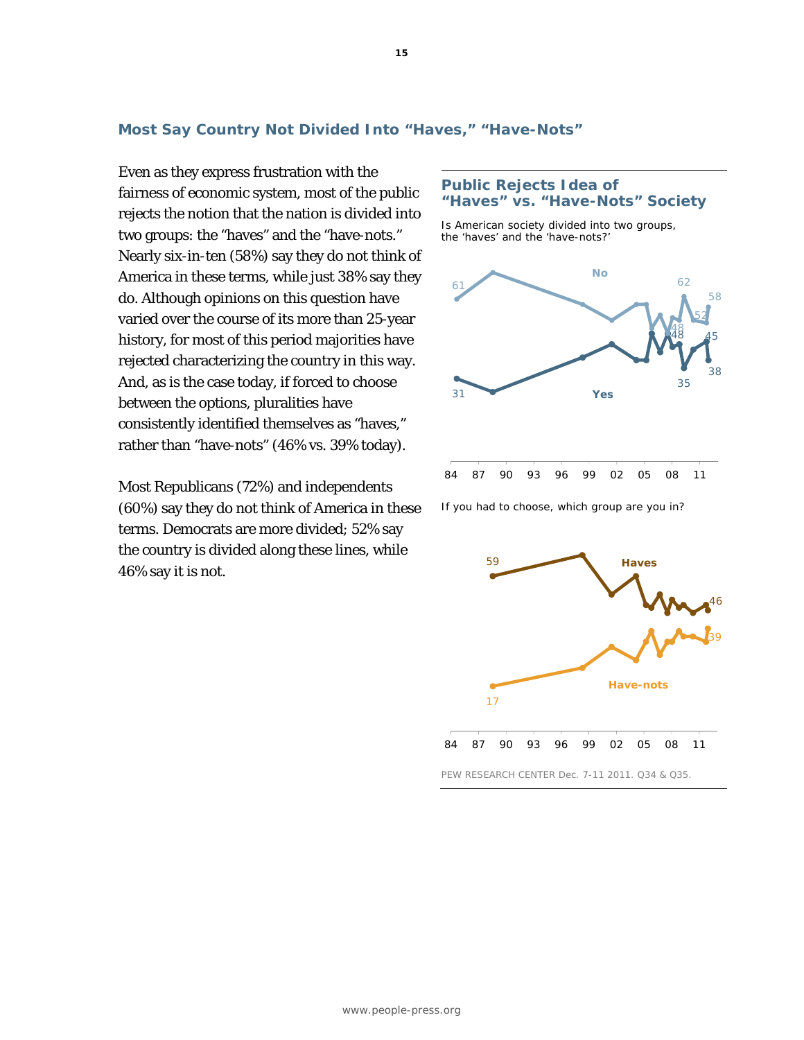## Most Say Country Not Divided Into "Haves," "Have-Nots"

Even as they express frustration with the fairness of economic system, most of the public rejects the notion that the nation is divided into two groups: the "haves" and the "have-nots." Nearly six-in-ten (58%) say they do not think of America in these terms, while just 38% say they do. Although opinions on this question have varied over the course of its more than 25-year history, for most of this period majorities have rejected characterizing the country in this way. And, as is the case today, if forced to choose between the options, pluralities have consistently identified themselves as "haves," rather than "have-nots" (46% vs. 39% today).

Most Republicans (72%) and independents (60%) say they do not think of America in these terms. Democrats are more divided; 52% say the country is divided along these lines, while 46% say it is not.

### Public Rejects Idea of "Haves" vs. "Have-Nots" Society

Is American society divided into two groups, the 'haves' and the 'have-nots?'

No: 61, 62, 48, 52, 58
Yes: 31, 48, 35, 45, 38

84 87 90 93 96 99 02 05 08 11

If you had to choose, which group are you in?

Haves: 59, 46
Have-nots: 17, 39

84 87 90 93 96 99 02 05 08 11

PEW RESEARCH CENTER Dec. 7-11 2011. Q34 & Q35.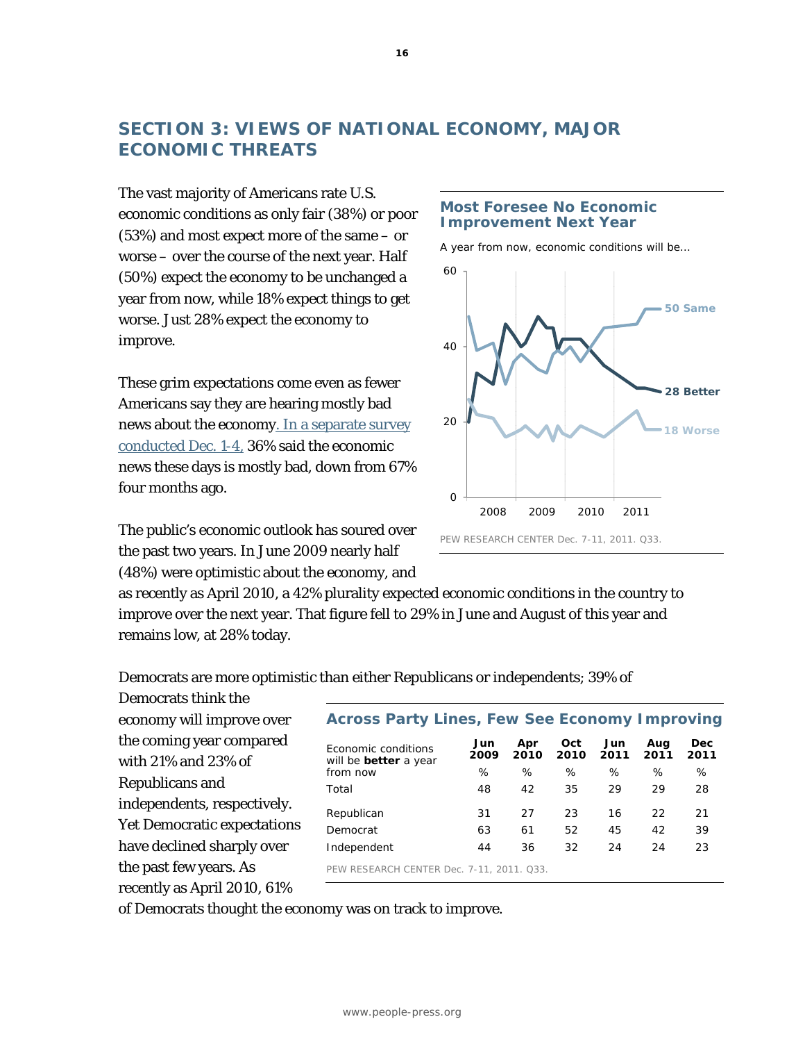## SECTION 3: VIEWS OF NATIONAL ECONOMY, MAJOR ECONOMIC THREATS

The vast majority of Americans rate U.S. economic conditions as only fair (38%) or poor (53%) and most expect more of the same – or worse – over the course of the next year. Half (50%) expect the economy to be unchanged a year from now, while 18% expect things to get worse. Just 28% expect the economy to improve.

These grim expectations come even as fewer Americans say they are hearing mostly bad news about the economy. In a separate survey conducted Dec. 1-4, 36% said the economic news these days is mostly bad, down from 67% four months ago.

**Most Foresee No Economic Improvement Next Year**

A year from now, economic conditions will be...

50 Same
28 Better
18 Worse

PEW RESEARCH CENTER Dec. 7-11, 2011. Q33.

The public's economic outlook has soured over the past two years. In June 2009 nearly half (48%) were optimistic about the economy, and as recently as April 2010, a 42% plurality expected economic conditions in the country to improve over the next year. That figure fell to 29% in June and August of this year and remains low, at 28% today.

Democrats are more optimistic than either Republicans or independents; 39% of Democrats think the economy will improve over the coming year compared with 21% and 23% of Republicans and independents, respectively. Yet Democratic expectations have declined sharply over the past few years. As recently as April 2010, 61% of Democrats thought the economy was on track to improve.

**Across Party Lines, Few See Economy Improving**

| Economic conditions will be **better** a year from now | Jun 2009 | Apr 2010 | Oct 2010 | Jun 2011 | Aug 2011 | Dec 2011 |
|---|---|---|---|---|---|---|
| | % | % | % | % | % | % |
| Total | 48 | 42 | 35 | 29 | 29 | 28 |
| Republican | 31 | 27 | 23 | 16 | 22 | 21 |
| Democrat | 63 | 61 | 52 | 45 | 42 | 39 |
| Independent | 44 | 36 | 32 | 24 | 24 | 23 |

PEW RESEARCH CENTER Dec. 7-11, 2011. Q33.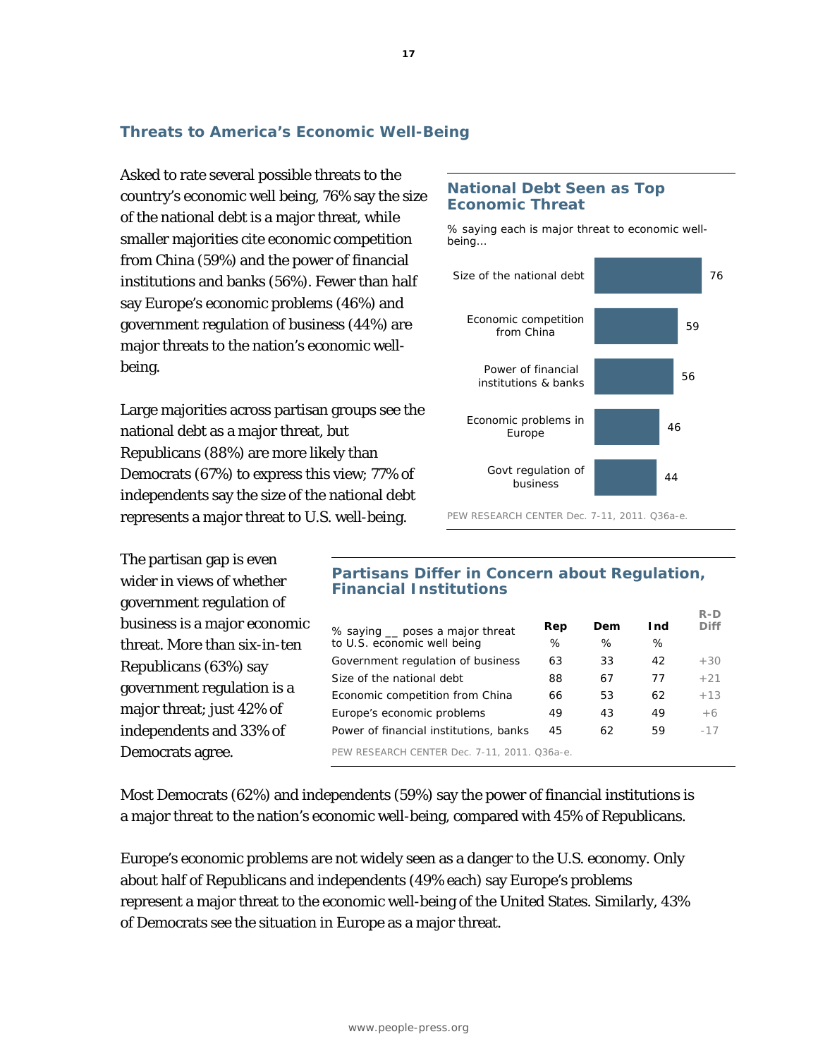## Threats to America's Economic Well-Being

Asked to rate several possible threats to the country's economic well being, 76% say the size of the national debt is a major threat, while smaller majorities cite economic competition from China (59%) and the power of financial institutions and banks (56%). Fewer than half say Europe's economic problems (46%) and government regulation of business (44%) are major threats to the nation's economic well-being.

Large majorities across partisan groups see the national debt as a major threat, but Republicans (88%) are more likely than Democrats (67%) to express this view; 77% of independents say the size of the national debt represents a major threat to U.S. well-being.

### National Debt Seen as Top Economic Threat

% saying each is major threat to economic well-being…

| | % |
|---|---|
| Size of the national debt | 76 |
| Economic competition from China | 59 |
| Power of financial institutions & banks | 56 |
| Economic problems in Europe | 46 |
| Govt regulation of business | 44 |

PEW RESEARCH CENTER Dec. 7-11, 2011. Q36a-e.

The partisan gap is even wider in views of whether government regulation of business is a major economic threat. More than six-in-ten Republicans (63%) say government regulation is a major threat; just 42% of independents and 33% of Democrats agree.

### Partisans Differ in Concern about Regulation, Financial Institutions

| % saying __ poses a major threat to U.S. economic well being | Rep | Dem | Ind | R-D Diff |
|---|---|---|---|---|
| | % | % | % | |
| Government regulation of business | 63 | 33 | 42 | +30 |
| Size of the national debt | 88 | 67 | 77 | +21 |
| Economic competition from China | 66 | 53 | 62 | +13 |
| Europe's economic problems | 49 | 43 | 49 | +6 |
| Power of financial institutions, banks | 45 | 62 | 59 | -17 |

PEW RESEARCH CENTER Dec. 7-11, 2011. Q36a-e.

Most Democrats (62%) and independents (59%) say the power of financial institutions is a major threat to the nation's economic well-being, compared with 45% of Republicans.

Europe's economic problems are not widely seen as a danger to the U.S. economy. Only about half of Republicans and independents (49% each) say Europe's problems represent a major threat to the economic well-being of the United States. Similarly, 43% of Democrats see the situation in Europe as a major threat.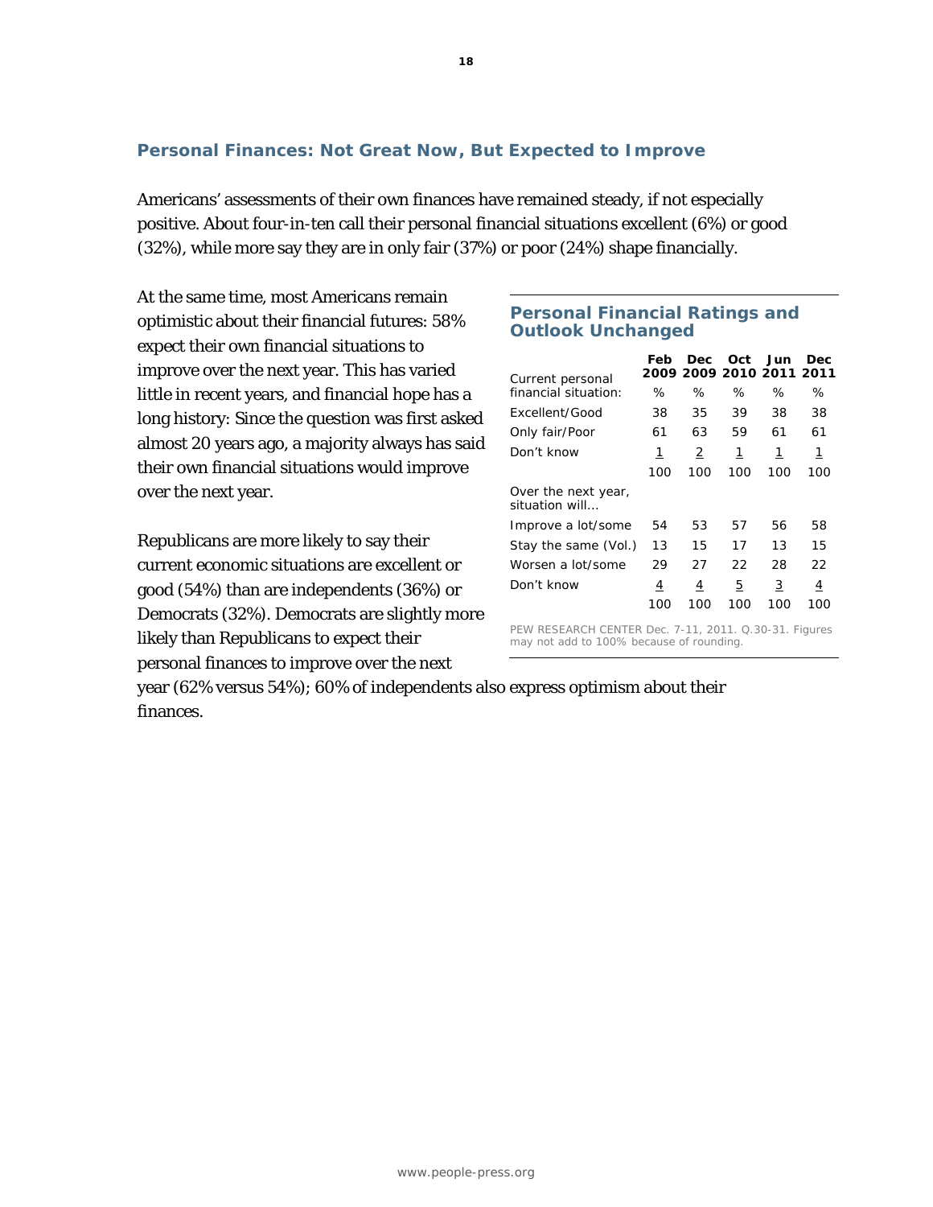## Personal Finances: Not Great Now, But Expected to Improve

Americans' assessments of their own finances have remained steady, if not especially positive. About four-in-ten call their personal financial situations excellent (6%) or good (32%), while more say they are in only fair (37%) or poor (24%) shape financially.

At the same time, most Americans remain optimistic about their financial futures: 58% expect their own financial situations to improve over the next year. This has varied little in recent years, and financial hope has a long history: Since the question was first asked almost 20 years ago, a majority always has said their own financial situations would improve over the next year.

Republicans are more likely to say their current economic situations are excellent or good (54%) than are independents (36%) or Democrats (32%). Democrats are slightly more likely than Republicans to expect their personal finances to improve over the next year (62% versus 54%); 60% of independents also express optimism about their finances.

### Personal Financial Ratings and Outlook Unchanged

| Current personal financial situation: | Feb 2009 | Dec 2009 | Oct 2010 | Jun 2011 | Dec 2011 |
|---|---|---|---|---|---|
| | % | % | % | % | % |
| Excellent/Good | 38 | 35 | 39 | 38 | 38 |
| Only fair/Poor | 61 | 63 | 59 | 61 | 61 |
| Don't know | 1 | 2 | 1 | 1 | 1 |
| | 100 | 100 | 100 | 100 | 100 |
| **Over the next year, situation will…** | | | | | |
| Improve a lot/some | 54 | 53 | 57 | 56 | 58 |
| Stay the same (Vol.) | 13 | 15 | 17 | 13 | 15 |
| Worsen a lot/some | 29 | 27 | 22 | 28 | 22 |
| Don't know | 4 | 4 | 5 | 3 | 4 |
| | 100 | 100 | 100 | 100 | 100 |

PEW RESEARCH CENTER Dec. 7-11, 2011. Q.30-31. Figures may not add to 100% because of rounding.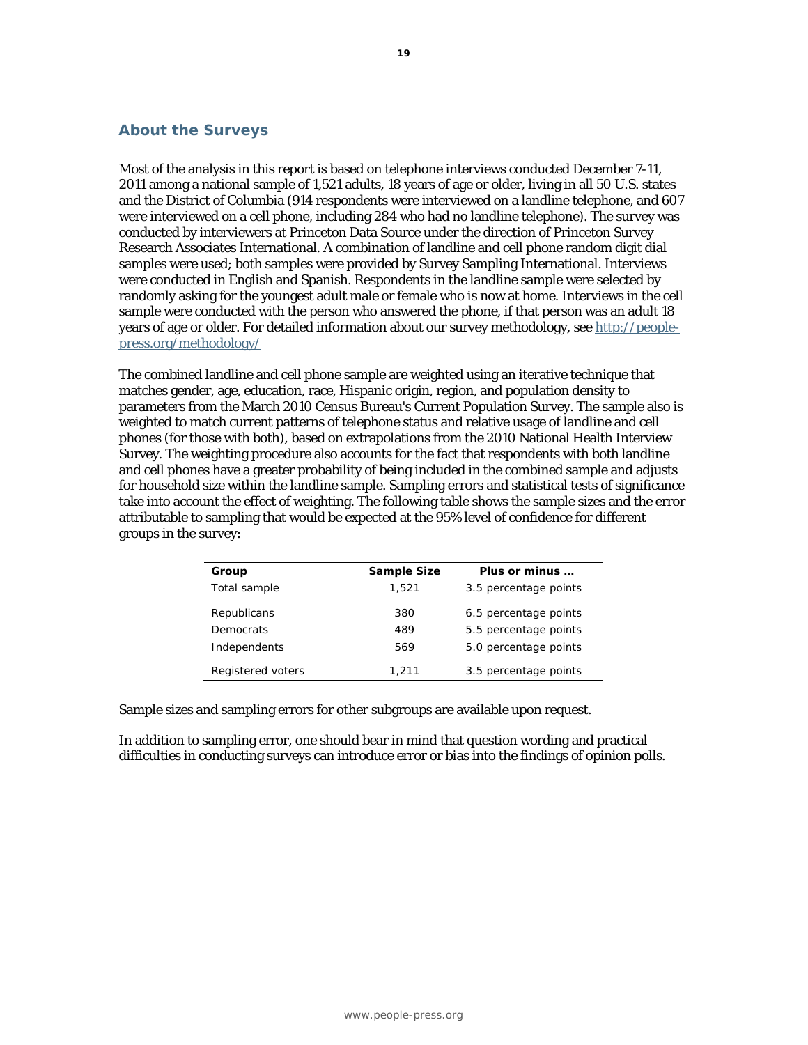## About the Surveys

Most of the analysis in this report is based on telephone interviews conducted December 7-11, 2011 among a national sample of 1,521 adults, 18 years of age or older, living in all 50 U.S. states and the District of Columbia (914 respondents were interviewed on a landline telephone, and 607 were interviewed on a cell phone, including 284 who had no landline telephone). The survey was conducted by interviewers at Princeton Data Source under the direction of Princeton Survey Research Associates International. A combination of landline and cell phone random digit dial samples were used; both samples were provided by Survey Sampling International. Interviews were conducted in English and Spanish. Respondents in the landline sample were selected by randomly asking for the youngest adult male or female who is now at home. Interviews in the cell sample were conducted with the person who answered the phone, if that person was an adult 18 years of age or older. For detailed information about our survey methodology, see [http://people-press.org/methodology/](http://people-press.org/methodology/)

The combined landline and cell phone sample are weighted using an iterative technique that matches gender, age, education, race, Hispanic origin, region, and population density to parameters from the March 2010 Census Bureau's Current Population Survey. The sample also is weighted to match current patterns of telephone status and relative usage of landline and cell phones (for those with both), based on extrapolations from the 2010 National Health Interview Survey. The weighting procedure also accounts for the fact that respondents with both landline and cell phones have a greater probability of being included in the combined sample and adjusts for household size within the landline sample. Sampling errors and statistical tests of significance take into account the effect of weighting. The following table shows the sample sizes and the error attributable to sampling that would be expected at the 95% level of confidence for different groups in the survey:

| Group | Sample Size | Plus or minus … |
|---|---|---|
| Total sample | 1,521 | 3.5 percentage points |
| Republicans | 380 | 6.5 percentage points |
| Democrats | 489 | 5.5 percentage points |
| Independents | 569 | 5.0 percentage points |
| Registered voters | 1,211 | 3.5 percentage points |

Sample sizes and sampling errors for other subgroups are available upon request.

In addition to sampling error, one should bear in mind that question wording and practical difficulties in conducting surveys can introduce error or bias into the findings of opinion polls.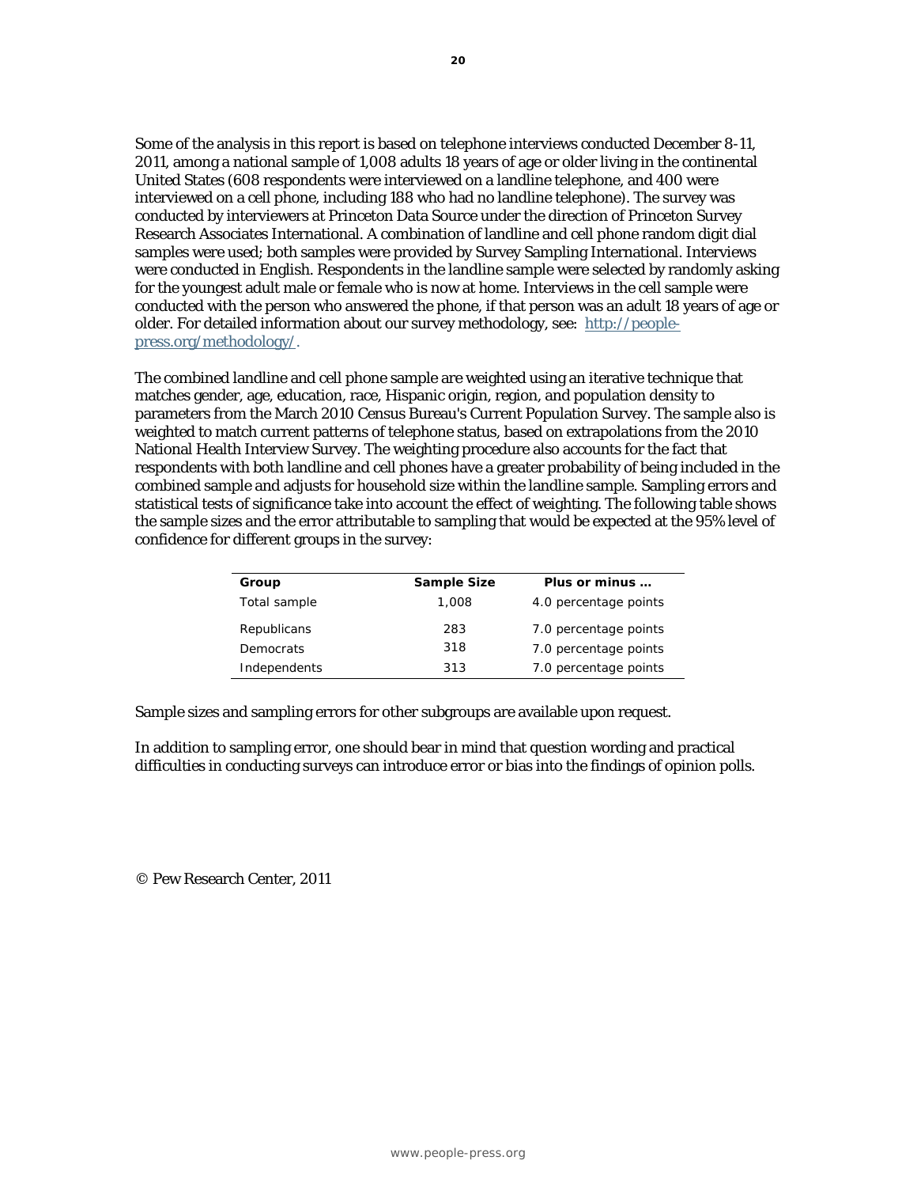Some of the analysis in this report is based on telephone interviews conducted December 8-11, 2011, among a national sample of 1,008 adults 18 years of age or older living in the continental United States (608 respondents were interviewed on a landline telephone, and 400 were interviewed on a cell phone, including 188 who had no landline telephone). The survey was conducted by interviewers at Princeton Data Source under the direction of Princeton Survey Research Associates International. A combination of landline and cell phone random digit dial samples were used; both samples were provided by Survey Sampling International. Interviews were conducted in English. Respondents in the landline sample were selected by randomly asking for the youngest adult male or female who is now at home. Interviews in the cell sample were conducted with the person who answered the phone, if that person was an adult 18 years of age or older. For detailed information about our survey methodology, see: [http://people-press.org/methodology/](http://people-press.org/methodology/).

The combined landline and cell phone sample are weighted using an iterative technique that matches gender, age, education, race, Hispanic origin, region, and population density to parameters from the March 2010 Census Bureau's Current Population Survey. The sample also is weighted to match current patterns of telephone status, based on extrapolations from the 2010 National Health Interview Survey. The weighting procedure also accounts for the fact that respondents with both landline and cell phones have a greater probability of being included in the combined sample and adjusts for household size within the landline sample. Sampling errors and statistical tests of significance take into account the effect of weighting. The following table shows the sample sizes and the error attributable to sampling that would be expected at the 95% level of confidence for different groups in the survey:

| Group | Sample Size | Plus or minus … |
|---|---|---|
| Total sample | 1,008 | 4.0 percentage points |
| Republicans | 283 | 7.0 percentage points |
| Democrats | 318 | 7.0 percentage points |
| Independents | 313 | 7.0 percentage points |

Sample sizes and sampling errors for other subgroups are available upon request.

In addition to sampling error, one should bear in mind that question wording and practical difficulties in conducting surveys can introduce error or bias into the findings of opinion polls.

© Pew Research Center, 2011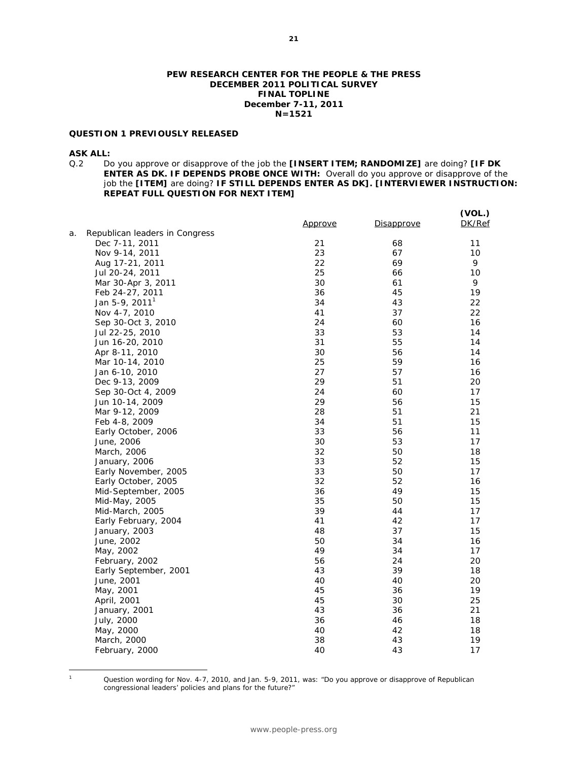**PEW RESEARCH CENTER FOR THE PEOPLE & THE PRESS**
**DECEMBER 2011 POLITICAL SURVEY**
**FINAL TOPLINE**
**December 7-11, 2011**
**N=1521**

**QUESTION 1 PREVIOUSLY RELEASED**

**ASK ALL:**

Q.2 Do you approve or disapprove of the job the **[INSERT ITEM; RANDOMIZE]** are doing? **[IF DK ENTER AS DK. IF DEPENDS PROBE ONCE WITH:** Overall do you approve or disapprove of the job the **[ITEM]** are doing? **IF STILL DEPENDS ENTER AS DK]. [INTERVIEWER INSTRUCTION: REPEAT FULL QUESTION FOR NEXT ITEM]**

| | Approve | Disapprove | (VOL.) DK/Ref |
|---|---|---|---|
| a. Republican leaders in Congress | | | |
| Dec 7-11, 2011 | 21 | 68 | 11 |
| Nov 9-14, 2011 | 23 | 67 | 10 |
| Aug 17-21, 2011 | 22 | 69 | 9 |
| Jul 20-24, 2011 | 25 | 66 | 10 |
| Mar 30-Apr 3, 2011 | 30 | 61 | 9 |
| Feb 24-27, 2011 | 36 | 45 | 19 |
| Jan 5-9, 2011[1] | 34 | 43 | 22 |
| Nov 4-7, 2010 | 41 | 37 | 22 |
| Sep 30-Oct 3, 2010 | 24 | 60 | 16 |
| Jul 22-25, 2010 | 33 | 53 | 14 |
| Jun 16-20, 2010 | 31 | 55 | 14 |
| Apr 8-11, 2010 | 30 | 56 | 14 |
| Mar 10-14, 2010 | 25 | 59 | 16 |
| Jan 6-10, 2010 | 27 | 57 | 16 |
| Dec 9-13, 2009 | 29 | 51 | 20 |
| Sep 30-Oct 4, 2009 | 24 | 60 | 17 |
| Jun 10-14, 2009 | 29 | 56 | 15 |
| Mar 9-12, 2009 | 28 | 51 | 21 |
| Feb 4-8, 2009 | 34 | 51 | 15 |
| Early October, 2006 | 33 | 56 | 11 |
| June, 2006 | 30 | 53 | 17 |
| March, 2006 | 32 | 50 | 18 |
| January, 2006 | 33 | 52 | 15 |
| Early November, 2005 | 33 | 50 | 17 |
| Early October, 2005 | 32 | 52 | 16 |
| Mid-September, 2005 | 36 | 49 | 15 |
| Mid-May, 2005 | 35 | 50 | 15 |
| Mid-March, 2005 | 39 | 44 | 17 |
| Early February, 2004 | 41 | 42 | 17 |
| January, 2003 | 48 | 37 | 15 |
| June, 2002 | 50 | 34 | 16 |
| May, 2002 | 49 | 34 | 17 |
| February, 2002 | 56 | 24 | 20 |
| Early September, 2001 | 43 | 39 | 18 |
| June, 2001 | 40 | 40 | 20 |
| May, 2001 | 45 | 36 | 19 |
| April, 2001 | 45 | 30 | 25 |
| January, 2001 | 43 | 36 | 21 |
| July, 2000 | 36 | 46 | 18 |
| May, 2000 | 40 | 42 | 18 |
| March, 2000 | 38 | 43 | 19 |
| February, 2000 | 40 | 43 | 17 |

[1] Question wording for Nov. 4-7, 2010, and Jan. 5-9, 2011, was: "Do you approve or disapprove of Republican congressional leaders' policies and plans for the future?"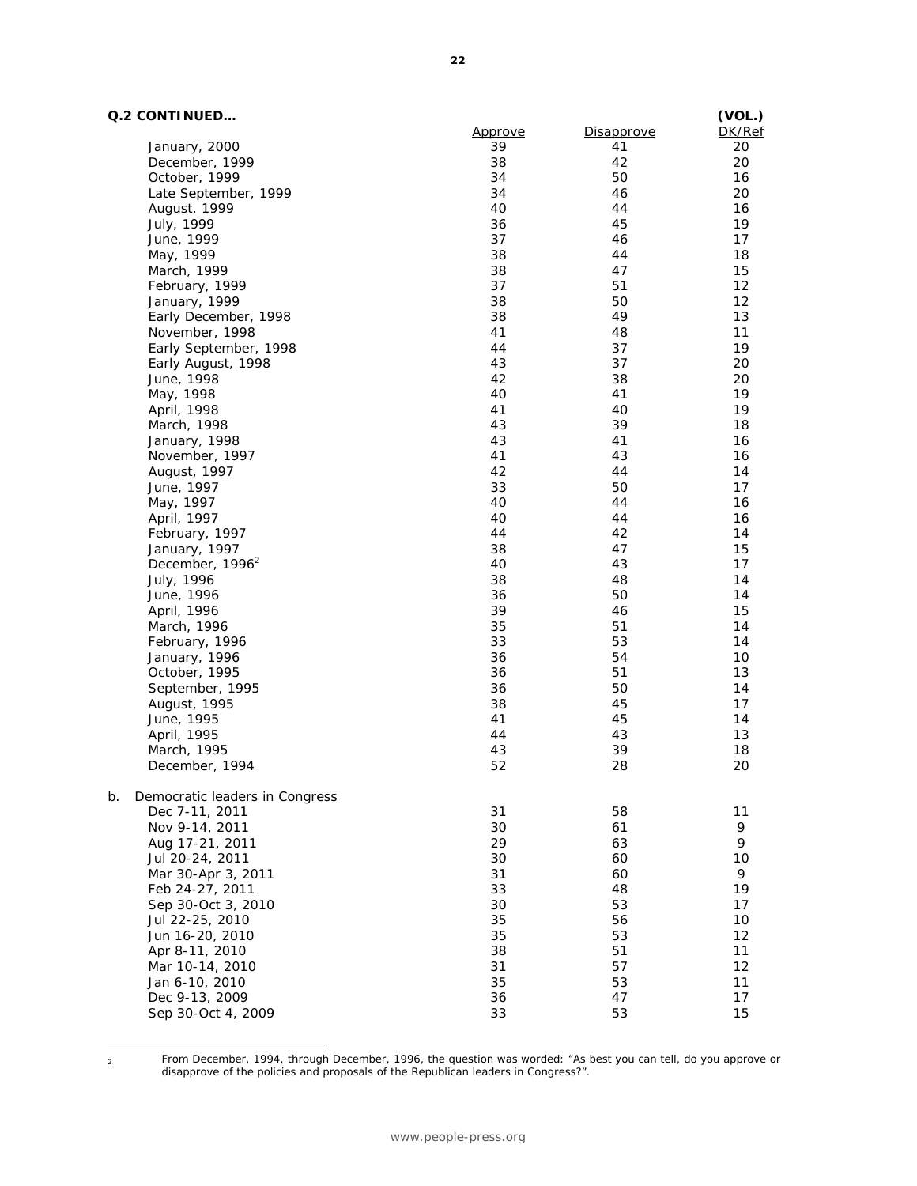**Q.2 CONTINUED…**

| | Approve | Disapprove | (VOL.) DK/Ref |
|---|---|---|---|
| January, 2000 | 39 | 41 | 20 |
| December, 1999 | 38 | 42 | 20 |
| October, 1999 | 34 | 50 | 16 |
| Late September, 1999 | 34 | 46 | 20 |
| August, 1999 | 40 | 44 | 16 |
| July, 1999 | 36 | 45 | 19 |
| June, 1999 | 37 | 46 | 17 |
| May, 1999 | 38 | 44 | 18 |
| March, 1999 | 38 | 47 | 15 |
| February, 1999 | 37 | 51 | 12 |
| January, 1999 | 38 | 50 | 12 |
| Early December, 1998 | 38 | 49 | 13 |
| November, 1998 | 41 | 48 | 11 |
| Early September, 1998 | 44 | 37 | 19 |
| Early August, 1998 | 43 | 37 | 20 |
| June, 1998 | 42 | 38 | 20 |
| May, 1998 | 40 | 41 | 19 |
| April, 1998 | 41 | 40 | 19 |
| March, 1998 | 43 | 39 | 18 |
| January, 1998 | 43 | 41 | 16 |
| November, 1997 | 41 | 43 | 16 |
| August, 1997 | 42 | 44 | 14 |
| June, 1997 | 33 | 50 | 17 |
| May, 1997 | 40 | 44 | 16 |
| April, 1997 | 40 | 44 | 16 |
| February, 1997 | 44 | 42 | 14 |
| January, 1997 | 38 | 47 | 15 |
| December, 1996[2] | 40 | 43 | 17 |
| July, 1996 | 38 | 48 | 14 |
| June, 1996 | 36 | 50 | 14 |
| April, 1996 | 39 | 46 | 15 |
| March, 1996 | 35 | 51 | 14 |
| February, 1996 | 33 | 53 | 14 |
| January, 1996 | 36 | 54 | 10 |
| October, 1995 | 36 | 51 | 13 |
| September, 1995 | 36 | 50 | 14 |
| August, 1995 | 38 | 45 | 17 |
| June, 1995 | 41 | 45 | 14 |
| April, 1995 | 44 | 43 | 13 |
| March, 1995 | 43 | 39 | 18 |
| December, 1994 | 52 | 28 | 20 |
| **b. Democratic leaders in Congress** | | | |
| Dec 7-11, 2011 | 31 | 58 | 11 |
| Nov 9-14, 2011 | 30 | 61 | 9 |
| Aug 17-21, 2011 | 29 | 63 | 9 |
| Jul 20-24, 2011 | 30 | 60 | 10 |
| Mar 30-Apr 3, 2011 | 31 | 60 | 9 |
| Feb 24-27, 2011 | 33 | 48 | 19 |
| Sep 30-Oct 3, 2010 | 30 | 53 | 17 |
| Jul 22-25, 2010 | 35 | 56 | 10 |
| Jun 16-20, 2010 | 35 | 53 | 12 |
| Apr 8-11, 2010 | 38 | 51 | 11 |
| Mar 10-14, 2010 | 31 | 57 | 12 |
| Jan 6-10, 2010 | 35 | 53 | 11 |
| Dec 9-13, 2009 | 36 | 47 | 17 |
| Sep 30-Oct 4, 2009 | 33 | 53 | 15 |

[2] From December, 1994, through December, 1996, the question was worded: "As best you can tell, do you approve or disapprove of the policies and proposals of the Republican leaders in Congress?".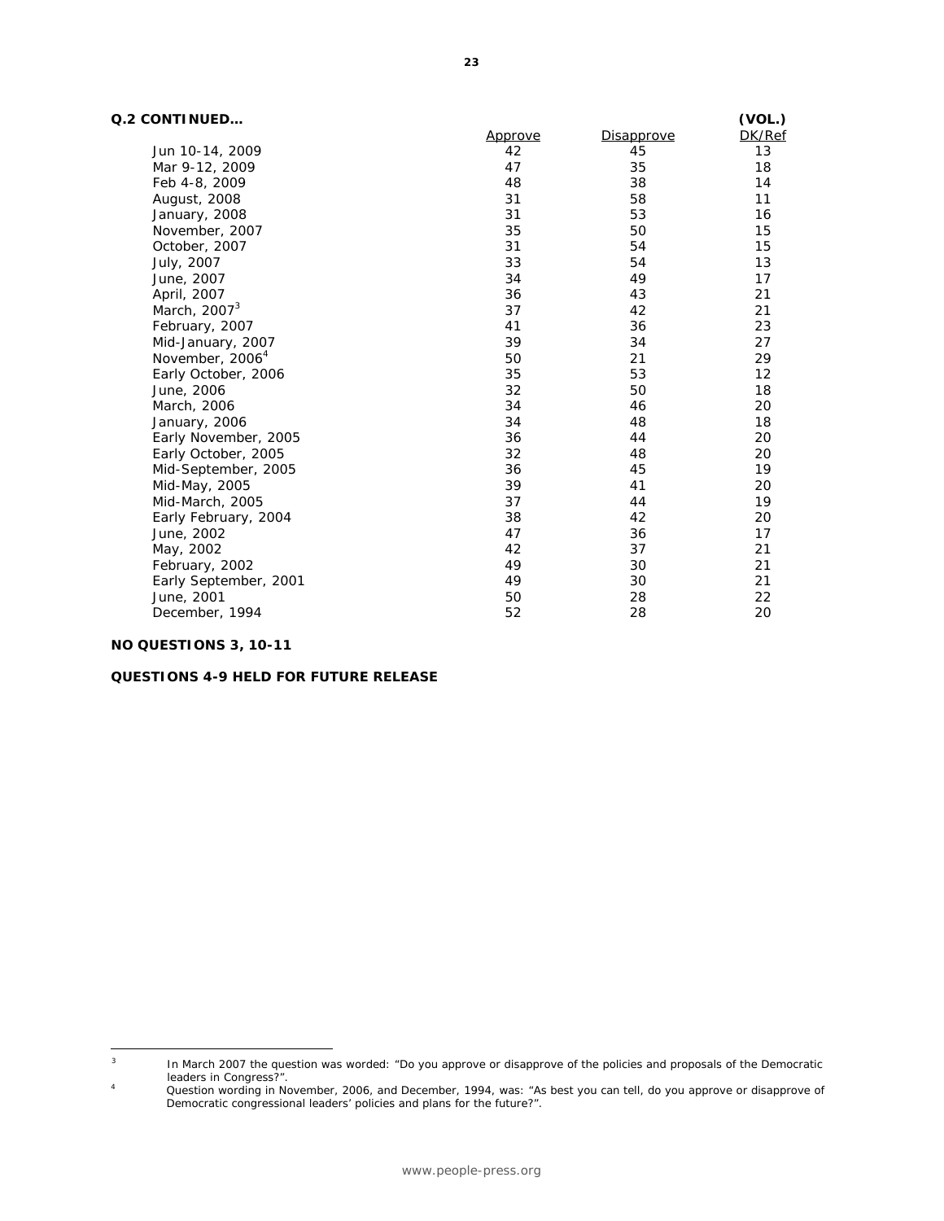**Q.2 CONTINUED…**

| | Approve | Disapprove | (VOL.) DK/Ref |
|---|---|---|---|
| Jun 10-14, 2009 | 42 | 45 | 13 |
| Mar 9-12, 2009 | 47 | 35 | 18 |
| Feb 4-8, 2009 | 48 | 38 | 14 |
| August, 2008 | 31 | 58 | 11 |
| January, 2008 | 31 | 53 | 16 |
| November, 2007 | 35 | 50 | 15 |
| October, 2007 | 31 | 54 | 15 |
| July, 2007 | 33 | 54 | 13 |
| June, 2007 | 34 | 49 | 17 |
| April, 2007 | 36 | 43 | 21 |
| March, 2007[3] | 37 | 42 | 21 |
| February, 2007 | 41 | 36 | 23 |
| Mid-January, 2007 | 39 | 34 | 27 |
| November, 2006[4] | 50 | 21 | 29 |
| Early October, 2006 | 35 | 53 | 12 |
| June, 2006 | 32 | 50 | 18 |
| March, 2006 | 34 | 46 | 20 |
| January, 2006 | 34 | 48 | 18 |
| Early November, 2005 | 36 | 44 | 20 |
| Early October, 2005 | 32 | 48 | 20 |
| Mid-September, 2005 | 36 | 45 | 19 |
| Mid-May, 2005 | 39 | 41 | 20 |
| Mid-March, 2005 | 37 | 44 | 19 |
| Early February, 2004 | 38 | 42 | 20 |
| June, 2002 | 47 | 36 | 17 |
| May, 2002 | 42 | 37 | 21 |
| February, 2002 | 49 | 30 | 21 |
| Early September, 2001 | 49 | 30 | 21 |
| June, 2001 | 50 | 28 | 22 |
| December, 1994 | 52 | 28 | 20 |

**NO QUESTIONS 3, 10-11**

**QUESTIONS 4-9 HELD FOR FUTURE RELEASE**

---

[3] In March 2007 the question was worded: "Do you approve or disapprove of the policies and proposals of the Democratic leaders in Congress?".

[4] Question wording in November, 2006, and December, 1994, was: "As best you can tell, do you approve or disapprove of Democratic congressional leaders' policies and plans for the future?".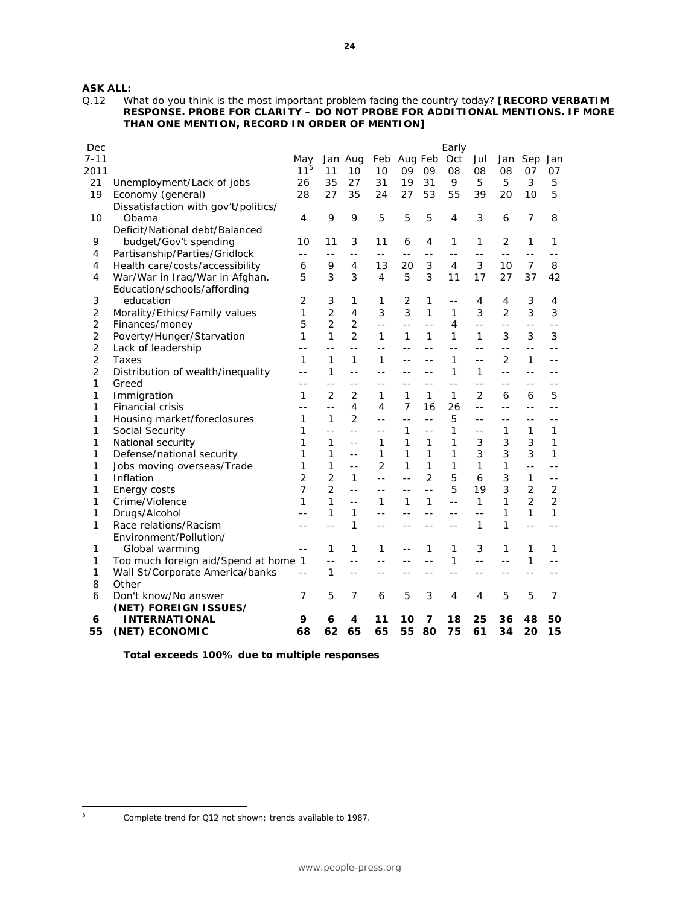**ASK ALL:**

Q.12 What do you think is the most important problem facing the country today? **[RECORD VERBATIM RESPONSE. PROBE FOR CLARITY – DO NOT PROBE FOR ADDITIONAL MENTIONS. IF MORE THAN ONE MENTION, RECORD IN ORDER OF MENTION]**

| Dec 7-11 2011 | | May 11[5] | Jan 11 | Aug 10 | Feb 10 | Aug 09 | Feb 09 | Early Oct 08 | Jul 08 | Jan 08 | Sep 07 | Jan 07 |
|---|---|---|---|---|---|---|---|---|---|---|---|---|
| 21 | Unemployment/Lack of jobs | 26 | 35 | 27 | 31 | 19 | 31 | 9 | 5 | 5 | 3 | 5 |
| 19 | Economy (general) | 28 | 27 | 35 | 24 | 27 | 53 | 55 | 39 | 20 | 10 | 5 |
| 10 | Dissatisfaction with gov't/politics/ Obama | 4 | 9 | 9 | 5 | 5 | 5 | 4 | 3 | 6 | 7 | 8 |
| 9 | Deficit/National debt/Balanced budget/Gov't spending | 10 | 11 | 3 | 11 | 6 | 4 | 1 | 1 | 2 | 1 | 1 |
| 4 | Partisanship/Parties/Gridlock | -- | -- | -- | -- | -- | -- | -- | -- | -- | -- | -- |
| 4 | Health care/costs/accessibility | 6 | 9 | 4 | 13 | 20 | 3 | 4 | 3 | 10 | 7 | 8 |
| 4 | War/War in Iraq/War in Afghan. | 5 | 3 | 3 | 4 | 5 | 3 | 11 | 17 | 27 | 37 | 42 |
| 3 | Education/schools/affording education | 2 | 3 | 1 | 1 | 2 | 1 | -- | 4 | 4 | 3 | 4 |
| 2 | Morality/Ethics/Family values | 1 | 2 | 4 | 3 | 3 | 1 | 1 | 3 | 2 | 3 | 3 |
| 2 | Finances/money | 5 | 2 | 2 | -- | -- | -- | 4 | -- | -- | -- | -- |
| 2 | Poverty/Hunger/Starvation | 1 | 1 | 2 | 1 | 1 | 1 | 1 | 1 | 3 | 3 | 3 |
| 2 | Lack of leadership | -- | -- | -- | -- | -- | -- | -- | -- | -- | -- | -- |
| 2 | Taxes | 1 | 1 | 1 | 1 | -- | -- | 1 | -- | 2 | 1 | -- |
| 2 | Distribution of wealth/inequality | -- | 1 | -- | -- | -- | -- | 1 | 1 | -- | -- | -- |
| 1 | Greed | -- | -- | -- | -- | -- | -- | -- | -- | -- | -- | -- |
| 1 | Immigration | 1 | 2 | 2 | 1 | 1 | 1 | 1 | 2 | 6 | 6 | 5 |
| 1 | Financial crisis | -- | -- | 4 | 4 | 7 | 16 | 26 | -- | -- | -- | -- |
| 1 | Housing market/foreclosures | 1 | 1 | 2 | -- | -- | -- | 5 | -- | -- | -- | -- |
| 1 | Social Security | 1 | -- | -- | -- | 1 | -- | 1 | -- | 1 | 1 | 1 |
| 1 | National security | 1 | 1 | -- | 1 | 1 | 1 | 1 | 3 | 3 | 3 | 1 |
| 1 | Defense/national security | 1 | 1 | -- | 1 | 1 | 1 | 1 | 3 | 3 | 3 | 1 |
| 1 | Jobs moving overseas/Trade | 1 | 1 | -- | 2 | 1 | 1 | 1 | 1 | 1 | -- | -- |
| 1 | Inflation | 2 | 2 | 1 | -- | -- | 2 | 5 | 6 | 3 | 1 | -- |
| 1 | Energy costs | 7 | 2 | -- | -- | -- | -- | 5 | 19 | 3 | 2 | 2 |
| 1 | Crime/Violence | 1 | 1 | -- | 1 | 1 | 1 | -- | 1 | 1 | 2 | 2 |
| 1 | Drugs/Alcohol | -- | 1 | 1 | -- | -- | -- | -- | -- | 1 | 1 | 1 |
| 1 | Race relations/Racism | -- | -- | 1 | -- | -- | -- | -- | 1 | 1 | -- | -- |
| 1 | Environment/Pollution/ Global warming | -- | 1 | 1 | 1 | -- | 1 | 1 | 3 | 1 | 1 | 1 |
| 1 | Too much foreign aid/Spend at home | 1 | -- | -- | -- | -- | -- | 1 | -- | -- | 1 | -- |
| 1 | Wall St/Corporate America/banks | -- | 1 | -- | -- | -- | -- | -- | -- | -- | -- | -- |
| 8 | Other | | | | | | | | | | | |
| 6 | Don't know/No answer | 7 | 5 | 7 | 6 | 5 | 3 | 4 | 4 | 5 | 5 | 7 |
| **6** | **(NET) FOREIGN ISSUES/ INTERNATIONAL** | **9** | **6** | **4** | **11** | **10** | **7** | **18** | **25** | **36** | **48** | **50** |
| **55** | **(NET) ECONOMIC** | **68** | **62** | **65** | **65** | **55** | **80** | **75** | **61** | **34** | **20** | **15** |

**Total exceeds 100% due to multiple responses**

[5] Complete trend for Q12 not shown; trends available to 1987.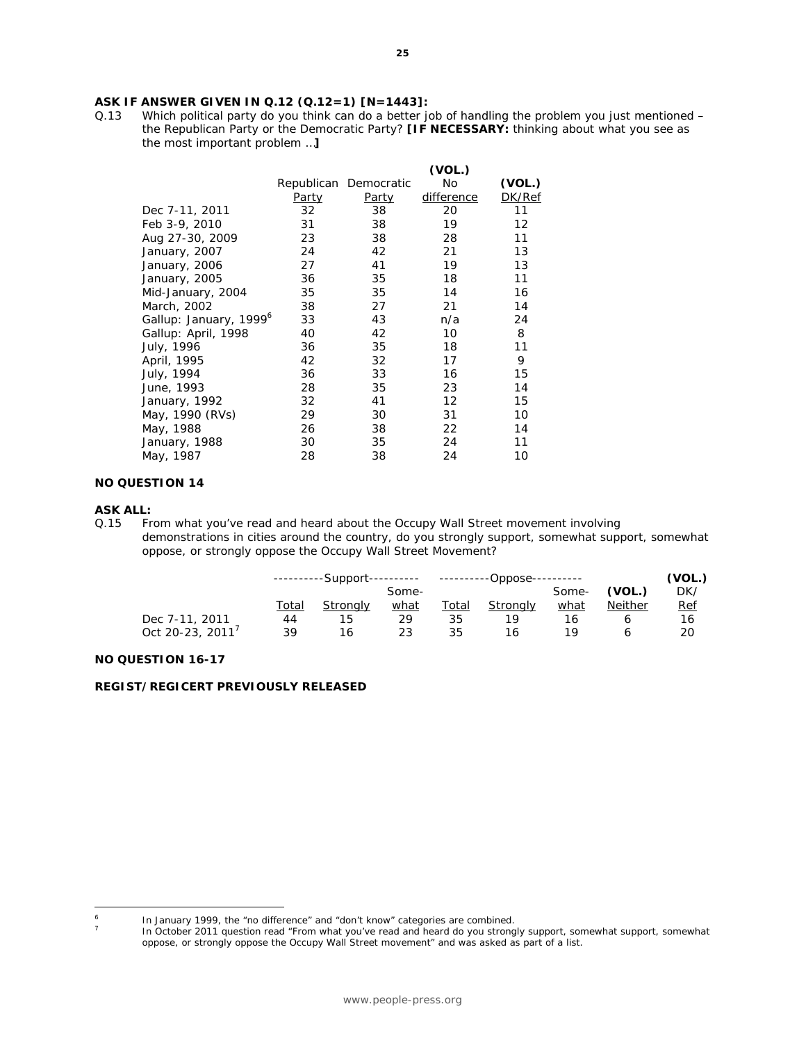**ASK IF ANSWER GIVEN IN Q.12 (Q.12=1) [N=1443]:**

Q.13 Which political party do you think can do a better job of handling the problem you just mentioned – the Republican Party or the Democratic Party? **[IF NECESSARY:** thinking about what you see as the most important problem …**]**

| | Republican Party | Democratic Party | (VOL.) No difference | (VOL.) DK/Ref |
|---|---|---|---|---|
| Dec 7-11, 2011 | 32 | 38 | 20 | 11 |
| Feb 3-9, 2010 | 31 | 38 | 19 | 12 |
| Aug 27-30, 2009 | 23 | 38 | 28 | 11 |
| January, 2007 | 24 | 42 | 21 | 13 |
| January, 2006 | 27 | 41 | 19 | 13 |
| January, 2005 | 36 | 35 | 18 | 11 |
| Mid-January, 2004 | 35 | 35 | 14 | 16 |
| March, 2002 | 38 | 27 | 21 | 14 |
| Gallup: January, 1999[6] | 33 | 43 | n/a | 24 |
| Gallup: April, 1998 | 40 | 42 | 10 | 8 |
| July, 1996 | 36 | 35 | 18 | 11 |
| April, 1995 | 42 | 32 | 17 | 9 |
| July, 1994 | 36 | 33 | 16 | 15 |
| June, 1993 | 28 | 35 | 23 | 14 |
| January, 1992 | 32 | 41 | 12 | 15 |
| May, 1990 (RVs) | 29 | 30 | 31 | 10 |
| May, 1988 | 26 | 38 | 22 | 14 |
| January, 1988 | 30 | 35 | 24 | 11 |
| May, 1987 | 28 | 38 | 24 | 10 |

**NO QUESTION 14**

**ASK ALL:**

Q.15 From what you've read and heard about the Occupy Wall Street movement involving demonstrations in cities around the country, do you strongly support, somewhat support, somewhat oppose, or strongly oppose the Occupy Wall Street Movement?

| | ----------Support---------- | | | ----------Oppose---------- | | | | |
|---|---|---|---|---|---|---|---|---|
| | Total | Strongly | Some-what | Total | Strongly | Some-what | (VOL.) Neither | (VOL.) DK/Ref |
| Dec 7-11, 2011 | 44 | 15 | 29 | 35 | 19 | 16 | 6 | 16 |
| Oct 20-23, 2011[7] | 39 | 16 | 23 | 35 | 16 | 19 | 6 | 20 |

**NO QUESTION 16-17**

**REGIST/REGICERT PREVIOUSLY RELEASED**

---

[6] In January 1999, the "no difference" and "don't know" categories are combined.

[7] In October 2011 question read "From what you've read and heard do you strongly support, somewhat support, somewhat oppose, or strongly oppose the Occupy Wall Street movement" and was asked as part of a list.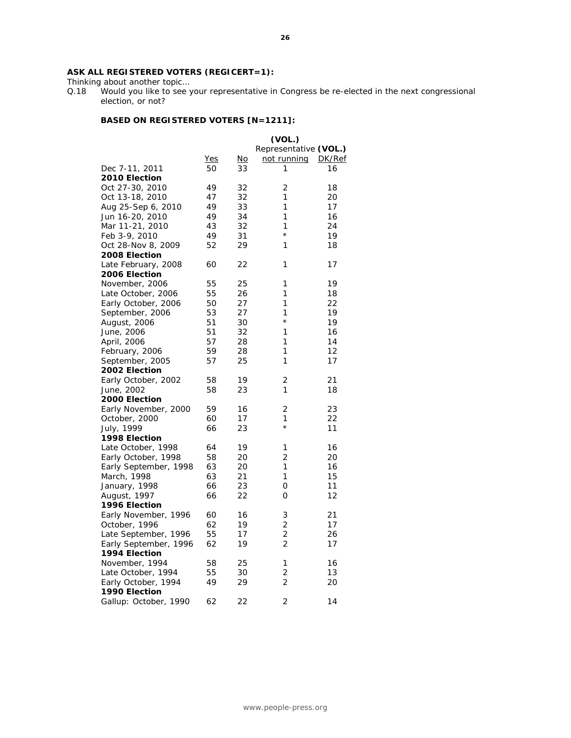**ASK ALL REGISTERED VOTERS (REGICERT=1):**

*Thinking about another topic…*

Q.18 Would you like to see your representative in Congress be re-elected in the next congressional election, or not?

**BASED ON REGISTERED VOTERS [N=1211]:**

| | Yes | No | (VOL.) Representative not running | (VOL.) DK/Ref |
|---|---|---|---|---|
| Dec 7-11, 2011 | 50 | 33 | 1 | 16 |
| **2010 Election** | | | | |
| Oct 27-30, 2010 | 49 | 32 | 2 | 18 |
| Oct 13-18, 2010 | 47 | 32 | 1 | 20 |
| Aug 25-Sep 6, 2010 | 49 | 33 | 1 | 17 |
| Jun 16-20, 2010 | 49 | 34 | 1 | 16 |
| Mar 11-21, 2010 | 43 | 32 | 1 | 24 |
| Feb 3-9, 2010 | 49 | 31 | * | 19 |
| Oct 28-Nov 8, 2009 | 52 | 29 | 1 | 18 |
| **2008 Election** | | | | |
| Late February, 2008 | 60 | 22 | 1 | 17 |
| **2006 Election** | | | | |
| November, 2006 | 55 | 25 | 1 | 19 |
| Late October, 2006 | 55 | 26 | 1 | 18 |
| Early October, 2006 | 50 | 27 | 1 | 22 |
| September, 2006 | 53 | 27 | 1 | 19 |
| August, 2006 | 51 | 30 | * | 19 |
| June, 2006 | 51 | 32 | 1 | 16 |
| April, 2006 | 57 | 28 | 1 | 14 |
| February, 2006 | 59 | 28 | 1 | 12 |
| September, 2005 | 57 | 25 | 1 | 17 |
| **2002 Election** | | | | |
| Early October, 2002 | 58 | 19 | 2 | 21 |
| June, 2002 | 58 | 23 | 1 | 18 |
| **2000 Election** | | | | |
| Early November, 2000 | 59 | 16 | 2 | 23 |
| October, 2000 | 60 | 17 | 1 | 22 |
| July, 1999 | 66 | 23 | * | 11 |
| **1998 Election** | | | | |
| Late October, 1998 | 64 | 19 | 1 | 16 |
| Early October, 1998 | 58 | 20 | 2 | 20 |
| Early September, 1998 | 63 | 20 | 1 | 16 |
| March, 1998 | 63 | 21 | 1 | 15 |
| January, 1998 | 66 | 23 | 0 | 11 |
| August, 1997 | 66 | 22 | 0 | 12 |
| **1996 Election** | | | | |
| Early November, 1996 | 60 | 16 | 3 | 21 |
| October, 1996 | 62 | 19 | 2 | 17 |
| Late September, 1996 | 55 | 17 | 2 | 26 |
| Early September, 1996 | 62 | 19 | 2 | 17 |
| **1994 Election** | | | | |
| November, 1994 | 58 | 25 | 1 | 16 |
| Late October, 1994 | 55 | 30 | 2 | 13 |
| Early October, 1994 | 49 | 29 | 2 | 20 |
| **1990 Election** | | | | |
| Gallup: October, 1990 | 62 | 22 | 2 | 14 |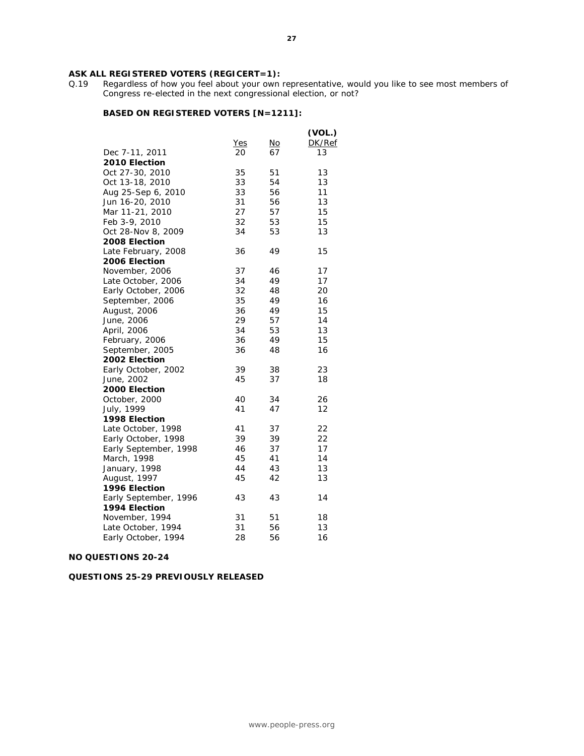**ASK ALL REGISTERED VOTERS (REGICERT=1):**

Q.19 Regardless of how you feel about your own representative, would you like to see most members of Congress re-elected in the next congressional election, or not?

**BASED ON REGISTERED VOTERS [N=1211]:**

| | Yes | No | (VOL.) DK/Ref |
|---|---|---|---|
| Dec 7-11, 2011 | 20 | 67 | 13 |
| **2010 Election** | | | |
| Oct 27-30, 2010 | 35 | 51 | 13 |
| Oct 13-18, 2010 | 33 | 54 | 13 |
| Aug 25-Sep 6, 2010 | 33 | 56 | 11 |
| Jun 16-20, 2010 | 31 | 56 | 13 |
| Mar 11-21, 2010 | 27 | 57 | 15 |
| Feb 3-9, 2010 | 32 | 53 | 15 |
| Oct 28-Nov 8, 2009 | 34 | 53 | 13 |
| **2008 Election** | | | |
| Late February, 2008 | 36 | 49 | 15 |
| **2006 Election** | | | |
| November, 2006 | 37 | 46 | 17 |
| Late October, 2006 | 34 | 49 | 17 |
| Early October, 2006 | 32 | 48 | 20 |
| September, 2006 | 35 | 49 | 16 |
| August, 2006 | 36 | 49 | 15 |
| June, 2006 | 29 | 57 | 14 |
| April, 2006 | 34 | 53 | 13 |
| February, 2006 | 36 | 49 | 15 |
| September, 2005 | 36 | 48 | 16 |
| **2002 Election** | | | |
| Early October, 2002 | 39 | 38 | 23 |
| June, 2002 | 45 | 37 | 18 |
| **2000 Election** | | | |
| October, 2000 | 40 | 34 | 26 |
| July, 1999 | 41 | 47 | 12 |
| **1998 Election** | | | |
| Late October, 1998 | 41 | 37 | 22 |
| Early October, 1998 | 39 | 39 | 22 |
| Early September, 1998 | 46 | 37 | 17 |
| March, 1998 | 45 | 41 | 14 |
| January, 1998 | 44 | 43 | 13 |
| August, 1997 | 45 | 42 | 13 |
| **1996 Election** | | | |
| Early September, 1996 | 43 | 43 | 14 |
| **1994 Election** | | | |
| November, 1994 | 31 | 51 | 18 |
| Late October, 1994 | 31 | 56 | 13 |
| Early October, 1994 | 28 | 56 | 16 |

**NO QUESTIONS 20-24**

**QUESTIONS 25-29 PREVIOUSLY RELEASED**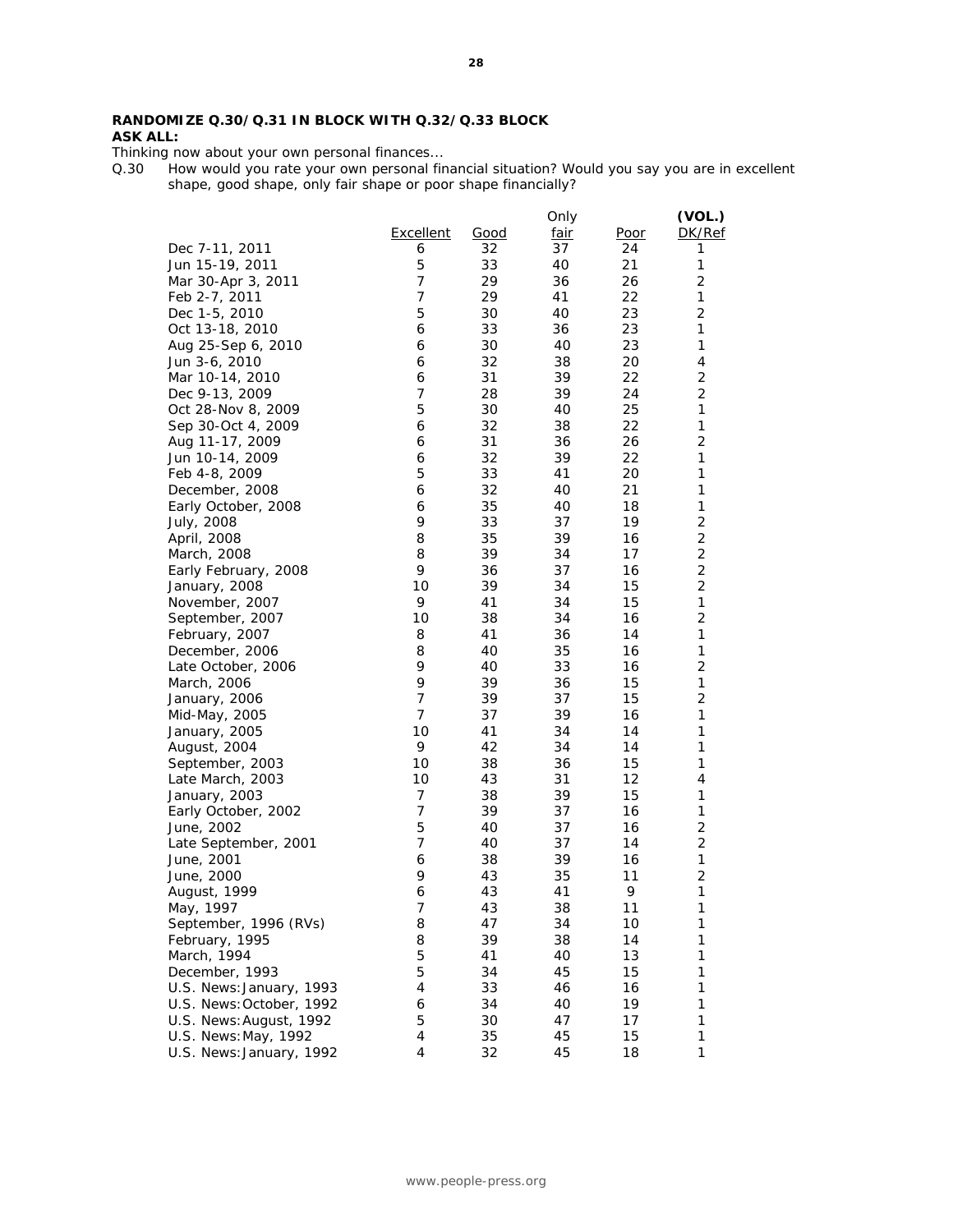**RANDOMIZE Q.30/Q.31 IN BLOCK WITH Q.32/Q.33 BLOCK**
**ASK ALL:**

Thinking now about your own personal finances...

Q.30 How would you rate your own personal financial situation? Would you say you are in excellent shape, good shape, only fair shape or poor shape financially?

| | Excellent | Good | Only fair | Poor | (VOL.) DK/Ref |
|---|---|---|---|---|---|
| Dec 7-11, 2011 | 6 | 32 | 37 | 24 | 1 |
| Jun 15-19, 2011 | 5 | 33 | 40 | 21 | 1 |
| Mar 30-Apr 3, 2011 | 7 | 29 | 36 | 26 | 2 |
| Feb 2-7, 2011 | 7 | 29 | 41 | 22 | 1 |
| Dec 1-5, 2010 | 5 | 30 | 40 | 23 | 2 |
| Oct 13-18, 2010 | 6 | 33 | 36 | 23 | 1 |
| Aug 25-Sep 6, 2010 | 6 | 30 | 40 | 23 | 1 |
| Jun 3-6, 2010 | 6 | 32 | 38 | 20 | 4 |
| Mar 10-14, 2010 | 6 | 31 | 39 | 22 | 2 |
| Dec 9-13, 2009 | 7 | 28 | 39 | 24 | 2 |
| Oct 28-Nov 8, 2009 | 5 | 30 | 40 | 25 | 1 |
| Sep 30-Oct 4, 2009 | 6 | 32 | 38 | 22 | 1 |
| Aug 11-17, 2009 | 6 | 31 | 36 | 26 | 2 |
| Jun 10-14, 2009 | 6 | 32 | 39 | 22 | 1 |
| Feb 4-8, 2009 | 5 | 33 | 41 | 20 | 1 |
| December, 2008 | 6 | 32 | 40 | 21 | 1 |
| Early October, 2008 | 6 | 35 | 40 | 18 | 1 |
| July, 2008 | 9 | 33 | 37 | 19 | 2 |
| April, 2008 | 8 | 35 | 39 | 16 | 2 |
| March, 2008 | 8 | 39 | 34 | 17 | 2 |
| Early February, 2008 | 9 | 36 | 37 | 16 | 2 |
| January, 2008 | 10 | 39 | 34 | 15 | 2 |
| November, 2007 | 9 | 41 | 34 | 15 | 1 |
| September, 2007 | 10 | 38 | 34 | 16 | 2 |
| February, 2007 | 8 | 41 | 36 | 14 | 1 |
| December, 2006 | 8 | 40 | 35 | 16 | 1 |
| Late October, 2006 | 9 | 40 | 33 | 16 | 2 |
| March, 2006 | 9 | 39 | 36 | 15 | 1 |
| January, 2006 | 7 | 39 | 37 | 15 | 2 |
| Mid-May, 2005 | 7 | 37 | 39 | 16 | 1 |
| January, 2005 | 10 | 41 | 34 | 14 | 1 |
| August, 2004 | 9 | 42 | 34 | 14 | 1 |
| September, 2003 | 10 | 38 | 36 | 15 | 1 |
| Late March, 2003 | 10 | 43 | 31 | 12 | 4 |
| January, 2003 | 7 | 38 | 39 | 15 | 1 |
| Early October, 2002 | 7 | 39 | 37 | 16 | 1 |
| June, 2002 | 5 | 40 | 37 | 16 | 2 |
| Late September, 2001 | 7 | 40 | 37 | 14 | 2 |
| June, 2001 | 6 | 38 | 39 | 16 | 1 |
| June, 2000 | 9 | 43 | 35 | 11 | 2 |
| August, 1999 | 6 | 43 | 41 | 9 | 1 |
| May, 1997 | 7 | 43 | 38 | 11 | 1 |
| September, 1996 (RVs) | 8 | 47 | 34 | 10 | 1 |
| February, 1995 | 8 | 39 | 38 | 14 | 1 |
| March, 1994 | 5 | 41 | 40 | 13 | 1 |
| December, 1993 | 5 | 34 | 45 | 15 | 1 |
| U.S. News: January, 1993 | 4 | 33 | 46 | 16 | 1 |
| U.S. News: October, 1992 | 6 | 34 | 40 | 19 | 1 |
| U.S. News: August, 1992 | 5 | 30 | 47 | 17 | 1 |
| U.S. News: May, 1992 | 4 | 35 | 45 | 15 | 1 |
| U.S. News: January, 1992 | 4 | 32 | 45 | 18 | 1 |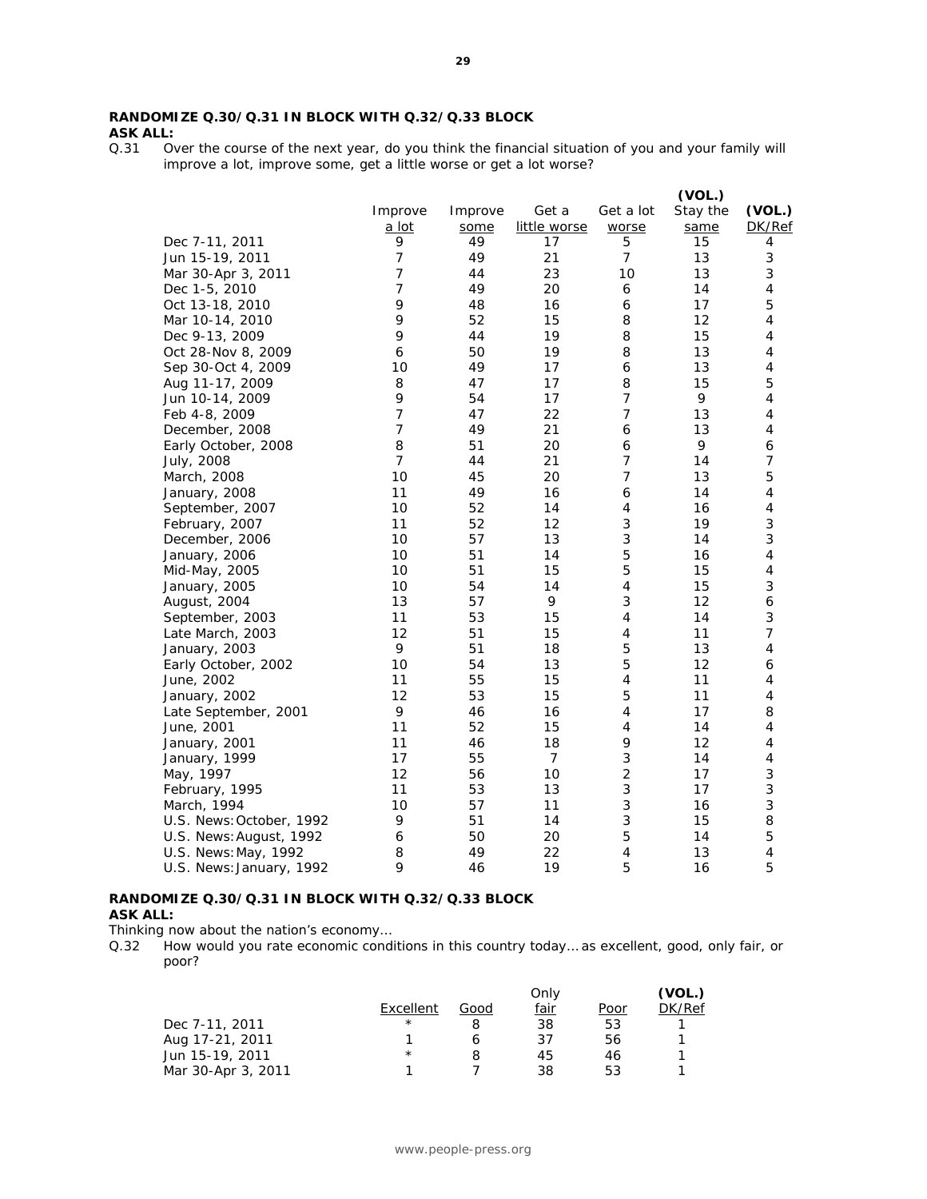**RANDOMIZE Q.30/Q.31 IN BLOCK WITH Q.32/Q.33 BLOCK**
**ASK ALL:**

Q.31 Over the course of the next year, do you think the financial situation of you and your family will improve a lot, improve some, get a little worse or get a lot worse?

| | Improve a lot | Improve some | Get a little worse | Get a lot worse | (VOL.) Stay the same | (VOL.) DK/Ref |
|---|---|---|---|---|---|---|
| Dec 7-11, 2011 | 9 | 49 | 17 | 5 | 15 | 4 |
| Jun 15-19, 2011 | 7 | 49 | 21 | 7 | 13 | 3 |
| Mar 30-Apr 3, 2011 | 7 | 44 | 23 | 10 | 13 | 3 |
| Dec 1-5, 2010 | 7 | 49 | 20 | 6 | 14 | 4 |
| Oct 13-18, 2010 | 9 | 48 | 16 | 6 | 17 | 5 |
| Mar 10-14, 2010 | 9 | 52 | 15 | 8 | 12 | 4 |
| Dec 9-13, 2009 | 9 | 44 | 19 | 8 | 15 | 4 |
| Oct 28-Nov 8, 2009 | 6 | 50 | 19 | 8 | 13 | 4 |
| Sep 30-Oct 4, 2009 | 10 | 49 | 17 | 6 | 13 | 4 |
| Aug 11-17, 2009 | 8 | 47 | 17 | 8 | 15 | 5 |
| Jun 10-14, 2009 | 9 | 54 | 17 | 7 | 9 | 4 |
| Feb 4-8, 2009 | 7 | 47 | 22 | 7 | 13 | 4 |
| December, 2008 | 7 | 49 | 21 | 6 | 13 | 4 |
| Early October, 2008 | 8 | 51 | 20 | 6 | 9 | 6 |
| July, 2008 | 7 | 44 | 21 | 7 | 14 | 7 |
| March, 2008 | 10 | 45 | 20 | 7 | 13 | 5 |
| January, 2008 | 11 | 49 | 16 | 6 | 14 | 4 |
| September, 2007 | 10 | 52 | 14 | 4 | 16 | 4 |
| February, 2007 | 11 | 52 | 12 | 3 | 19 | 3 |
| December, 2006 | 10 | 57 | 13 | 3 | 14 | 3 |
| January, 2006 | 10 | 51 | 14 | 5 | 16 | 4 |
| Mid-May, 2005 | 10 | 51 | 15 | 5 | 15 | 4 |
| January, 2005 | 10 | 54 | 14 | 4 | 15 | 3 |
| August, 2004 | 13 | 57 | 9 | 3 | 12 | 6 |
| September, 2003 | 11 | 53 | 15 | 4 | 14 | 3 |
| Late March, 2003 | 12 | 51 | 15 | 4 | 11 | 7 |
| January, 2003 | 9 | 51 | 18 | 5 | 13 | 4 |
| Early October, 2002 | 10 | 54 | 13 | 5 | 12 | 6 |
| June, 2002 | 11 | 55 | 15 | 4 | 11 | 4 |
| January, 2002 | 12 | 53 | 15 | 5 | 11 | 4 |
| Late September, 2001 | 9 | 46 | 16 | 4 | 17 | 8 |
| June, 2001 | 11 | 52 | 15 | 4 | 14 | 4 |
| January, 2001 | 11 | 46 | 18 | 9 | 12 | 4 |
| January, 1999 | 17 | 55 | 7 | 3 | 14 | 4 |
| May, 1997 | 12 | 56 | 10 | 2 | 17 | 3 |
| February, 1995 | 11 | 53 | 13 | 3 | 17 | 3 |
| March, 1994 | 10 | 57 | 11 | 3 | 16 | 3 |
| U.S. News: October, 1992 | 9 | 51 | 14 | 3 | 15 | 8 |
| U.S. News: August, 1992 | 6 | 50 | 20 | 5 | 14 | 5 |
| U.S. News: May, 1992 | 8 | 49 | 22 | 4 | 13 | 4 |
| U.S. News: January, 1992 | 9 | 46 | 19 | 5 | 16 | 5 |

**RANDOMIZE Q.30/Q.31 IN BLOCK WITH Q.32/Q.33 BLOCK**
**ASK ALL:**

*Thinking now about the nation's economy…*

Q.32 How would you rate economic conditions in this country today… as excellent, good, only fair, or poor?

| | Excellent | Good | Only fair | Poor | (VOL.) DK/Ref |
|---|---|---|---|---|---|
| Dec 7-11, 2011 | * | 8 | 38 | 53 | 1 |
| Aug 17-21, 2011 | 1 | 6 | 37 | 56 | 1 |
| Jun 15-19, 2011 | * | 8 | 45 | 46 | 1 |
| Mar 30-Apr 3, 2011 | 1 | 7 | 38 | 53 | 1 |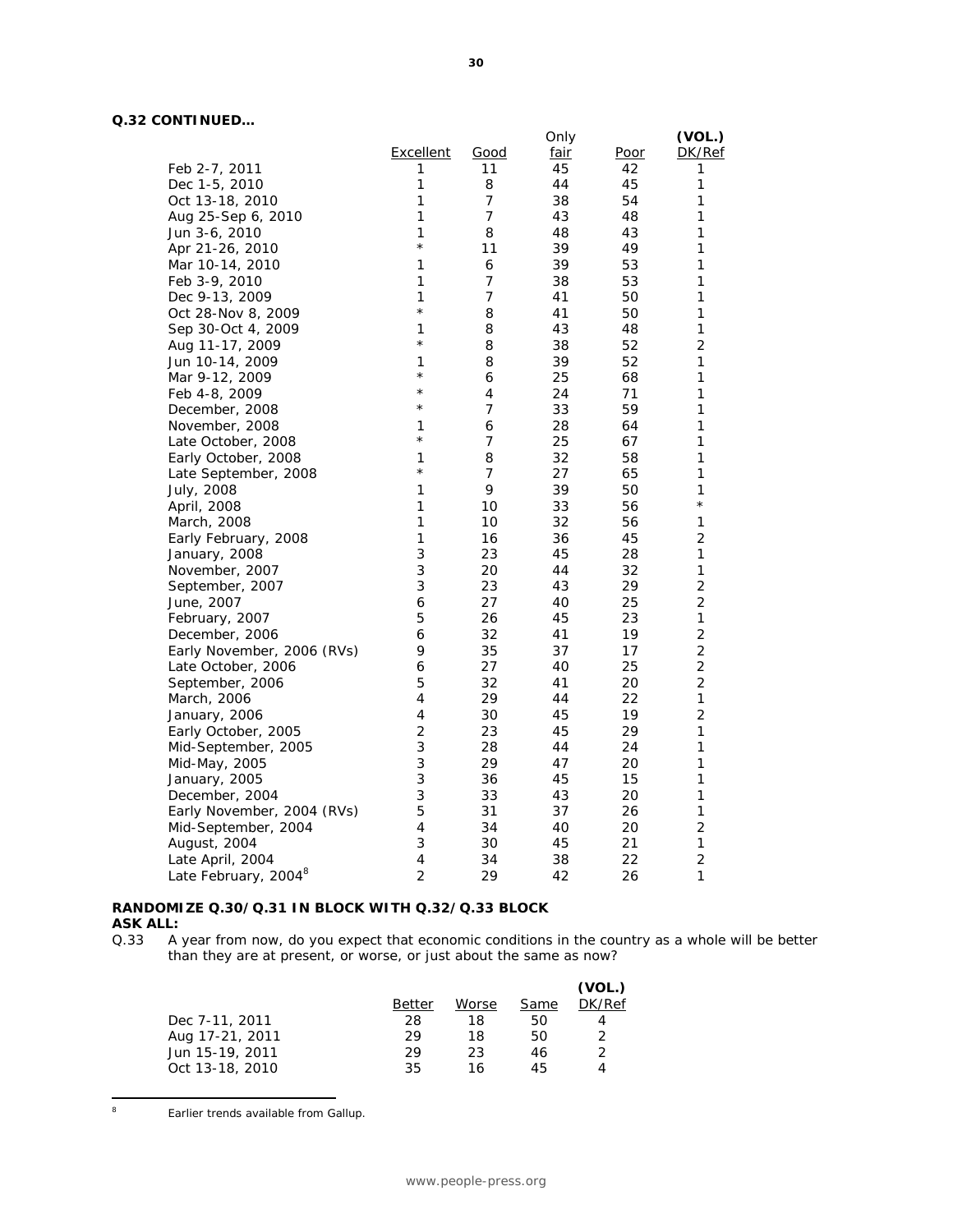**Q.32 CONTINUED…**

| | Excellent | Good | Only fair | Poor | (VOL.) DK/Ref |
|---|---|---|---|---|---|
| Feb 2-7, 2011 | 1 | 11 | 45 | 42 | 1 |
| Dec 1-5, 2010 | 1 | 8 | 44 | 45 | 1 |
| Oct 13-18, 2010 | 1 | 7 | 38 | 54 | 1 |
| Aug 25-Sep 6, 2010 | 1 | 7 | 43 | 48 | 1 |
| Jun 3-6, 2010 | 1 | 8 | 48 | 43 | 1 |
| Apr 21-26, 2010 | * | 11 | 39 | 49 | 1 |
| Mar 10-14, 2010 | 1 | 6 | 39 | 53 | 1 |
| Feb 3-9, 2010 | 1 | 7 | 38 | 53 | 1 |
| Dec 9-13, 2009 | 1 | 7 | 41 | 50 | 1 |
| Oct 28-Nov 8, 2009 | * | 8 | 41 | 50 | 1 |
| Sep 30-Oct 4, 2009 | 1 | 8 | 43 | 48 | 1 |
| Aug 11-17, 2009 | * | 8 | 38 | 52 | 2 |
| Jun 10-14, 2009 | 1 | 8 | 39 | 52 | 1 |
| Mar 9-12, 2009 | * | 6 | 25 | 68 | 1 |
| Feb 4-8, 2009 | * | 4 | 24 | 71 | 1 |
| December, 2008 | * | 7 | 33 | 59 | 1 |
| November, 2008 | 1 | 6 | 28 | 64 | 1 |
| Late October, 2008 | * | 7 | 25 | 67 | 1 |
| Early October, 2008 | 1 | 8 | 32 | 58 | 1 |
| Late September, 2008 | * | 7 | 27 | 65 | 1 |
| July, 2008 | 1 | 9 | 39 | 50 | 1 |
| April, 2008 | 1 | 10 | 33 | 56 | * |
| March, 2008 | 1 | 10 | 32 | 56 | 1 |
| Early February, 2008 | 1 | 16 | 36 | 45 | 2 |
| January, 2008 | 3 | 23 | 45 | 28 | 1 |
| November, 2007 | 3 | 20 | 44 | 32 | 1 |
| September, 2007 | 3 | 23 | 43 | 29 | 2 |
| June, 2007 | 6 | 27 | 40 | 25 | 2 |
| February, 2007 | 5 | 26 | 45 | 23 | 1 |
| December, 2006 | 6 | 32 | 41 | 19 | 2 |
| Early November, 2006 (RVs) | 9 | 35 | 37 | 17 | 2 |
| Late October, 2006 | 6 | 27 | 40 | 25 | 2 |
| September, 2006 | 5 | 32 | 41 | 20 | 2 |
| March, 2006 | 4 | 29 | 44 | 22 | 1 |
| January, 2006 | 4 | 30 | 45 | 19 | 2 |
| Early October, 2005 | 2 | 23 | 45 | 29 | 1 |
| Mid-September, 2005 | 3 | 28 | 44 | 24 | 1 |
| Mid-May, 2005 | 3 | 29 | 47 | 20 | 1 |
| January, 2005 | 3 | 36 | 45 | 15 | 1 |
| December, 2004 | 3 | 33 | 43 | 20 | 1 |
| Early November, 2004 (RVs) | 5 | 31 | 37 | 26 | 1 |
| Mid-September, 2004 | 4 | 34 | 40 | 20 | 2 |
| August, 2004 | 3 | 30 | 45 | 21 | 1 |
| Late April, 2004 | 4 | 34 | 38 | 22 | 2 |
| Late February, 2004[8] | 2 | 29 | 42 | 26 | 1 |

**RANDOMIZE Q.30/Q.31 IN BLOCK WITH Q.32/Q.33 BLOCK**
**ASK ALL:**

Q.33 A year from now, do you expect that economic conditions in the country as a whole will be better than they are at present, or worse, or just about the same as now?

| | Better | Worse | Same | (VOL.) DK/Ref |
|---|---|---|---|---|
| Dec 7-11, 2011 | 28 | 18 | 50 | 4 |
| Aug 17-21, 2011 | 29 | 18 | 50 | 2 |
| Jun 15-19, 2011 | 29 | 23 | 46 | 2 |
| Oct 13-18, 2010 | 35 | 16 | 45 | 4 |

[8] Earlier trends available from Gallup.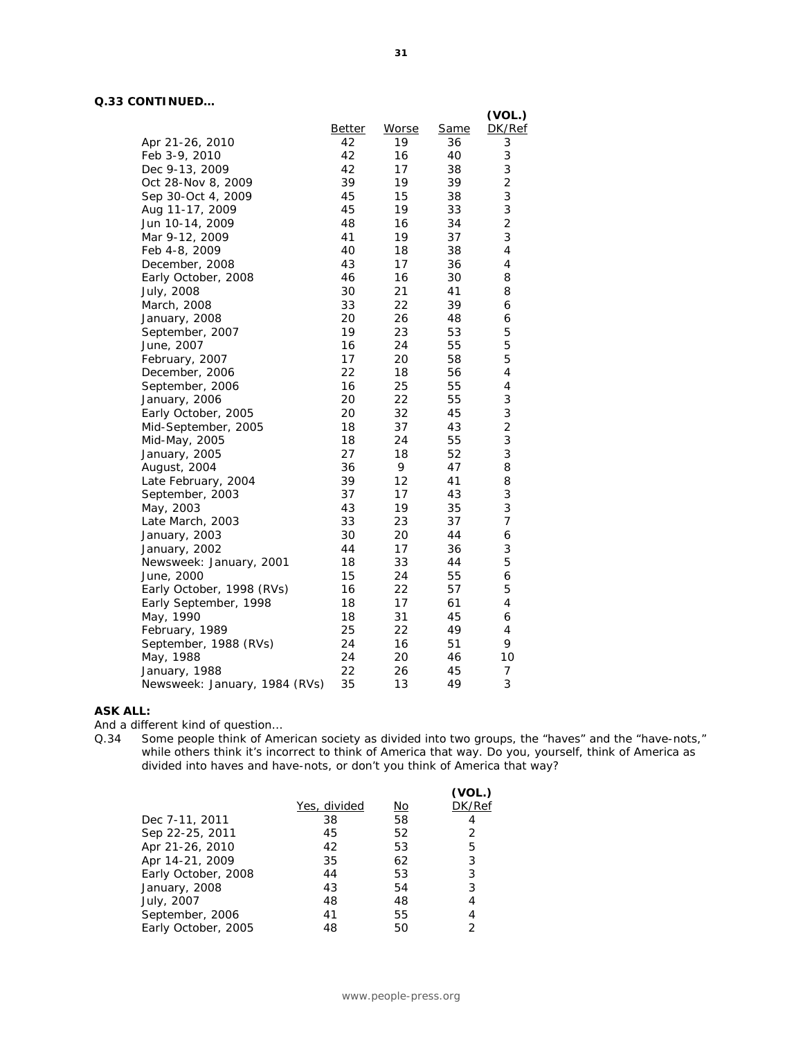**Q.33 CONTINUED…**

| | Better | Worse | Same | (VOL.) DK/Ref |
|---|---|---|---|---|
| Apr 21-26, 2010 | 42 | 19 | 36 | 3 |
| Feb 3-9, 2010 | 42 | 16 | 40 | 3 |
| Dec 9-13, 2009 | 42 | 17 | 38 | 3 |
| Oct 28-Nov 8, 2009 | 39 | 19 | 39 | 2 |
| Sep 30-Oct 4, 2009 | 45 | 15 | 38 | 3 |
| Aug 11-17, 2009 | 45 | 19 | 33 | 3 |
| Jun 10-14, 2009 | 48 | 16 | 34 | 2 |
| Mar 9-12, 2009 | 41 | 19 | 37 | 3 |
| Feb 4-8, 2009 | 40 | 18 | 38 | 4 |
| December, 2008 | 43 | 17 | 36 | 4 |
| Early October, 2008 | 46 | 16 | 30 | 8 |
| July, 2008 | 30 | 21 | 41 | 8 |
| March, 2008 | 33 | 22 | 39 | 6 |
| January, 2008 | 20 | 26 | 48 | 6 |
| September, 2007 | 19 | 23 | 53 | 5 |
| June, 2007 | 16 | 24 | 55 | 5 |
| February, 2007 | 17 | 20 | 58 | 5 |
| December, 2006 | 22 | 18 | 56 | 4 |
| September, 2006 | 16 | 25 | 55 | 4 |
| January, 2006 | 20 | 22 | 55 | 3 |
| Early October, 2005 | 20 | 32 | 45 | 3 |
| Mid-September, 2005 | 18 | 37 | 43 | 2 |
| Mid-May, 2005 | 18 | 24 | 55 | 3 |
| January, 2005 | 27 | 18 | 52 | 3 |
| August, 2004 | 36 | 9 | 47 | 8 |
| Late February, 2004 | 39 | 12 | 41 | 8 |
| September, 2003 | 37 | 17 | 43 | 3 |
| May, 2003 | 43 | 19 | 35 | 3 |
| Late March, 2003 | 33 | 23 | 37 | 7 |
| January, 2003 | 30 | 20 | 44 | 6 |
| January, 2002 | 44 | 17 | 36 | 3 |
| Newsweek: January, 2001 | 18 | 33 | 44 | 5 |
| June, 2000 | 15 | 24 | 55 | 6 |
| Early October, 1998 (RVs) | 16 | 22 | 57 | 5 |
| Early September, 1998 | 18 | 17 | 61 | 4 |
| May, 1990 | 18 | 31 | 45 | 6 |
| February, 1989 | 25 | 22 | 49 | 4 |
| September, 1988 (RVs) | 24 | 16 | 51 | 9 |
| May, 1988 | 24 | 20 | 46 | 10 |
| January, 1988 | 22 | 26 | 45 | 7 |
| Newsweek: January, 1984 (RVs) | 35 | 13 | 49 | 3 |

**ASK ALL:**

*And a different kind of question…*

Q.34 Some people think of American society as divided into two groups, the "haves" and the "have-nots," while others think it's incorrect to think of America that way. Do you, yourself, think of America as divided into haves and have-nots, or don't you think of America that way?

| | Yes, divided | No | (VOL.) DK/Ref |
|---|---|---|---|
| Dec 7-11, 2011 | 38 | 58 | 4 |
| Sep 22-25, 2011 | 45 | 52 | 2 |
| Apr 21-26, 2010 | 42 | 53 | 5 |
| Apr 14-21, 2009 | 35 | 62 | 3 |
| Early October, 2008 | 44 | 53 | 3 |
| January, 2008 | 43 | 54 | 3 |
| July, 2007 | 48 | 48 | 4 |
| September, 2006 | 41 | 55 | 4 |
| Early October, 2005 | 48 | 50 | 2 |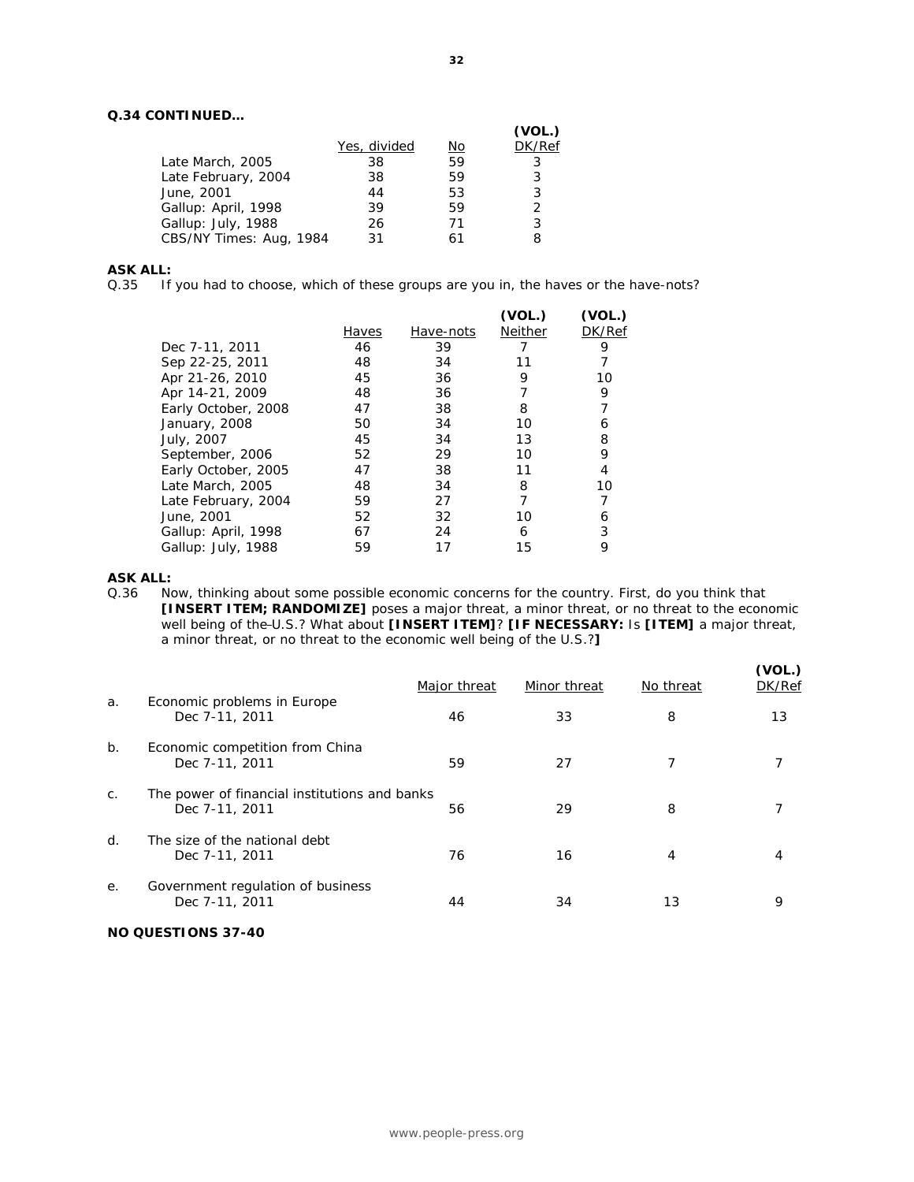**Q.34 CONTINUED…**

| | Yes, divided | No | (VOL.) DK/Ref |
|---|---|---|---|
| Late March, 2005 | 38 | 59 | 3 |
| Late February, 2004 | 38 | 59 | 3 |
| June, 2001 | 44 | 53 | 3 |
| Gallup: April, 1998 | 39 | 59 | 2 |
| Gallup: July, 1988 | 26 | 71 | 3 |
| CBS/NY Times: Aug, 1984 | 31 | 61 | 8 |

**ASK ALL:**

Q.35 If you had to choose, which of these groups are you in, the haves or the have-nots?

| | Haves | Have-nots | (VOL.) Neither | (VOL.) DK/Ref |
|---|---|---|---|---|
| Dec 7-11, 2011 | 46 | 39 | 7 | 9 |
| Sep 22-25, 2011 | 48 | 34 | 11 | 7 |
| Apr 21-26, 2010 | 45 | 36 | 9 | 10 |
| Apr 14-21, 2009 | 48 | 36 | 7 | 9 |
| Early October, 2008 | 47 | 38 | 8 | 7 |
| January, 2008 | 50 | 34 | 10 | 6 |
| July, 2007 | 45 | 34 | 13 | 8 |
| September, 2006 | 52 | 29 | 10 | 9 |
| Early October, 2005 | 47 | 38 | 11 | 4 |
| Late March, 2005 | 48 | 34 | 8 | 10 |
| Late February, 2004 | 59 | 27 | 7 | 7 |
| June, 2001 | 52 | 32 | 10 | 6 |
| Gallup: April, 1998 | 67 | 24 | 6 | 3 |
| Gallup: July, 1988 | 59 | 17 | 15 | 9 |

**ASK ALL:**

Q.36 Now, thinking about some possible economic concerns for the country. First, do you think that **[INSERT ITEM; RANDOMIZE]** poses a major threat, a minor threat, or no threat to the economic well being of the U.S.? What about **[INSERT ITEM]**? **[IF NECESSARY:** Is **[ITEM]** a major threat, a minor threat, or no threat to the economic well being of the U.S.?**]**

| | | Major threat | Minor threat | No threat | (VOL.) DK/Ref |
|---|---|---|---|---|---|
| a. | Economic problems in Europe | | | | |
| | Dec 7-11, 2011 | 46 | 33 | 8 | 13 |
| b. | Economic competition from China | | | | |
| | Dec 7-11, 2011 | 59 | 27 | 7 | 7 |
| c. | The power of financial institutions and banks | | | | |
| | Dec 7-11, 2011 | 56 | 29 | 8 | 7 |
| d. | The size of the national debt | | | | |
| | Dec 7-11, 2011 | 76 | 16 | 4 | 4 |
| e. | Government regulation of business | | | | |
| | Dec 7-11, 2011 | 44 | 34 | 13 | 9 |

**NO QUESTIONS 37-40**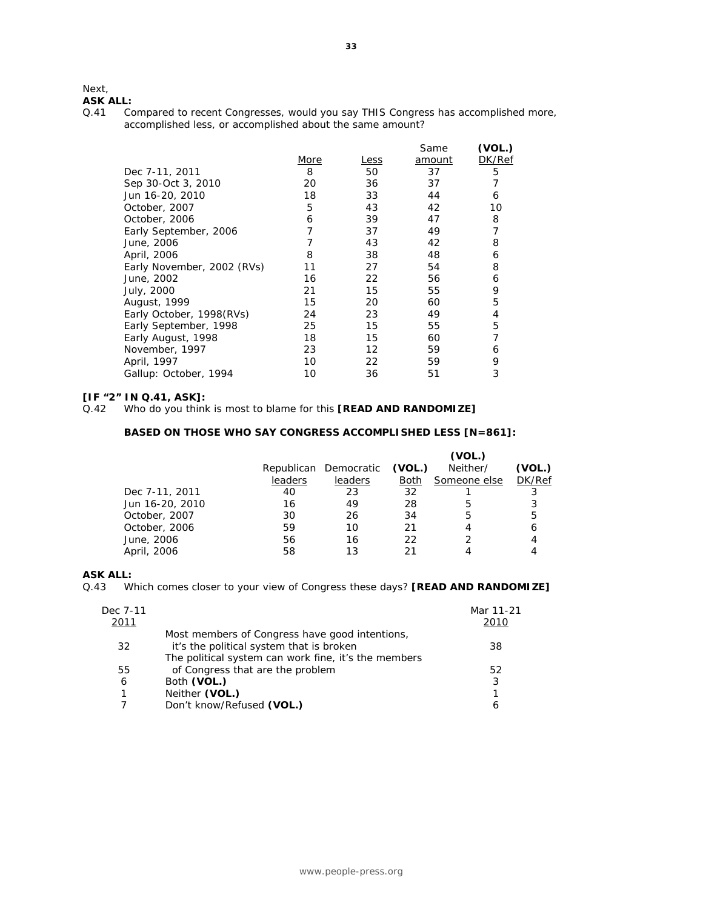Next,

**ASK ALL:**

Q.41 Compared to recent Congresses, would you say THIS Congress has accomplished more, accomplished less, or accomplished about the same amount?

| | More | Less | Same amount | **(VOL.)** DK/Ref |
|---|---|---|---|---|
| Dec 7-11, 2011 | 8 | 50 | 37 | 5 |
| Sep 30-Oct 3, 2010 | 20 | 36 | 37 | 7 |
| Jun 16-20, 2010 | 18 | 33 | 44 | 6 |
| October, 2007 | 5 | 43 | 42 | 10 |
| October, 2006 | 6 | 39 | 47 | 8 |
| Early September, 2006 | 7 | 37 | 49 | 7 |
| June, 2006 | 7 | 43 | 42 | 8 |
| April, 2006 | 8 | 38 | 48 | 6 |
| Early November, 2002 (RVs) | 11 | 27 | 54 | 8 |
| June, 2002 | 16 | 22 | 56 | 6 |
| July, 2000 | 21 | 15 | 55 | 9 |
| August, 1999 | 15 | 20 | 60 | 5 |
| Early October, 1998(RVs) | 24 | 23 | 49 | 4 |
| Early September, 1998 | 25 | 15 | 55 | 5 |
| Early August, 1998 | 18 | 15 | 60 | 7 |
| November, 1997 | 23 | 12 | 59 | 6 |
| April, 1997 | 10 | 22 | 59 | 9 |
| Gallup: October, 1994 | 10 | 36 | 51 | 3 |

**[IF "2" IN Q.41, ASK]:**

Q.42 Who do you think is most to blame for this **[READ AND RANDOMIZE]**

**BASED ON THOSE WHO SAY CONGRESS ACCOMPLISHED LESS [N=861]:**

| | Republican leaders | Democratic leaders | **(VOL.)** Both | **(VOL.)** Neither/ Someone else | **(VOL.)** DK/Ref |
|---|---|---|---|---|---|
| Dec 7-11, 2011 | 40 | 23 | 32 | 1 | 3 |
| Jun 16-20, 2010 | 16 | 49 | 28 | 5 | 3 |
| October, 2007 | 30 | 26 | 34 | 5 | 5 |
| October, 2006 | 59 | 10 | 21 | 4 | 6 |
| June, 2006 | 56 | 16 | 22 | 2 | 4 |
| April, 2006 | 58 | 13 | 21 | 4 | 4 |

**ASK ALL:**

Q.43 Which comes closer to your view of Congress these days? **[READ AND RANDOMIZE]**

| Dec 7-11 2011 | | Mar 11-21 2010 |
|---|---|---|
| 32 | Most members of Congress have good intentions, it's the political system that is broken | 38 |
| 55 | The political system can work fine, it's the members of Congress that are the problem | 52 |
| 6 | Both **(VOL.)** | 3 |
| 1 | Neither **(VOL.)** | 1 |
| 7 | Don't know/Refused **(VOL.)** | 6 |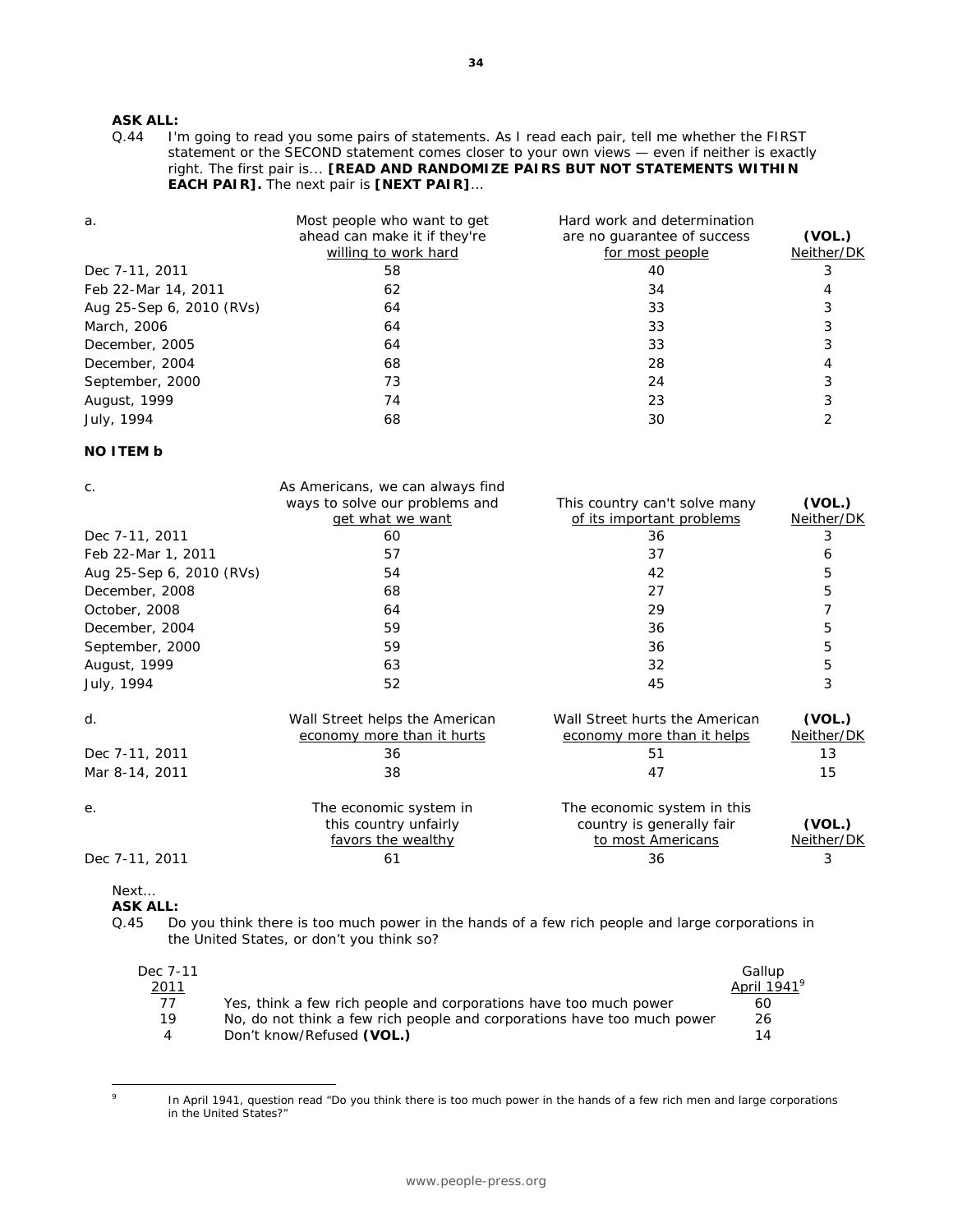**ASK ALL:**

Q.44 I'm going to read you some pairs of statements. As I read each pair, tell me whether the FIRST statement or the SECOND statement comes closer to your own views — even if neither is exactly right. The first pair is... **[READ AND RANDOMIZE PAIRS BUT NOT STATEMENTS WITHIN EACH PAIR].** The next pair is **[NEXT PAIR]**...

| a. | Most people who want to get ahead can make it if they're willing to work hard | Hard work and determination are no guarantee of success for most people | (VOL.) Neither/DK |
|---|---|---|---|
| Dec 7-11, 2011 | 58 | 40 | 3 |
| Feb 22-Mar 14, 2011 | 62 | 34 | 4 |
| Aug 25-Sep 6, 2010 (RVs) | 64 | 33 | 3 |
| March, 2006 | 64 | 33 | 3 |
| December, 2005 | 64 | 33 | 3 |
| December, 2004 | 68 | 28 | 4 |
| September, 2000 | 73 | 24 | 3 |
| August, 1999 | 74 | 23 | 3 |
| July, 1994 | 68 | 30 | 2 |

**NO ITEM b**

| c. | As Americans, we can always find ways to solve our problems and get what we want | This country can't solve many of its important problems | (VOL.) Neither/DK |
|---|---|---|---|
| Dec 7-11, 2011 | 60 | 36 | 3 |
| Feb 22-Mar 1, 2011 | 57 | 37 | 6 |
| Aug 25-Sep 6, 2010 (RVs) | 54 | 42 | 5 |
| December, 2008 | 68 | 27 | 5 |
| October, 2008 | 64 | 29 | 7 |
| December, 2004 | 59 | 36 | 5 |
| September, 2000 | 59 | 36 | 5 |
| August, 1999 | 63 | 32 | 5 |
| July, 1994 | 52 | 45 | 3 |

| d. | Wall Street helps the American economy more than it hurts | Wall Street hurts the American economy more than it helps | (VOL.) Neither/DK |
|---|---|---|---|
| Dec 7-11, 2011 | 36 | 51 | 13 |
| Mar 8-14, 2011 | 38 | 47 | 15 |

| e. | The economic system in this country unfairly favors the wealthy | The economic system in this country is generally fair to most Americans | (VOL.) Neither/DK |
|---|---|---|---|
| Dec 7-11, 2011 | 61 | 36 | 3 |

Next...

**ASK ALL:**

Q.45 Do you think there is too much power in the hands of a few rich people and large corporations in the United States, or don't you think so?

| Dec 7-11 2011 | | Gallup April 1941[9] |
|---|---|---|
| 77 | Yes, think a few rich people and corporations have too much power | 60 |
| 19 | No, do not think a few rich people and corporations have too much power | 26 |
| 4 | Don't know/Refused **(VOL.)** | 14 |

[9] In April 1941, question read "Do you think there is too much power in the hands of a few rich men and large corporations in the United States?"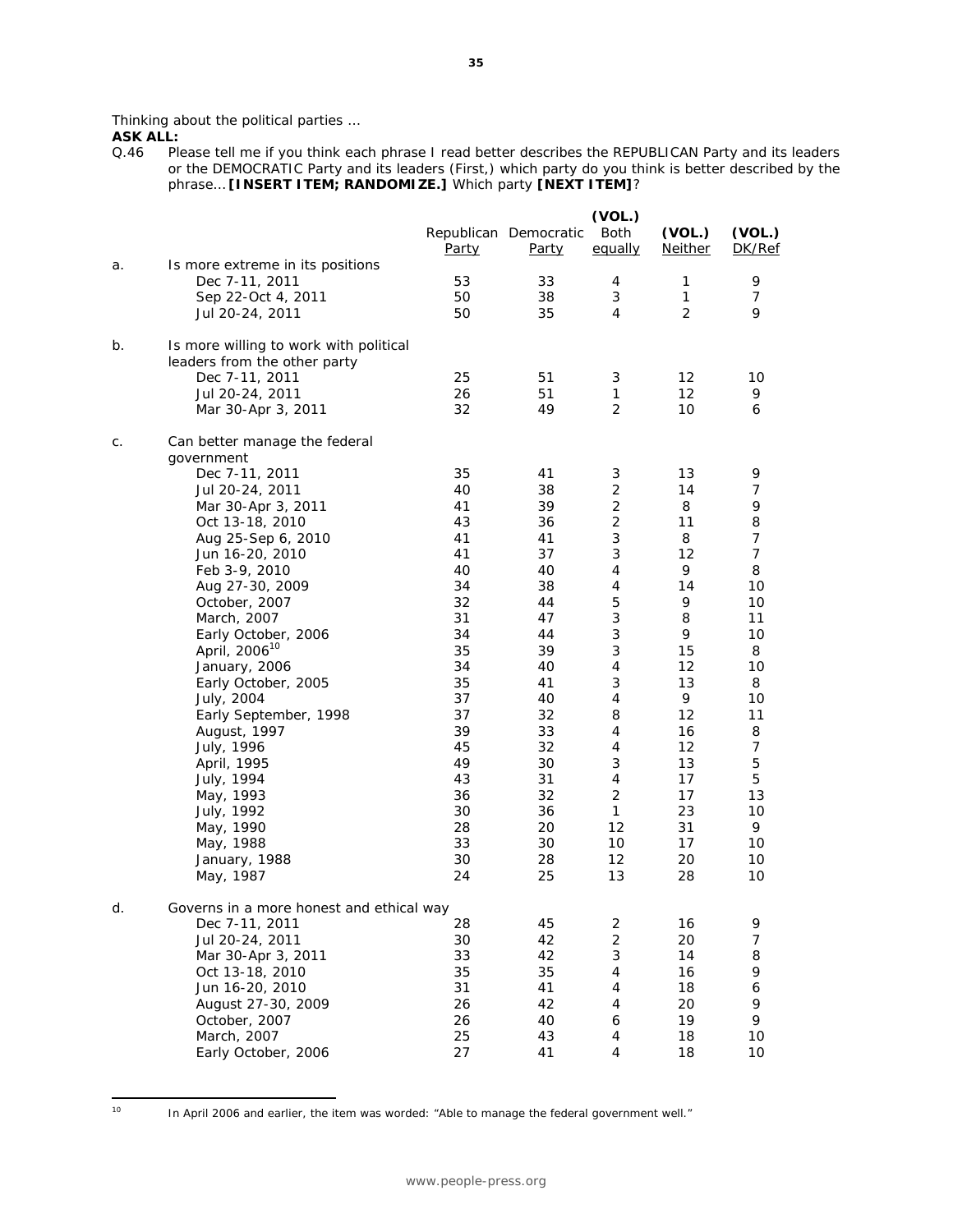Thinking about the political parties …

**ASK ALL:**

Q.46 Please tell me if you think each phrase I read better describes the REPUBLICAN Party and its leaders or the DEMOCRATIC Party and its leaders (First,) which party do you think is better described by the phrase… **[INSERT ITEM; RANDOMIZE.]** Which party **[NEXT ITEM]**?

| | | Republican Party | Democratic Party | (VOL.) Both equally | (VOL.) Neither | (VOL.) DK/Ref |
|---|---|---|---|---|---|---|
| a. | Is more extreme in its positions | | | | | |
| | Dec 7-11, 2011 | 53 | 33 | 4 | 1 | 9 |
| | Sep 22-Oct 4, 2011 | 50 | 38 | 3 | 1 | 7 |
| | Jul 20-24, 2011 | 50 | 35 | 4 | 2 | 9 |
| b. | Is more willing to work with political leaders from the other party | | | | | |
| | Dec 7-11, 2011 | 25 | 51 | 3 | 12 | 10 |
| | Jul 20-24, 2011 | 26 | 51 | 1 | 12 | 9 |
| | Mar 30-Apr 3, 2011 | 32 | 49 | 2 | 10 | 6 |
| c. | Can better manage the federal government | | | | | |
| | Dec 7-11, 2011 | 35 | 41 | 3 | 13 | 9 |
| | Jul 20-24, 2011 | 40 | 38 | 2 | 14 | 7 |
| | Mar 30-Apr 3, 2011 | 41 | 39 | 2 | 8 | 9 |
| | Oct 13-18, 2010 | 43 | 36 | 2 | 11 | 8 |
| | Aug 25-Sep 6, 2010 | 41 | 41 | 3 | 8 | 7 |
| | Jun 16-20, 2010 | 41 | 37 | 3 | 12 | 7 |
| | Feb 3-9, 2010 | 40 | 40 | 4 | 9 | 8 |
| | Aug 27-30, 2009 | 34 | 38 | 4 | 14 | 10 |
| | October, 2007 | 32 | 44 | 5 | 9 | 10 |
| | March, 2007 | 31 | 47 | 3 | 8 | 11 |
| | Early October, 2006 | 34 | 44 | 3 | 9 | 10 |
| | April, 2006[10] | 35 | 39 | 3 | 15 | 8 |
| | January, 2006 | 34 | 40 | 4 | 12 | 10 |
| | Early October, 2005 | 35 | 41 | 3 | 13 | 8 |
| | July, 2004 | 37 | 40 | 4 | 9 | 10 |
| | Early September, 1998 | 37 | 32 | 8 | 12 | 11 |
| | August, 1997 | 39 | 33 | 4 | 16 | 8 |
| | July, 1996 | 45 | 32 | 4 | 12 | 7 |
| | April, 1995 | 49 | 30 | 3 | 13 | 5 |
| | July, 1994 | 43 | 31 | 4 | 17 | 5 |
| | May, 1993 | 36 | 32 | 2 | 17 | 13 |
| | July, 1992 | 30 | 36 | 1 | 23 | 10 |
| | May, 1990 | 28 | 20 | 12 | 31 | 9 |
| | May, 1988 | 33 | 30 | 10 | 17 | 10 |
| | January, 1988 | 30 | 28 | 12 | 20 | 10 |
| | May, 1987 | 24 | 25 | 13 | 28 | 10 |
| d. | Governs in a more honest and ethical way | | | | | |
| | Dec 7-11, 2011 | 28 | 45 | 2 | 16 | 9 |
| | Jul 20-24, 2011 | 30 | 42 | 2 | 20 | 7 |
| | Mar 30-Apr 3, 2011 | 33 | 42 | 3 | 14 | 8 |
| | Oct 13-18, 2010 | 35 | 35 | 4 | 16 | 9 |
| | Jun 16-20, 2010 | 31 | 41 | 4 | 18 | 6 |
| | August 27-30, 2009 | 26 | 42 | 4 | 20 | 9 |
| | October, 2007 | 26 | 40 | 6 | 19 | 9 |
| | March, 2007 | 25 | 43 | 4 | 18 | 10 |
| | Early October, 2006 | 27 | 41 | 4 | 18 | 10 |

[10] In April 2006 and earlier, the item was worded: "Able to manage the federal government well."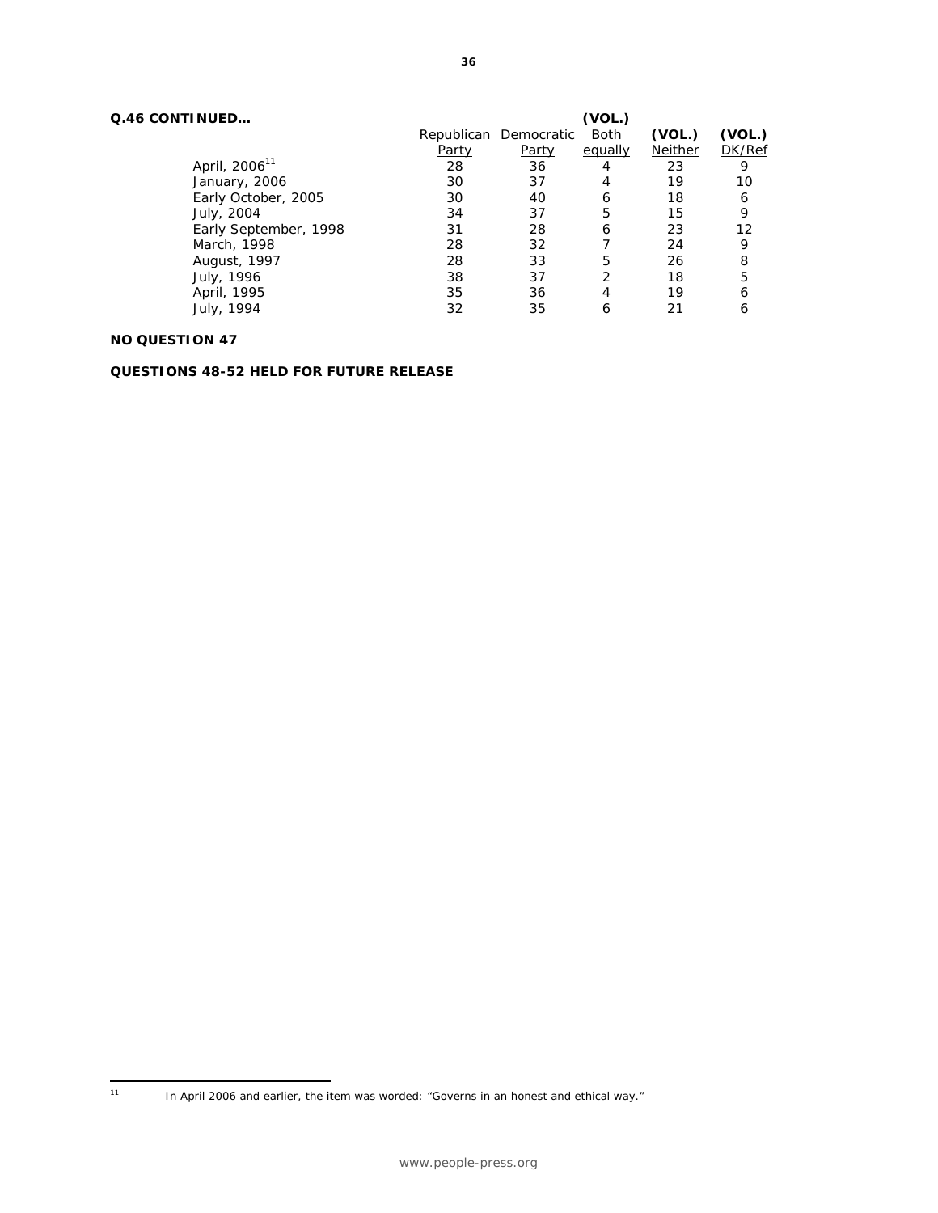**Q.46 CONTINUED…**

| | Republican Party | Democratic Party | (VOL.) Both equally | (VOL.) Neither | (VOL.) DK/Ref |
|---|---|---|---|---|---|
| April, 2006[11] | 28 | 36 | 4 | 23 | 9 |
| January, 2006 | 30 | 37 | 4 | 19 | 10 |
| Early October, 2005 | 30 | 40 | 6 | 18 | 6 |
| July, 2004 | 34 | 37 | 5 | 15 | 9 |
| Early September, 1998 | 31 | 28 | 6 | 23 | 12 |
| March, 1998 | 28 | 32 | 7 | 24 | 9 |
| August, 1997 | 28 | 33 | 5 | 26 | 8 |
| July, 1996 | 38 | 37 | 2 | 18 | 5 |
| April, 1995 | 35 | 36 | 4 | 19 | 6 |
| July, 1994 | 32 | 35 | 6 | 21 | 6 |

**NO QUESTION 47**

**QUESTIONS 48-52 HELD FOR FUTURE RELEASE**

[11] *In April 2006 and earlier, the item was worded: "Governs in an honest and ethical way."*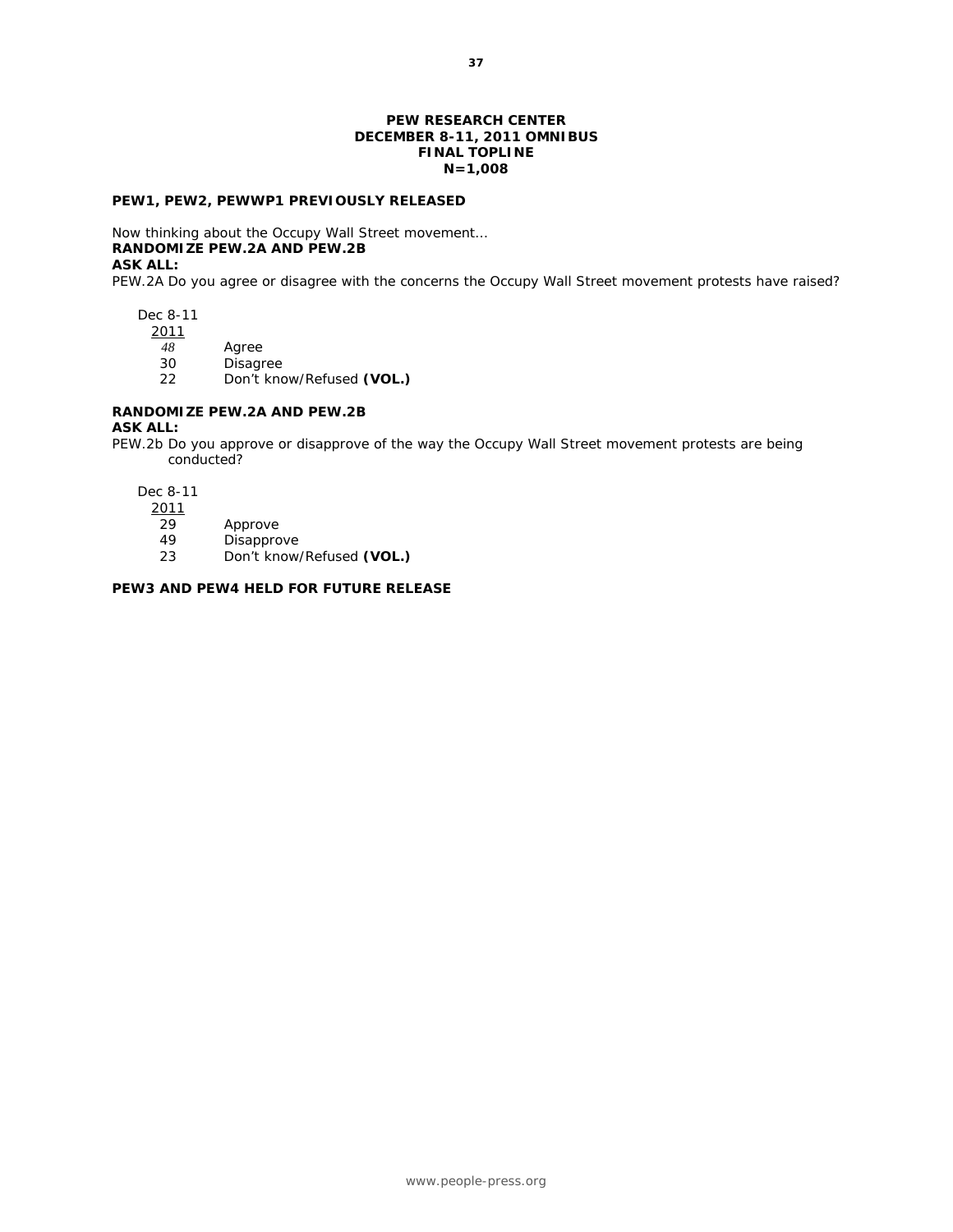**PEW RESEARCH CENTER**
**DECEMBER 8-11, 2011 OMNIBUS**
**FINAL TOPLINE**
**N=1,008**

**PEW1, PEW2, PEWWP1 PREVIOUSLY RELEASED**

*Now thinking about the Occupy Wall Street movement…*
**RANDOMIZE PEW.2A AND PEW.2B**
**ASK ALL:**
PEW.2A Do you agree or disagree with the concerns the Occupy Wall Street movement protests have raised?

| Dec 8-11 2011 | |
|---|---|
| *48* | Agree |
| 30 | Disagree |
| 22 | Don't know/Refused **(VOL.)** |

**RANDOMIZE PEW.2A AND PEW.2B**
**ASK ALL:**
PEW.2b Do you approve or disapprove of the way the Occupy Wall Street movement protests are being conducted?

| Dec 8-11 2011 | |
|---|---|
| 29 | Approve |
| 49 | Disapprove |
| 23 | Don't know/Refused **(VOL.)** |

**PEW3 AND PEW4 HELD FOR FUTURE RELEASE**